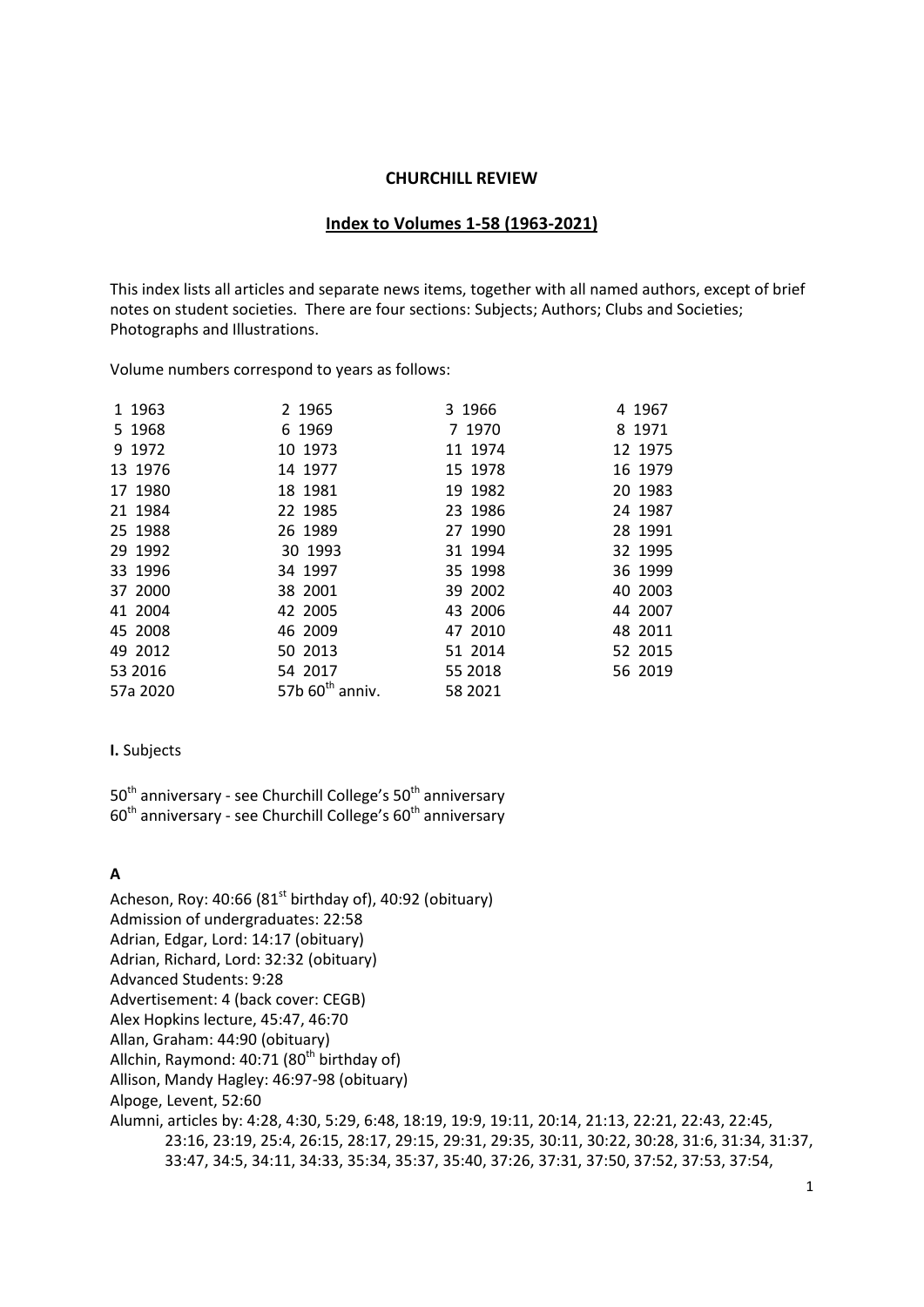**CHURCHILL REVIEW**

**Index to Volumes 1-58 (1963-2021)**

This index lists all articles and separate news items, together with all named authors, except of brief notes on student societies. There are four sections: Subjects; Authors; Clubs and Societies; Photographs and Illustrations.

Volume numbers correspond to years as follows:

| | | | |
|---|---|---|---|
| 1 1963 | 2 1965 | 3 1966 | 4 1967 |
| 5 1968 | 6 1969 | 7 1970 | 8 1971 |
| 9 1972 | 10 1973 | 11 1974 | 12 1975 |
| 13 1976 | 14 1977 | 15 1978 | 16 1979 |
| 17 1980 | 18 1981 | 19 1982 | 20 1983 |
| 21 1984 | 22 1985 | 23 1986 | 24 1987 |
| 25 1988 | 26 1989 | 27 1990 | 28 1991 |
| 29 1992 | 30 1993 | 31 1994 | 32 1995 |
| 33 1996 | 34 1997 | 35 1998 | 36 1999 |
| 37 2000 | 38 2001 | 39 2002 | 40 2003 |
| 41 2004 | 42 2005 | 43 2006 | 44 2007 |
| 45 2008 | 46 2009 | 47 2010 | 48 2011 |
| 49 2012 | 50 2013 | 51 2014 | 52 2015 |
| 53 2016 | 54 2017 | 55 2018 | 56 2019 |
| 57a 2020 | 57b 60th anniv. | 58 2021 | |

**I.** Subjects

50th anniversary - see Churchill College's 50th anniversary
60th anniversary - see Churchill College's 60th anniversary

## A

Acheson, Roy: 40:66 (81st birthday of), 40:92 (obituary)
Admission of undergraduates: 22:58
Adrian, Edgar, Lord: 14:17 (obituary)
Adrian, Richard, Lord: 32:32 (obituary)
Advanced Students: 9:28
Advertisement: 4 (back cover: CEGB)
Alex Hopkins lecture, 45:47, 46:70
Allan, Graham: 44:90 (obituary)
Allchin, Raymond: 40:71 (80th birthday of)
Allison, Mandy Hagley: 46:97-98 (obituary)
Alpoge, Levent, 52:60
Alumni, articles by: 4:28, 4:30, 5:29, 6:48, 18:19, 19:9, 19:11, 20:14, 21:13, 22:21, 22:43, 22:45, 23:16, 23:19, 25:4, 26:15, 28:17, 29:15, 29:31, 29:35, 30:11, 30:22, 30:28, 31:6, 31:34, 31:37, 33:47, 34:5, 34:11, 34:33, 35:34, 35:37, 35:40, 37:26, 37:31, 37:50, 37:52, 37:53, 37:54,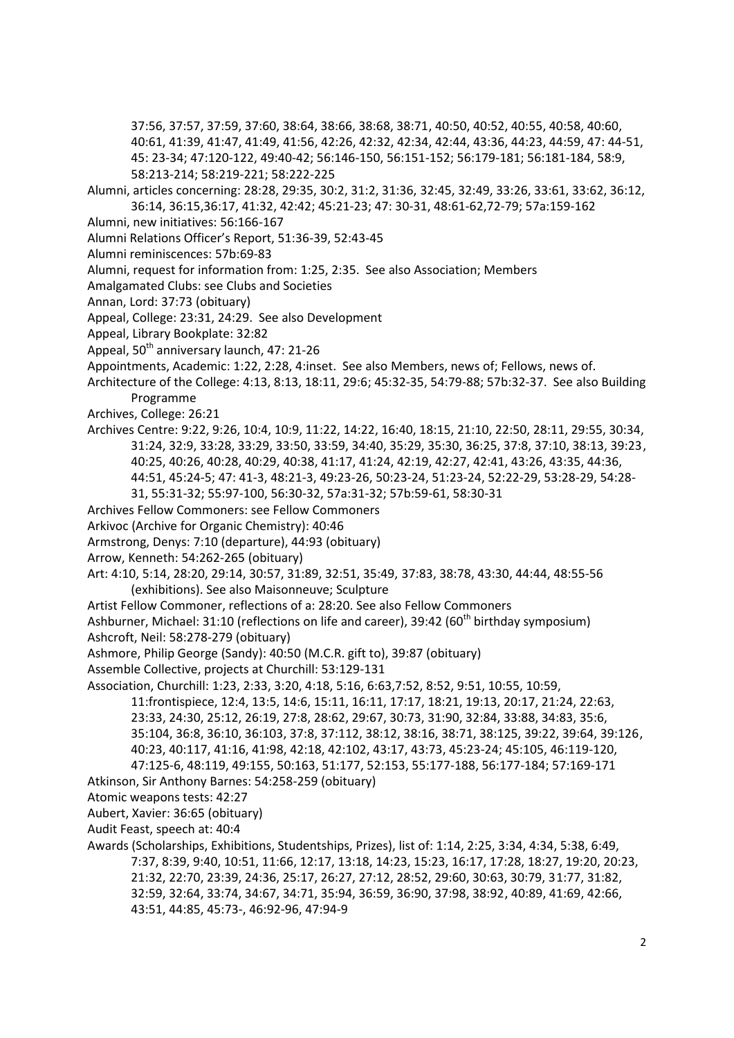37:56, 37:57, 37:59, 37:60, 38:64, 38:66, 38:68, 38:71, 40:50, 40:52, 40:55, 40:58, 40:60, 40:61, 41:39, 41:47, 41:49, 41:56, 42:26, 42:32, 42:34, 42:44, 43:36, 44:23, 44:59, 47: 44-51, 45: 23-34; 47:120-122, 49:40-42; 56:146-150, 56:151-152; 56:179-181; 56:181-184, 58:9, 58:213-214; 58:219-221; 58:222-225

Alumni, articles concerning: 28:28, 29:35, 30:2, 31:2, 31:36, 32:45, 32:49, 33:26, 33:61, 33:62, 36:12, 36:14, 36:15,36:17, 41:32, 42:42; 45:21-23; 47: 30-31, 48:61-62,72-79; 57a:159-162

Alumni, new initiatives: 56:166-167

Alumni Relations Officer's Report, 51:36-39, 52:43-45

Alumni reminiscences: 57b:69-83

Alumni, request for information from: 1:25, 2:35. See also Association; Members

Amalgamated Clubs: see Clubs and Societies

Annan, Lord: 37:73 (obituary)

Appeal, College: 23:31, 24:29. See also Development

Appeal, Library Bookplate: 32:82

Appeal, 50th anniversary launch, 47: 21-26

Appointments, Academic: 1:22, 2:28, 4:inset. See also Members, news of; Fellows, news of.

Architecture of the College: 4:13, 8:13, 18:11, 29:6; 45:32-35, 54:79-88; 57b:32-37. See also Building Programme

Archives, College: 26:21

Archives Centre: 9:22, 9:26, 10:4, 10:9, 11:22, 14:22, 16:40, 18:15, 21:10, 22:50, 28:11, 29:55, 30:34, 31:24, 32:9, 33:28, 33:29, 33:50, 33:59, 34:40, 35:29, 35:30, 36:25, 37:8, 37:10, 38:13, 39:23, 40:25, 40:26, 40:28, 40:29, 40:38, 41:17, 41:24, 42:19, 42:27, 42:41, 43:26, 43:35, 44:36, 44:51, 45:24-5; 47: 41-3, 48:21-3, 49:23-26, 50:23-24, 51:23-24, 52:22-29, 53:28-29, 54:28-31, 55:31-32; 55:97-100, 56:30-32, 57a:31-32; 57b:59-61, 58:30-31

Archives Fellow Commoners: see Fellow Commoners

Arkivoc (Archive for Organic Chemistry): 40:46

Armstrong, Denys: 7:10 (departure), 44:93 (obituary)

Arrow, Kenneth: 54:262-265 (obituary)

Art: 4:10, 5:14, 28:20, 29:14, 30:57, 31:89, 32:51, 35:49, 37:83, 38:78, 43:30, 44:44, 48:55-56 (exhibitions). See also Maisonneuve; Sculpture

Artist Fellow Commoner, reflections of a: 28:20. See also Fellow Commoners

Ashburner, Michael: 31:10 (reflections on life and career), 39:42 (60th birthday symposium)

Ashcroft, Neil: 58:278-279 (obituary)

Ashmore, Philip George (Sandy): 40:50 (M.C.R. gift to), 39:87 (obituary)

Assemble Collective, projects at Churchill: 53:129-131

Association, Churchill: 1:23, 2:33, 3:20, 4:18, 5:16, 6:63,7:52, 8:52, 9:51, 10:55, 10:59, 11:frontispiece, 12:4, 13:5, 14:6, 15:11, 16:11, 17:17, 18:21, 19:13, 20:17, 21:24, 22:63, 23:33, 24:30, 25:12, 26:19, 27:8, 28:62, 29:67, 30:73, 31:90, 32:84, 33:88, 34:83, 35:6, 35:104, 36:8, 36:10, 36:103, 37:8, 37:112, 38:12, 38:16, 38:71, 38:125, 39:22, 39:64, 39:126, 40:23, 40:117, 41:16, 41:98, 42:18, 42:102, 43:17, 43:73, 45:23-24; 45:105, 46:119-120, 47:125-6, 48:119, 49:155, 50:163, 51:177, 52:153, 55:177-188, 56:177-184; 57:169-171

Atkinson, Sir Anthony Barnes: 54:258-259 (obituary)

Atomic weapons tests: 42:27

Aubert, Xavier: 36:65 (obituary)

Audit Feast, speech at: 40:4

Awards (Scholarships, Exhibitions, Studentships, Prizes), list of: 1:14, 2:25, 3:34, 4:34, 5:38, 6:49, 7:37, 8:39, 9:40, 10:51, 11:66, 12:17, 13:18, 14:23, 15:23, 16:17, 17:28, 18:27, 19:20, 20:23, 21:32, 22:70, 23:39, 24:36, 25:17, 26:27, 27:12, 28:52, 29:60, 30:63, 30:79, 31:77, 31:82, 32:59, 32:64, 33:74, 34:67, 34:71, 35:94, 36:59, 36:90, 37:98, 38:92, 40:89, 41:69, 42:66, 43:51, 44:85, 45:73-, 46:92-96, 47:94-9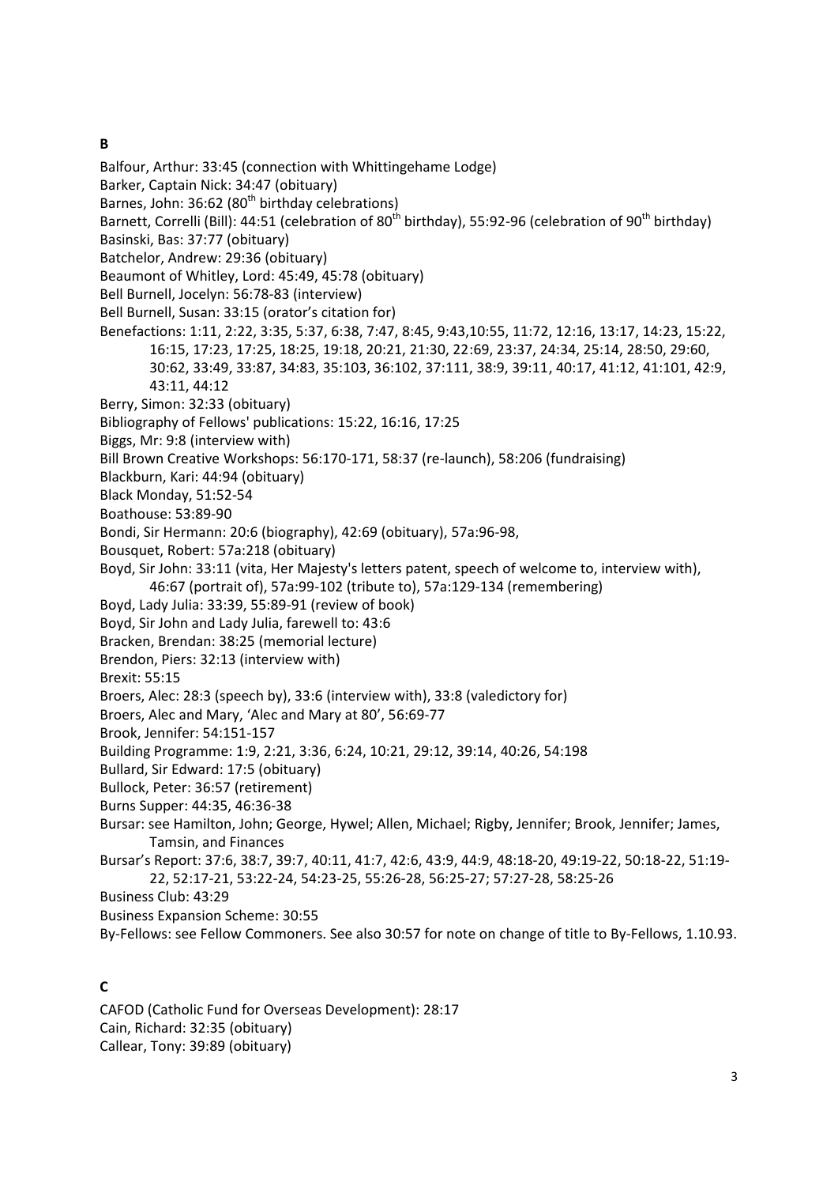## B

Balfour, Arthur: 33:45 (connection with Whittingehame Lodge)
Barker, Captain Nick: 34:47 (obituary)
Barnes, John: 36:62 (80th birthday celebrations)
Barnett, Correlli (Bill): 44:51 (celebration of 80th birthday), 55:92-96 (celebration of 90th birthday)
Basinski, Bas: 37:77 (obituary)
Batchelor, Andrew: 29:36 (obituary)
Beaumont of Whitley, Lord: 45:49, 45:78 (obituary)
Bell Burnell, Jocelyn: 56:78-83 (interview)
Bell Burnell, Susan: 33:15 (orator's citation for)
Benefactions: 1:11, 2:22, 3:35, 5:37, 6:38, 7:47, 8:45, 9:43,10:55, 11:72, 12:16, 13:17, 14:23, 15:22, 16:15, 17:23, 17:25, 18:25, 19:18, 20:21, 21:30, 22:69, 23:37, 24:34, 25:14, 28:50, 29:60, 30:62, 33:49, 33:87, 34:83, 35:103, 36:102, 37:111, 38:9, 39:11, 40:17, 41:12, 41:101, 42:9, 43:11, 44:12
Berry, Simon: 32:33 (obituary)
Bibliography of Fellows' publications: 15:22, 16:16, 17:25
Biggs, Mr: 9:8 (interview with)
Bill Brown Creative Workshops: 56:170-171, 58:37 (re-launch), 58:206 (fundraising)
Blackburn, Kari: 44:94 (obituary)
Black Monday, 51:52-54
Boathouse: 53:89-90
Bondi, Sir Hermann: 20:6 (biography), 42:69 (obituary), 57a:96-98,
Bousquet, Robert: 57a:218 (obituary)
Boyd, Sir John: 33:11 (vita, Her Majesty's letters patent, speech of welcome to, interview with), 46:67 (portrait of), 57a:99-102 (tribute to), 57a:129-134 (remembering)
Boyd, Lady Julia: 33:39, 55:89-91 (review of book)
Boyd, Sir John and Lady Julia, farewell to: 43:6
Bracken, Brendan: 38:25 (memorial lecture)
Brendon, Piers: 32:13 (interview with)
Brexit: 55:15
Broers, Alec: 28:3 (speech by), 33:6 (interview with), 33:8 (valedictory for)
Broers, Alec and Mary, 'Alec and Mary at 80', 56:69-77
Brook, Jennifer: 54:151-157
Building Programme: 1:9, 2:21, 3:36, 6:24, 10:21, 29:12, 39:14, 40:26, 54:198
Bullard, Sir Edward: 17:5 (obituary)
Bullock, Peter: 36:57 (retirement)
Burns Supper: 44:35, 46:36-38
Bursar: see Hamilton, John; George, Hywel; Allen, Michael; Rigby, Jennifer; Brook, Jennifer; James, Tamsin, and Finances
Bursar's Report: 37:6, 38:7, 39:7, 40:11, 41:7, 42:6, 43:9, 44:9, 48:18-20, 49:19-22, 50:18-22, 51:19-22, 52:17-21, 53:22-24, 54:23-25, 55:26-28, 56:25-27; 57:27-28, 58:25-26
Business Club: 43:29
Business Expansion Scheme: 30:55
By-Fellows: see Fellow Commoners. See also 30:57 for note on change of title to By-Fellows, 1.10.93.

## C

CAFOD (Catholic Fund for Overseas Development): 28:17
Cain, Richard: 32:35 (obituary)
Callear, Tony: 39:89 (obituary)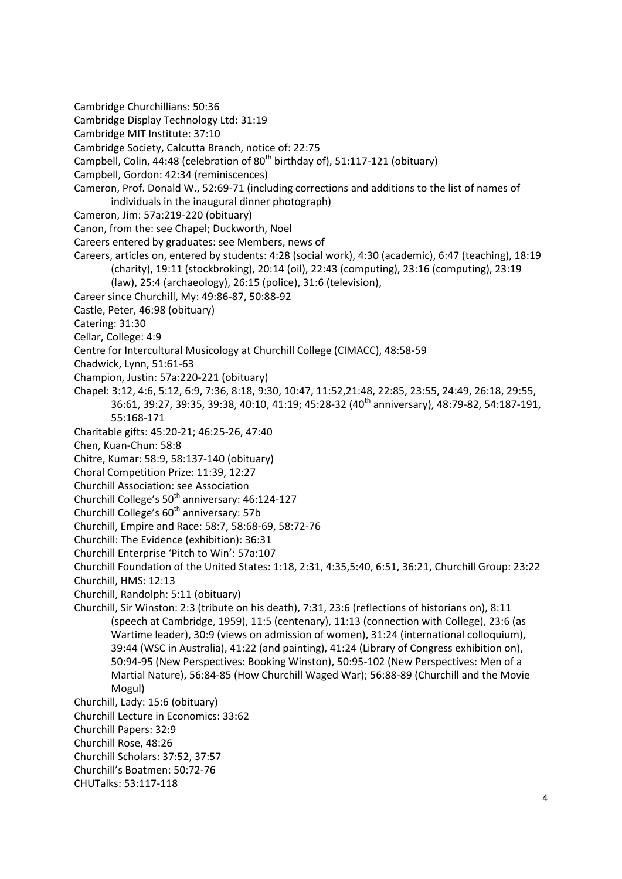Cambridge Churchillians: 50:36

Cambridge Display Technology Ltd: 31:19

Cambridge MIT Institute: 37:10

Cambridge Society, Calcutta Branch, notice of: 22:75

Campbell, Colin, 44:48 (celebration of 80th birthday of), 51:117-121 (obituary)

Campbell, Gordon: 42:34 (reminiscences)

Cameron, Prof. Donald W., 52:69-71 (including corrections and additions to the list of names of individuals in the inaugural dinner photograph)

Cameron, Jim: 57a:219-220 (obituary)

Canon, from the: see Chapel; Duckworth, Noel

Careers entered by graduates: see Members, news of

Careers, articles on, entered by students: 4:28 (social work), 4:30 (academic), 6:47 (teaching), 18:19 (charity), 19:11 (stockbroking), 20:14 (oil), 22:43 (computing), 23:16 (computing), 23:19 (law), 25:4 (archaeology), 26:15 (police), 31:6 (television),

Career since Churchill, My: 49:86-87, 50:88-92

Castle, Peter, 46:98 (obituary)

Catering: 31:30

Cellar, College: 4:9

Centre for Intercultural Musicology at Churchill College (CIMACC), 48:58-59

Chadwick, Lynn, 51:61-63

Champion, Justin: 57a:220-221 (obituary)

Chapel: 3:12, 4:6, 5:12, 6:9, 7:36, 8:18, 9:30, 10:47, 11:52,21:48, 22:85, 23:55, 24:49, 26:18, 29:55, 36:61, 39:27, 39:35, 39:38, 40:10, 41:19; 45:28-32 (40th anniversary), 48:79-82, 54:187-191, 55:168-171

Charitable gifts: 45:20-21; 46:25-26, 47:40

Chen, Kuan-Chun: 58:8

Chitre, Kumar: 58:9, 58:137-140 (obituary)

Choral Competition Prize: 11:39, 12:27

Churchill Association: see Association

Churchill College's 50th anniversary: 46:124-127

Churchill College's 60th anniversary: 57b

Churchill, Empire and Race: 58:7, 58:68-69, 58:72-76

Churchill: The Evidence (exhibition): 36:31

Churchill Enterprise 'Pitch to Win': 57a:107

Churchill Foundation of the United States: 1:18, 2:31, 4:35,5:40, 6:51, 36:21, Churchill Group: 23:22

Churchill, HMS: 12:13

Churchill, Randolph: 5:11 (obituary)

Churchill, Sir Winston: 2:3 (tribute on his death), 7:31, 23:6 (reflections of historians on), 8:11 (speech at Cambridge, 1959), 11:5 (centenary), 11:13 (connection with College), 23:6 (as Wartime leader), 30:9 (views on admission of women), 31:24 (international colloquium), 39:44 (WSC in Australia), 41:22 (and painting), 41:24 (Library of Congress exhibition on), 50:94-95 (New Perspectives: Booking Winston), 50:95-102 (New Perspectives: Men of a Martial Nature), 56:84-85 (How Churchill Waged War); 56:88-89 (Churchill and the Movie Mogul)

Churchill, Lady: 15:6 (obituary)

Churchill Lecture in Economics: 33:62

Churchill Papers: 32:9

Churchill Rose, 48:26

Churchill Scholars: 37:52, 37:57

Churchill's Boatmen: 50:72-76

CHUTalks: 53:117-118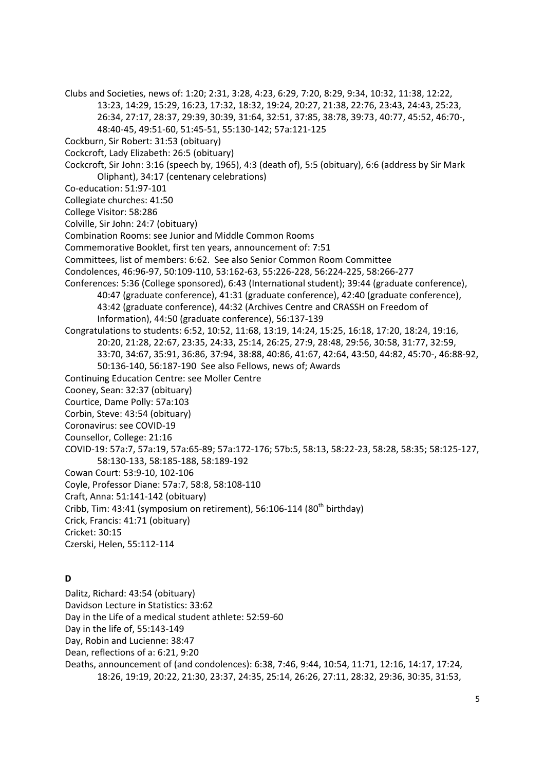Clubs and Societies, news of: 1:20; 2:31, 3:28, 4:23, 6:29, 7:20, 8:29, 9:34, 10:32, 11:38, 12:22, 13:23, 14:29, 15:29, 16:23, 17:32, 18:32, 19:24, 20:27, 21:38, 22:76, 23:43, 24:43, 25:23, 26:34, 27:17, 28:37, 29:39, 30:39, 31:64, 32:51, 37:85, 38:78, 39:73, 40:77, 45:52, 46:70-, 48:40-45, 49:51-60, 51:45-51, 55:130-142; 57a:121-125

Cockburn, Sir Robert: 31:53 (obituary)

Cockcroft, Lady Elizabeth: 26:5 (obituary)

Cockcroft, Sir John: 3:16 (speech by, 1965), 4:3 (death of), 5:5 (obituary), 6:6 (address by Sir Mark Oliphant), 34:17 (centenary celebrations)

Co-education: 51:97-101

Collegiate churches: 41:50

College Visitor: 58:286

Colville, Sir John: 24:7 (obituary)

Combination Rooms: see Junior and Middle Common Rooms

Commemorative Booklet, first ten years, announcement of: 7:51

Committees, list of members: 6:62. See also Senior Common Room Committee

Condolences, 46:96-97, 50:109-110, 53:162-63, 55:226-228, 56:224-225, 58:266-277

Conferences: 5:36 (College sponsored), 6:43 (International student); 39:44 (graduate conference), 40:47 (graduate conference), 41:31 (graduate conference), 42:40 (graduate conference), 43:42 (graduate conference), 44:32 (Archives Centre and CRASSH on Freedom of Information), 44:50 (graduate conference), 56:137-139

Congratulations to students: 6:52, 10:52, 11:68, 13:19, 14:24, 15:25, 16:18, 17:20, 18:24, 19:16, 20:20, 21:28, 22:67, 23:35, 24:33, 25:14, 26:25, 27:9, 28:48, 29:56, 30:58, 31:77, 32:59, 33:70, 34:67, 35:91, 36:86, 37:94, 38:88, 40:86, 41:67, 42:64, 43:50, 44:82, 45:70-, 46:88-92, 50:136-140, 56:187-190 See also Fellows, news of; Awards

Continuing Education Centre: see Moller Centre

Cooney, Sean: 32:37 (obituary)

Courtice, Dame Polly: 57a:103

Corbin, Steve: 43:54 (obituary)

Coronavirus: see COVID-19

Counsellor, College: 21:16

COVID-19: 57a:7, 57a:19, 57a:65-89; 57a:172-176; 57b:5, 58:13, 58:22-23, 58:28, 58:35; 58:125-127, 58:130-133, 58:185-188, 58:189-192

Cowan Court: 53:9-10, 102-106

Coyle, Professor Diane: 57a:7, 58:8, 58:108-110

Craft, Anna: 51:141-142 (obituary)

Cribb, Tim: 43:41 (symposium on retirement), 56:106-114 (80th birthday)

Crick, Francis: 41:71 (obituary)

Cricket: 30:15

Czerski, Helen, 55:112-114

## D

Dalitz, Richard: 43:54 (obituary)

Davidson Lecture in Statistics: 33:62

Day in the Life of a medical student athlete: 52:59-60

Day in the life of, 55:143-149

Day, Robin and Lucienne: 38:47

Dean, reflections of a: 6:21, 9:20

Deaths, announcement of (and condolences): 6:38, 7:46, 9:44, 10:54, 11:71, 12:16, 14:17, 17:24, 18:26, 19:19, 20:22, 21:30, 23:37, 24:35, 25:14, 26:26, 27:11, 28:32, 29:36, 30:35, 31:53,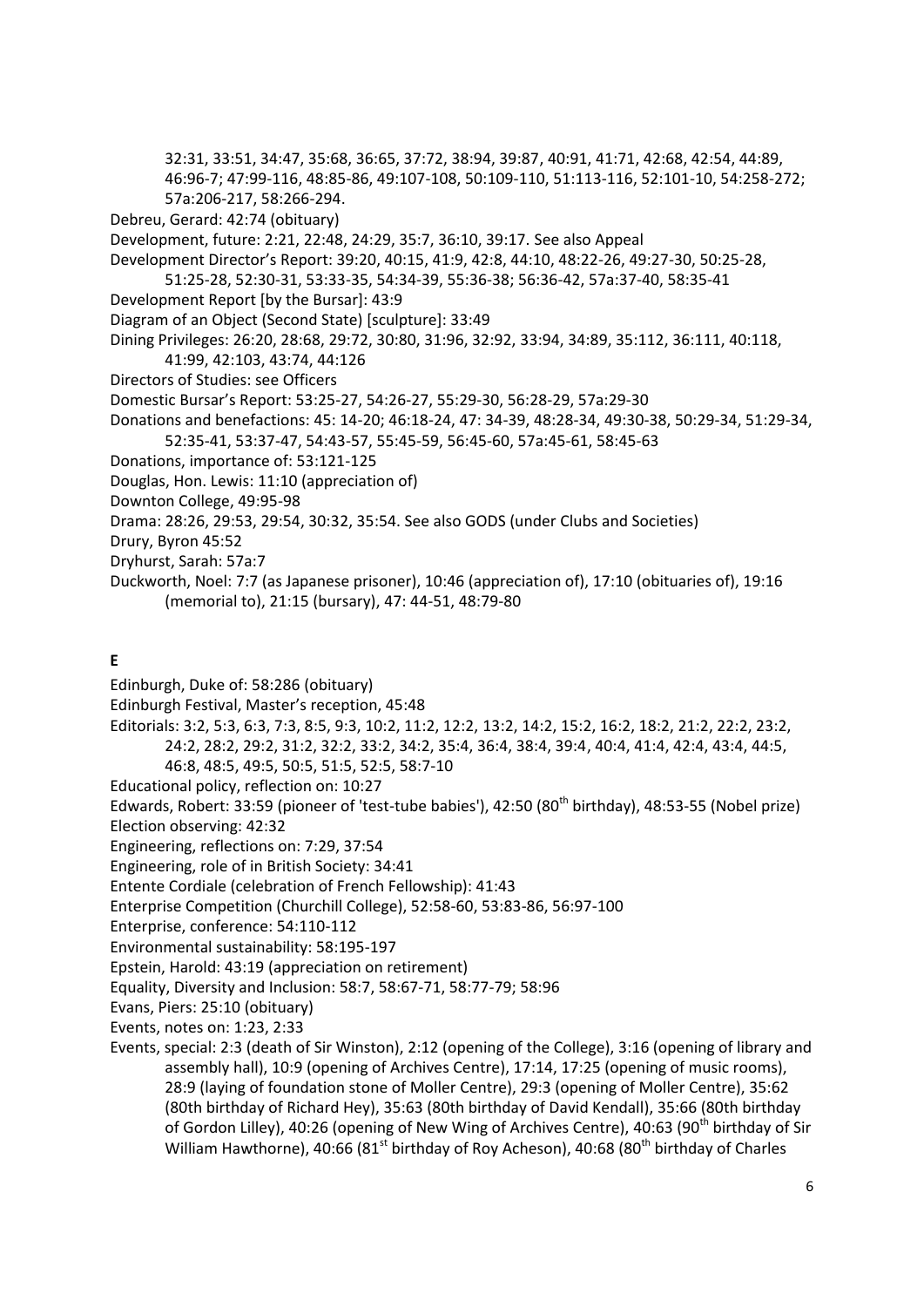32:31, 33:51, 34:47, 35:68, 36:65, 37:72, 38:94, 39:87, 40:91, 41:71, 42:68, 42:54, 44:89, 46:96-7; 47:99-116, 48:85-86, 49:107-108, 50:109-110, 51:113-116, 52:101-10, 54:258-272; 57a:206-217, 58:266-294.

Debreu, Gerard: 42:74 (obituary)

Development, future: 2:21, 22:48, 24:29, 35:7, 36:10, 39:17. See also Appeal

Development Director's Report: 39:20, 40:15, 41:9, 42:8, 44:10, 48:22-26, 49:27-30, 50:25-28, 51:25-28, 52:30-31, 53:33-35, 54:34-39, 55:36-38; 56:36-42, 57a:37-40, 58:35-41

Development Report [by the Bursar]: 43:9

Diagram of an Object (Second State) [sculpture]: 33:49

Dining Privileges: 26:20, 28:68, 29:72, 30:80, 31:96, 32:92, 33:94, 34:89, 35:112, 36:111, 40:118, 41:99, 42:103, 43:74, 44:126

Directors of Studies: see Officers

Domestic Bursar's Report: 53:25-27, 54:26-27, 55:29-30, 56:28-29, 57a:29-30

Donations and benefactions: 45: 14-20; 46:18-24, 47: 34-39, 48:28-34, 49:30-38, 50:29-34, 51:29-34, 52:35-41, 53:37-47, 54:43-57, 55:45-59, 56:45-60, 57a:45-61, 58:45-63

Donations, importance of: 53:121-125

Douglas, Hon. Lewis: 11:10 (appreciation of)

Downton College, 49:95-98

Drama: 28:26, 29:53, 29:54, 30:32, 35:54. See also GODS (under Clubs and Societies)

Drury, Byron 45:52

Dryhurst, Sarah: 57a:7

Duckworth, Noel: 7:7 (as Japanese prisoner), 10:46 (appreciation of), 17:10 (obituaries of), 19:16 (memorial to), 21:15 (bursary), 47: 44-51, 48:79-80

**E**

Edinburgh, Duke of: 58:286 (obituary)

Edinburgh Festival, Master's reception, 45:48

Editorials: 3:2, 5:3, 6:3, 7:3, 8:5, 9:3, 10:2, 11:2, 12:2, 13:2, 14:2, 15:2, 16:2, 18:2, 21:2, 22:2, 23:2, 24:2, 28:2, 29:2, 31:2, 32:2, 33:2, 34:2, 35:4, 36:4, 38:4, 39:4, 40:4, 41:4, 42:4, 43:4, 44:5, 46:8, 48:5, 49:5, 50:5, 51:5, 52:5, 58:7-10

Educational policy, reflection on: 10:27

Edwards, Robert: 33:59 (pioneer of 'test-tube babies'), 42:50 (80th birthday), 48:53-55 (Nobel prize)

Election observing: 42:32

Engineering, reflections on: 7:29, 37:54

Engineering, role of in British Society: 34:41

Entente Cordiale (celebration of French Fellowship): 41:43

Enterprise Competition (Churchill College), 52:58-60, 53:83-86, 56:97-100

Enterprise, conference: 54:110-112

Environmental sustainability: 58:195-197

Epstein, Harold: 43:19 (appreciation on retirement)

Equality, Diversity and Inclusion: 58:7, 58:67-71, 58:77-79; 58:96

Evans, Piers: 25:10 (obituary)

Events, notes on: 1:23, 2:33

Events, special: 2:3 (death of Sir Winston), 2:12 (opening of the College), 3:16 (opening of library and assembly hall), 10:9 (opening of Archives Centre), 17:14, 17:25 (opening of music rooms), 28:9 (laying of foundation stone of Moller Centre), 29:3 (opening of Moller Centre), 35:62 (80th birthday of Richard Hey), 35:63 (80th birthday of David Kendall), 35:66 (80th birthday of Gordon Lilley), 40:26 (opening of New Wing of Archives Centre), 40:63 (90th birthday of Sir William Hawthorne), 40:66 (81st birthday of Roy Acheson), 40:68 (80th birthday of Charles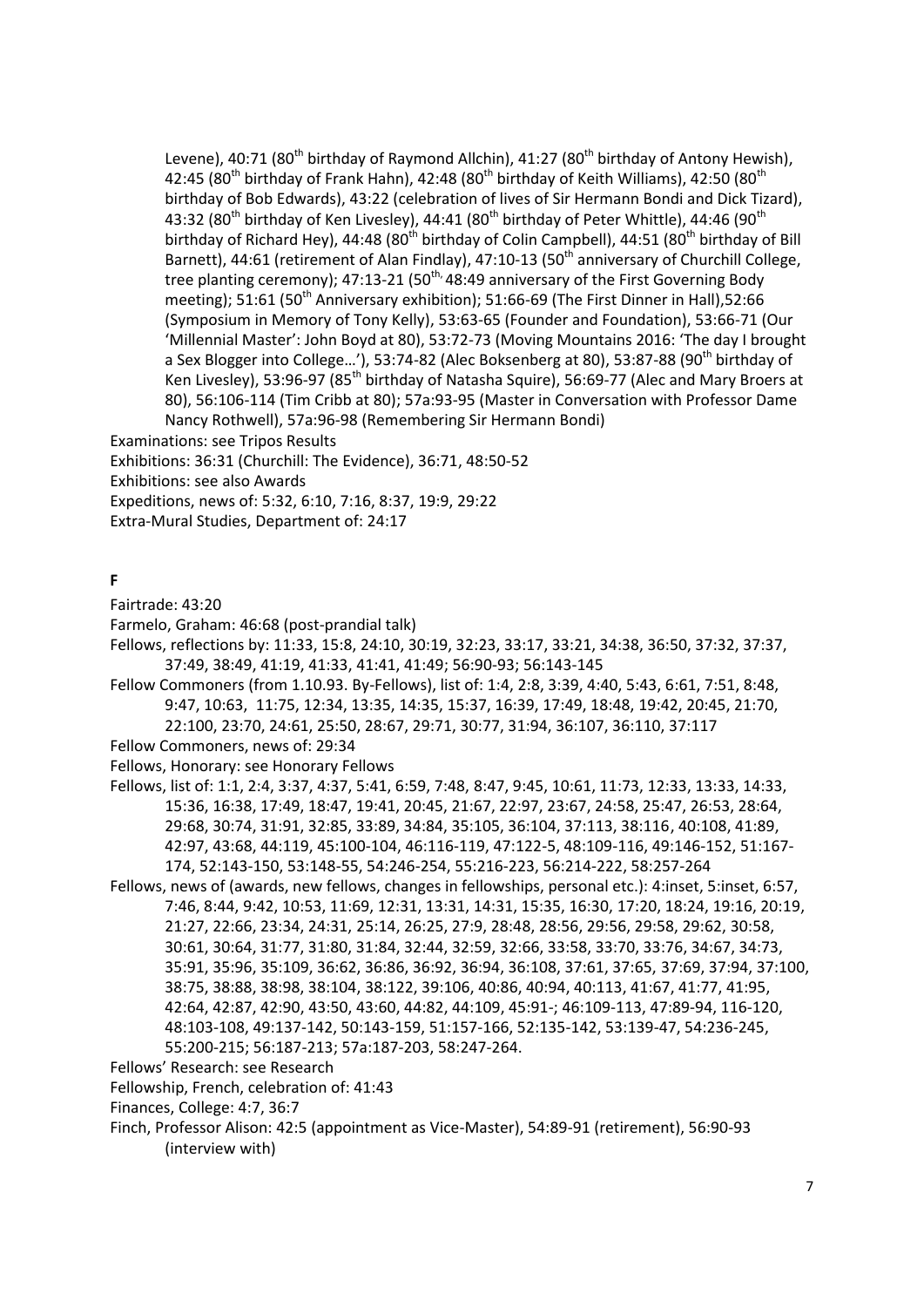Levene), 40:71 (80th birthday of Raymond Allchin), 41:27 (80th birthday of Antony Hewish), 42:45 (80th birthday of Frank Hahn), 42:48 (80th birthday of Keith Williams), 42:50 (80th birthday of Bob Edwards), 43:22 (celebration of lives of Sir Hermann Bondi and Dick Tizard), 43:32 (80th birthday of Ken Livesley), 44:41 (80th birthday of Peter Whittle), 44:46 (90th birthday of Richard Hey), 44:48 (80th birthday of Colin Campbell), 44:51 (80th birthday of Bill Barnett), 44:61 (retirement of Alan Findlay), 47:10-13 (50th anniversary of Churchill College, tree planting ceremony); 47:13-21 (50th, 48:49 anniversary of the First Governing Body meeting); 51:61 (50th Anniversary exhibition); 51:66-69 (The First Dinner in Hall),52:66 (Symposium in Memory of Tony Kelly), 53:63-65 (Founder and Foundation), 53:66-71 (Our 'Millennial Master': John Boyd at 80), 53:72-73 (Moving Mountains 2016: 'The day I brought a Sex Blogger into College…'), 53:74-82 (Alec Boksenberg at 80), 53:87-88 (90th birthday of Ken Livesley), 53:96-97 (85th birthday of Natasha Squire), 56:69-77 (Alec and Mary Broers at 80), 56:106-114 (Tim Cribb at 80); 57a:93-95 (Master in Conversation with Professor Dame Nancy Rothwell), 57a:96-98 (Remembering Sir Hermann Bondi)

Examinations: see Tripos Results

Exhibitions: 36:31 (Churchill: The Evidence), 36:71, 48:50-52

Exhibitions: see also Awards

Expeditions, news of: 5:32, 6:10, 7:16, 8:37, 19:9, 29:22

Extra-Mural Studies, Department of: 24:17

## F

Fairtrade: 43:20

Farmelo, Graham: 46:68 (post-prandial talk)

Fellows, reflections by: 11:33, 15:8, 24:10, 30:19, 32:23, 33:17, 33:21, 34:38, 36:50, 37:32, 37:37, 37:49, 38:49, 41:19, 41:33, 41:41, 41:49; 56:90-93; 56:143-145

Fellow Commoners (from 1.10.93. By-Fellows), list of: 1:4, 2:8, 3:39, 4:40, 5:43, 6:61, 7:51, 8:48, 9:47, 10:63, 11:75, 12:34, 13:35, 14:35, 15:37, 16:39, 17:49, 18:48, 19:42, 20:45, 21:70, 22:100, 23:70, 24:61, 25:50, 28:67, 29:71, 30:77, 31:94, 36:107, 36:110, 37:117

Fellow Commoners, news of: 29:34

Fellows, Honorary: see Honorary Fellows

Fellows, list of: 1:1, 2:4, 3:37, 4:37, 5:41, 6:59, 7:48, 8:47, 9:45, 10:61, 11:73, 12:33, 13:33, 14:33, 15:36, 16:38, 17:49, 18:47, 19:41, 20:45, 21:67, 22:97, 23:67, 24:58, 25:47, 26:53, 28:64, 29:68, 30:74, 31:91, 32:85, 33:89, 34:84, 35:105, 36:104, 37:113, 38:116, 40:108, 41:89, 42:97, 43:68, 44:119, 45:100-104, 46:116-119, 47:122-5, 48:109-116, 49:146-152, 51:167-174, 52:143-150, 53:148-55, 54:246-254, 55:216-223, 56:214-222, 58:257-264

Fellows, news of (awards, new fellows, changes in fellowships, personal etc.): 4:inset, 5:inset, 6:57, 7:46, 8:44, 9:42, 10:53, 11:69, 12:31, 13:31, 14:31, 15:35, 16:30, 17:20, 18:24, 19:16, 20:19, 21:27, 22:66, 23:34, 24:31, 25:14, 26:25, 27:9, 28:48, 28:56, 29:56, 29:58, 29:62, 30:58, 30:61, 30:64, 31:77, 31:80, 31:84, 32:44, 32:59, 32:66, 33:58, 33:70, 33:76, 34:67, 34:73, 35:91, 35:96, 35:109, 36:62, 36:86, 36:92, 36:94, 36:108, 37:61, 37:65, 37:69, 37:94, 37:100, 38:75, 38:88, 38:98, 38:104, 38:122, 39:106, 40:86, 40:94, 40:113, 41:67, 41:77, 41:95, 42:64, 42:87, 42:90, 43:50, 43:60, 44:82, 44:109, 45:91-; 46:109-113, 47:89-94, 116-120, 48:103-108, 49:137-142, 50:143-159, 51:157-166, 52:135-142, 53:139-47, 54:236-245, 55:200-215; 56:187-213; 57a:187-203, 58:247-264.

Fellows' Research: see Research

Fellowship, French, celebration of: 41:43

Finances, College: 4:7, 36:7

Finch, Professor Alison: 42:5 (appointment as Vice-Master), 54:89-91 (retirement), 56:90-93 (interview with)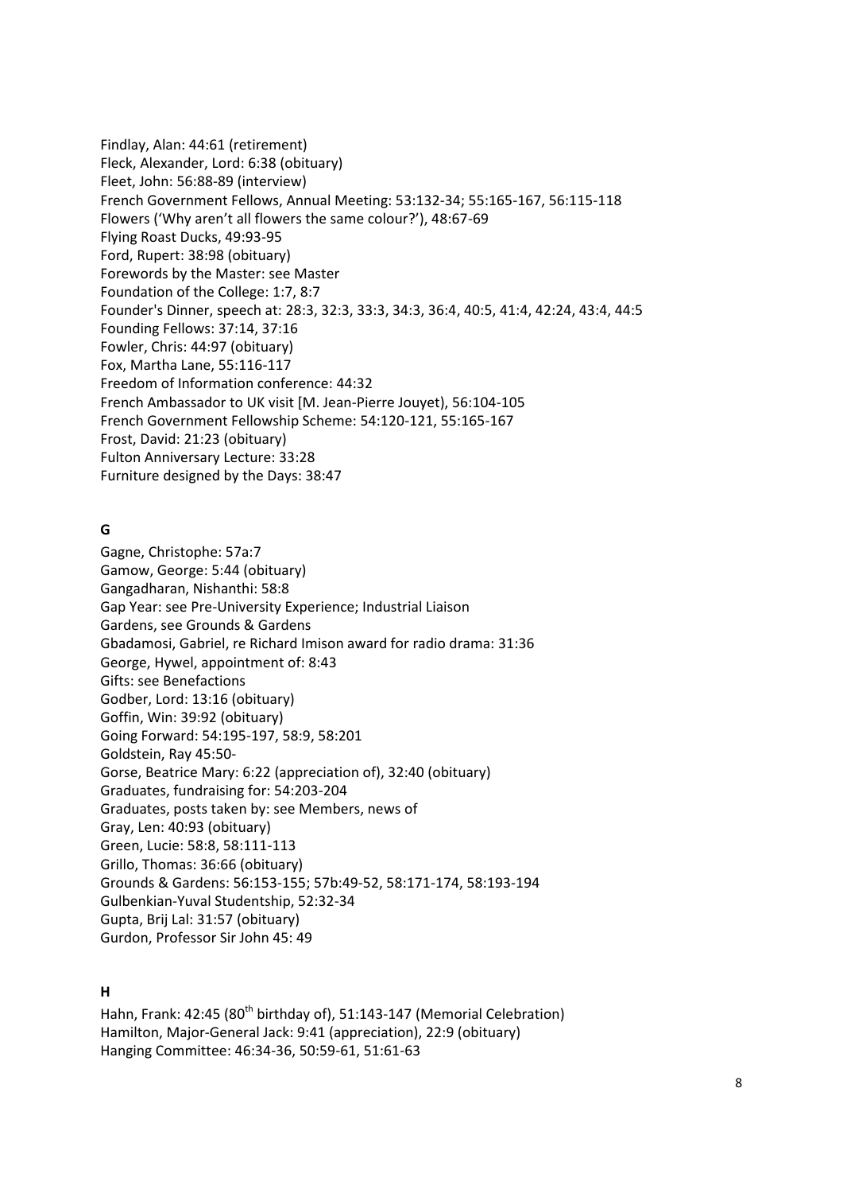Findlay, Alan: 44:61 (retirement)
Fleck, Alexander, Lord: 6:38 (obituary)
Fleet, John: 56:88-89 (interview)
French Government Fellows, Annual Meeting: 53:132-34; 55:165-167, 56:115-118
Flowers ('Why aren't all flowers the same colour?'), 48:67-69
Flying Roast Ducks, 49:93-95
Ford, Rupert: 38:98 (obituary)
Forewords by the Master: see Master
Foundation of the College: 1:7, 8:7
Founder's Dinner, speech at: 28:3, 32:3, 33:3, 34:3, 36:4, 40:5, 41:4, 42:24, 43:4, 44:5
Founding Fellows: 37:14, 37:16
Fowler, Chris: 44:97 (obituary)
Fox, Martha Lane, 55:116-117
Freedom of Information conference: 44:32
French Ambassador to UK visit [M. Jean-Pierre Jouyet), 56:104-105
French Government Fellowship Scheme: 54:120-121, 55:165-167
Frost, David: 21:23 (obituary)
Fulton Anniversary Lecture: 33:28
Furniture designed by the Days: 38:47

**G**

Gagne, Christophe: 57a:7
Gamow, George: 5:44 (obituary)
Gangadharan, Nishanthi: 58:8
Gap Year: see Pre-University Experience; Industrial Liaison
Gardens, see Grounds & Gardens
Gbadamosi, Gabriel, re Richard Imison award for radio drama: 31:36
George, Hywel, appointment of: 8:43
Gifts: see Benefactions
Godber, Lord: 13:16 (obituary)
Goffin, Win: 39:92 (obituary)
Going Forward: 54:195-197, 58:9, 58:201
Goldstein, Ray 45:50-
Gorse, Beatrice Mary: 6:22 (appreciation of), 32:40 (obituary)
Graduates, fundraising for: 54:203-204
Graduates, posts taken by: see Members, news of
Gray, Len: 40:93 (obituary)
Green, Lucie: 58:8, 58:111-113
Grillo, Thomas: 36:66 (obituary)
Grounds & Gardens: 56:153-155; 57b:49-52, 58:171-174, 58:193-194
Gulbenkian-Yuval Studentship, 52:32-34
Gupta, Brij Lal: 31:57 (obituary)
Gurdon, Professor Sir John 45: 49

**H**

Hahn, Frank: 42:45 (80th birthday of), 51:143-147 (Memorial Celebration)
Hamilton, Major-General Jack: 9:41 (appreciation), 22:9 (obituary)
Hanging Committee: 46:34-36, 50:59-61, 51:61-63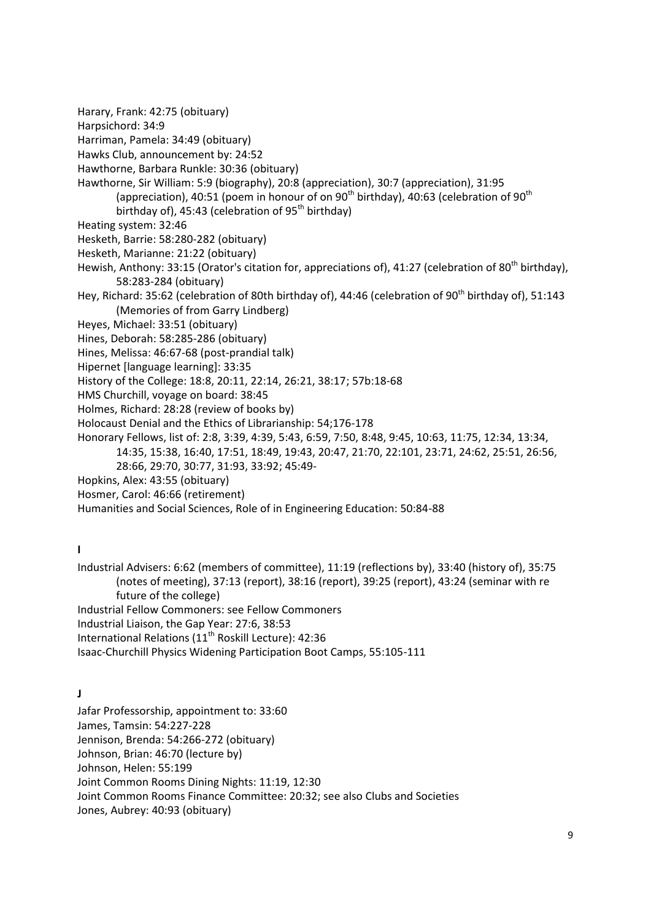Harary, Frank: 42:75 (obituary)

Harpsichord: 34:9

Harriman, Pamela: 34:49 (obituary)

Hawks Club, announcement by: 24:52

Hawthorne, Barbara Runkle: 30:36 (obituary)

Hawthorne, Sir William: 5:9 (biography), 20:8 (appreciation), 30:7 (appreciation), 31:95 (appreciation), 40:51 (poem in honour of on 90th birthday), 40:63 (celebration of 90th birthday of), 45:43 (celebration of 95th birthday)

Heating system: 32:46

Hesketh, Barrie: 58:280-282 (obituary)

Hesketh, Marianne: 21:22 (obituary)

Hewish, Anthony: 33:15 (Orator's citation for, appreciations of), 41:27 (celebration of 80th birthday), 58:283-284 (obituary)

Hey, Richard: 35:62 (celebration of 80th birthday of), 44:46 (celebration of 90th birthday of), 51:143 (Memories of from Garry Lindberg)

Heyes, Michael: 33:51 (obituary)

Hines, Deborah: 58:285-286 (obituary)

Hines, Melissa: 46:67-68 (post-prandial talk)

Hipernet [language learning]: 33:35

History of the College: 18:8, 20:11, 22:14, 26:21, 38:17; 57b:18-68

HMS Churchill, voyage on board: 38:45

Holmes, Richard: 28:28 (review of books by)

Holocaust Denial and the Ethics of Librarianship: 54;176-178

Honorary Fellows, list of: 2:8, 3:39, 4:39, 5:43, 6:59, 7:50, 8:48, 9:45, 10:63, 11:75, 12:34, 13:34, 14:35, 15:38, 16:40, 17:51, 18:49, 19:43, 20:47, 21:70, 22:101, 23:71, 24:62, 25:51, 26:56, 28:66, 29:70, 30:77, 31:93, 33:92; 45:49-

Hopkins, Alex: 43:55 (obituary)

Hosmer, Carol: 46:66 (retirement)

Humanities and Social Sciences, Role of in Engineering Education: 50:84-88

**I**

Industrial Advisers: 6:62 (members of committee), 11:19 (reflections by), 33:40 (history of), 35:75 (notes of meeting), 37:13 (report), 38:16 (report), 39:25 (report), 43:24 (seminar with re future of the college)

Industrial Fellow Commoners: see Fellow Commoners

Industrial Liaison, the Gap Year: 27:6, 38:53

International Relations (11th Roskill Lecture): 42:36

Isaac-Churchill Physics Widening Participation Boot Camps, 55:105-111

**J**

Jafar Professorship, appointment to: 33:60

James, Tamsin: 54:227-228

Jennison, Brenda: 54:266-272 (obituary)

Johnson, Brian: 46:70 (lecture by)

Johnson, Helen: 55:199

Joint Common Rooms Dining Nights: 11:19, 12:30

Joint Common Rooms Finance Committee: 20:32; see also Clubs and Societies

Jones, Aubrey: 40:93 (obituary)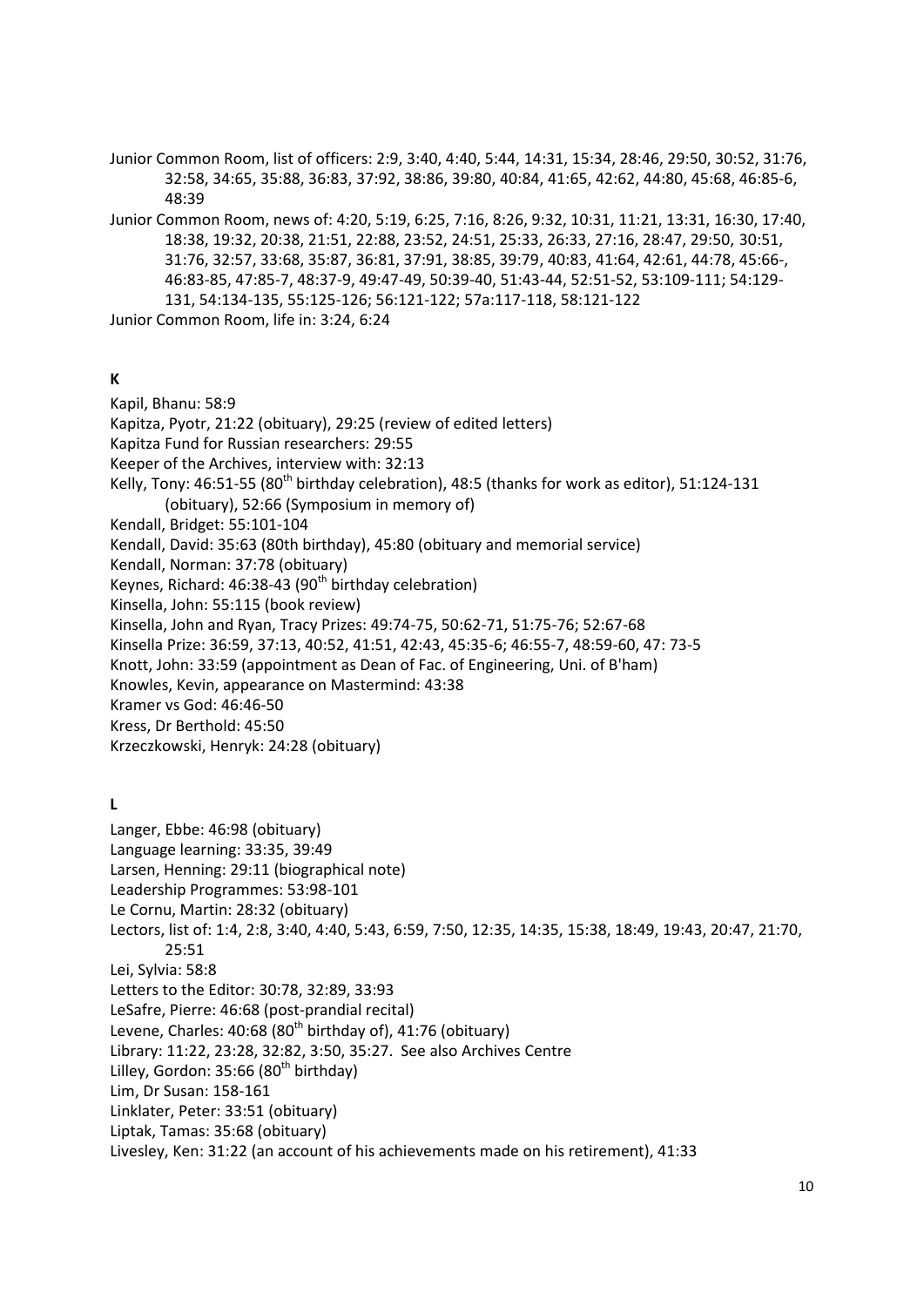Junior Common Room, list of officers: 2:9, 3:40, 4:40, 5:44, 14:31, 15:34, 28:46, 29:50, 30:52, 31:76, 32:58, 34:65, 35:88, 36:83, 37:92, 38:86, 39:80, 40:84, 41:65, 42:62, 44:80, 45:68, 46:85-6, 48:39

Junior Common Room, news of: 4:20, 5:19, 6:25, 7:16, 8:26, 9:32, 10:31, 11:21, 13:31, 16:30, 17:40, 18:38, 19:32, 20:38, 21:51, 22:88, 23:52, 24:51, 25:33, 26:33, 27:16, 28:47, 29:50, 30:51, 31:76, 32:57, 33:68, 35:87, 36:81, 37:91, 38:85, 39:79, 40:83, 41:64, 42:61, 44:78, 45:66-, 46:83-85, 47:85-7, 48:37-9, 49:47-49, 50:39-40, 51:43-44, 52:51-52, 53:109-111; 54:129-131, 54:134-135, 55:125-126; 56:121-122; 57a:117-118, 58:121-122

Junior Common Room, life in: 3:24, 6:24

**K**

Kapil, Bhanu: 58:9

Kapitza, Pyotr, 21:22 (obituary), 29:25 (review of edited letters)

Kapitza Fund for Russian researchers: 29:55

Keeper of the Archives, interview with: 32:13

Kelly, Tony: 46:51-55 (80th birthday celebration), 48:5 (thanks for work as editor), 51:124-131 (obituary), 52:66 (Symposium in memory of)

Kendall, Bridget: 55:101-104

Kendall, David: 35:63 (80th birthday), 45:80 (obituary and memorial service)

Kendall, Norman: 37:78 (obituary)

Keynes, Richard: 46:38-43 (90th birthday celebration)

Kinsella, John: 55:115 (book review)

Kinsella, John and Ryan, Tracy Prizes: 49:74-75, 50:62-71, 51:75-76; 52:67-68

Kinsella Prize: 36:59, 37:13, 40:52, 41:51, 42:43, 45:35-6; 46:55-7, 48:59-60, 47: 73-5

Knott, John: 33:59 (appointment as Dean of Fac. of Engineering, Uni. of B'ham)

Knowles, Kevin, appearance on Mastermind: 43:38

Kramer vs God: 46:46-50

Kress, Dr Berthold: 45:50

Krzeczkowski, Henryk: 24:28 (obituary)

**L**

Langer, Ebbe: 46:98 (obituary)

Language learning: 33:35, 39:49

Larsen, Henning: 29:11 (biographical note)

Leadership Programmes: 53:98-101

Le Cornu, Martin: 28:32 (obituary)

Lectors, list of: 1:4, 2:8, 3:40, 4:40, 5:43, 6:59, 7:50, 12:35, 14:35, 15:38, 18:49, 19:43, 20:47, 21:70, 25:51

Lei, Sylvia: 58:8

Letters to the Editor: 30:78, 32:89, 33:93

LeSafre, Pierre: 46:68 (post-prandial recital)

Levene, Charles: 40:68 (80th birthday of), 41:76 (obituary)

Library: 11:22, 23:28, 32:82, 3:50, 35:27. See also Archives Centre

Lilley, Gordon: 35:66 (80th birthday)

Lim, Dr Susan: 158-161

Linklater, Peter: 33:51 (obituary)

Liptak, Tamas: 35:68 (obituary)

Livesley, Ken: 31:22 (an account of his achievements made on his retirement), 41:33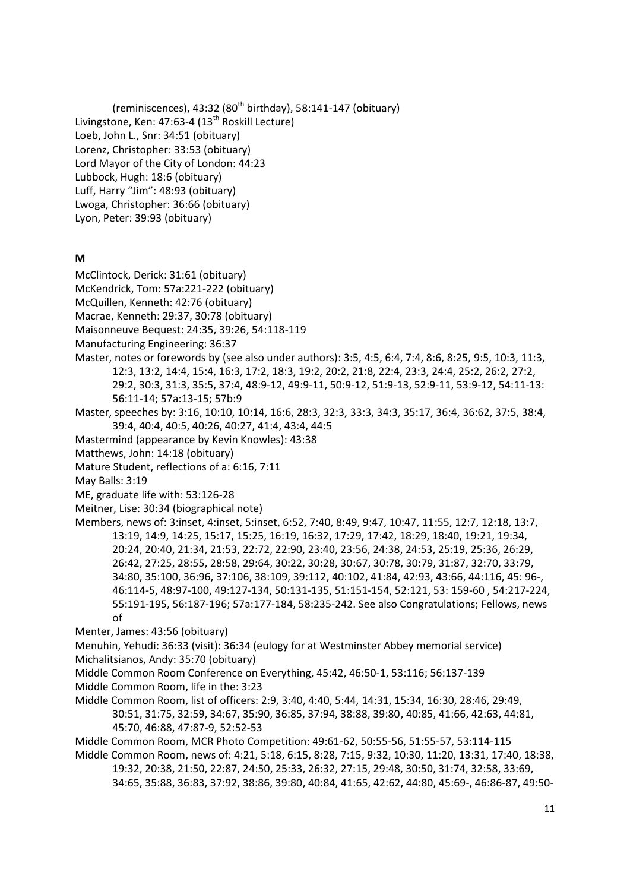(reminiscences), 43:32 (80th birthday), 58:141-147 (obituary)
Livingstone, Ken: 47:63-4 (13th Roskill Lecture)
Loeb, John L., Snr: 34:51 (obituary)
Lorenz, Christopher: 33:53 (obituary)
Lord Mayor of the City of London: 44:23
Lubbock, Hugh: 18:6 (obituary)
Luff, Harry "Jim": 48:93 (obituary)
Lwoga, Christopher: 36:66 (obituary)
Lyon, Peter: 39:93 (obituary)

**M**

McClintock, Derick: 31:61 (obituary)
McKendrick, Tom: 57a:221-222 (obituary)
McQuillen, Kenneth: 42:76 (obituary)
Macrae, Kenneth: 29:37, 30:78 (obituary)
Maisonneuve Bequest: 24:35, 39:26, 54:118-119
Manufacturing Engineering: 36:37
Master, notes or forewords by (see also under authors): 3:5, 4:5, 6:4, 7:4, 8:6, 8:25, 9:5, 10:3, 11:3, 12:3, 13:2, 14:4, 15:4, 16:3, 17:2, 18:3, 19:2, 20:2, 21:8, 22:4, 23:3, 24:4, 25:2, 26:2, 27:2, 29:2, 30:3, 31:3, 35:5, 37:4, 48:9-12, 49:9-11, 50:9-12, 51:9-13, 52:9-11, 53:9-12, 54:11-13: 56:11-14; 57a:13-15; 57b:9
Master, speeches by: 3:16, 10:10, 10:14, 16:6, 28:3, 32:3, 33:3, 34:3, 35:17, 36:4, 36:62, 37:5, 38:4, 39:4, 40:4, 40:5, 40:26, 40:27, 41:4, 43:4, 44:5
Mastermind (appearance by Kevin Knowles): 43:38
Matthews, John: 14:18 (obituary)
Mature Student, reflections of a: 6:16, 7:11
May Balls: 3:19
ME, graduate life with: 53:126-28
Meitner, Lise: 30:34 (biographical note)
Members, news of: 3:inset, 4:inset, 5:inset, 6:52, 7:40, 8:49, 9:47, 10:47, 11:55, 12:7, 12:18, 13:7, 13:19, 14:9, 14:25, 15:17, 15:25, 16:19, 16:32, 17:29, 17:42, 18:29, 18:40, 19:21, 19:34, 20:24, 20:40, 21:34, 21:53, 22:72, 22:90, 23:40, 23:56, 24:38, 24:53, 25:19, 25:36, 26:29, 26:42, 27:25, 28:55, 28:58, 29:64, 30:22, 30:28, 30:67, 30:78, 30:79, 31:87, 32:70, 33:79, 34:80, 35:100, 36:96, 37:106, 38:109, 39:112, 40:102, 41:84, 42:93, 43:66, 44:116, 45: 96-, 46:114-5, 48:97-100, 49:127-134, 50:131-135, 51:151-154, 52:121, 53: 159-60 , 54:217-224, 55:191-195, 56:187-196; 57a:177-184, 58:235-242. See also Congratulations; Fellows, news of
Menter, James: 43:56 (obituary)
Menuhin, Yehudi: 36:33 (visit): 36:34 (eulogy for at Westminster Abbey memorial service)
Michalitsianos, Andy: 35:70 (obituary)
Middle Common Room Conference on Everything, 45:42, 46:50-1, 53:116; 56:137-139
Middle Common Room, life in the: 3:23
Middle Common Room, list of officers: 2:9, 3:40, 4:40, 5:44, 14:31, 15:34, 16:30, 28:46, 29:49, 30:51, 31:75, 32:59, 34:67, 35:90, 36:85, 37:94, 38:88, 39:80, 40:85, 41:66, 42:63, 44:81, 45:70, 46:88, 47:87-9, 52:52-53
Middle Common Room, MCR Photo Competition: 49:61-62, 50:55-56, 51:55-57, 53:114-115
Middle Common Room, news of: 4:21, 5:18, 6:15, 8:28, 7:15, 9:32, 10:30, 11:20, 13:31, 17:40, 18:38, 19:32, 20:38, 21:50, 22:87, 24:50, 25:33, 26:32, 27:15, 29:48, 30:50, 31:74, 32:58, 33:69, 34:65, 35:88, 36:83, 37:92, 38:86, 39:80, 40:84, 41:65, 42:62, 44:80, 45:69-, 46:86-87, 49:50-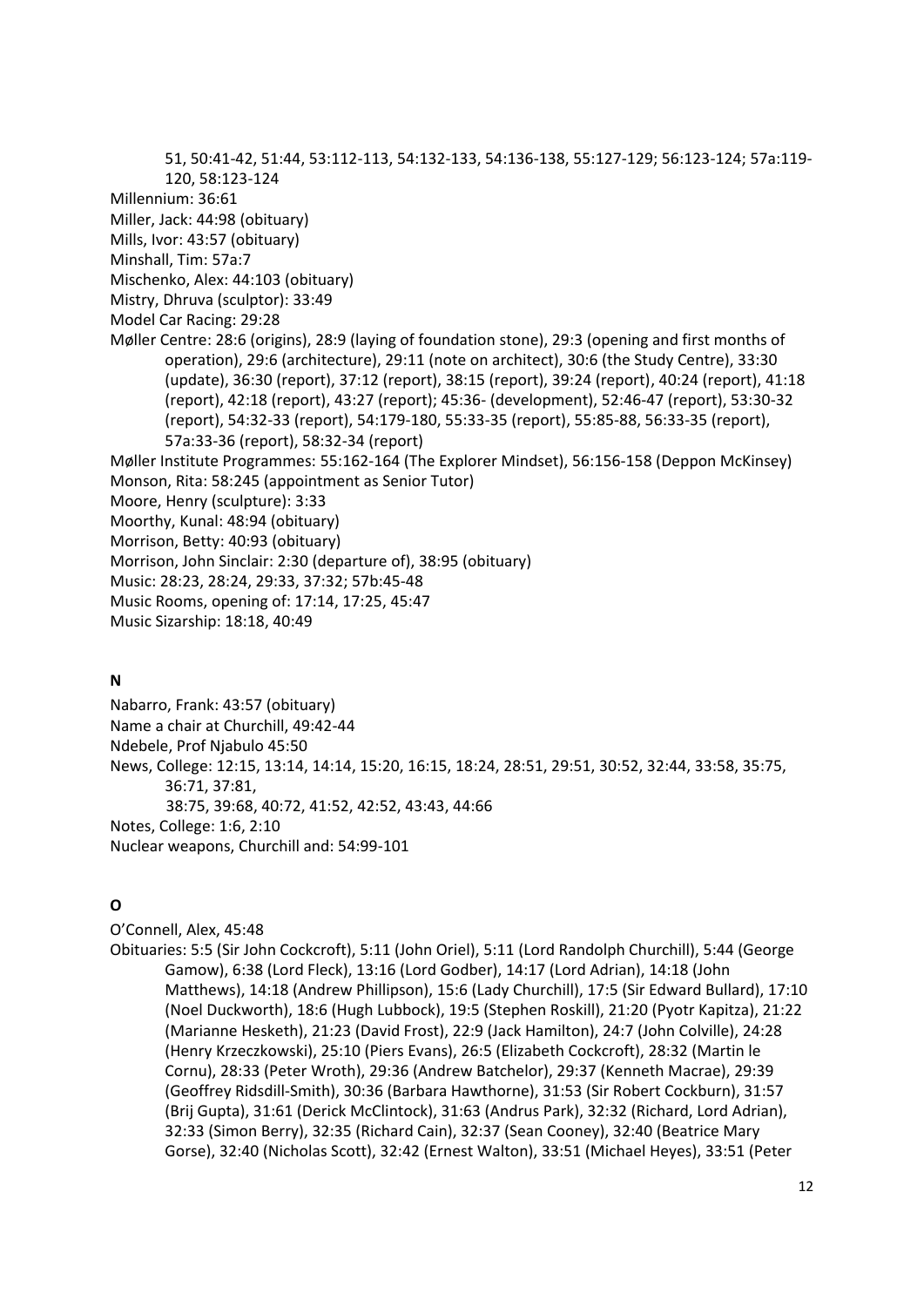51, 50:41-42, 51:44, 53:112-113, 54:132-133, 54:136-138, 55:127-129; 56:123-124; 57a:119-120, 58:123-124

Millennium: 36:61

Miller, Jack: 44:98 (obituary)

Mills, Ivor: 43:57 (obituary)

Minshall, Tim: 57a:7

Mischenko, Alex: 44:103 (obituary)

Mistry, Dhruva (sculptor): 33:49

Model Car Racing: 29:28

Møller Centre: 28:6 (origins), 28:9 (laying of foundation stone), 29:3 (opening and first months of operation), 29:6 (architecture), 29:11 (note on architect), 30:6 (the Study Centre), 33:30 (update), 36:30 (report), 37:12 (report), 38:15 (report), 39:24 (report), 40:24 (report), 41:18 (report), 42:18 (report), 43:27 (report); 45:36- (development), 52:46-47 (report), 53:30-32 (report), 54:32-33 (report), 54:179-180, 55:33-35 (report), 55:85-88, 56:33-35 (report), 57a:33-36 (report), 58:32-34 (report)

Møller Institute Programmes: 55:162-164 (The Explorer Mindset), 56:156-158 (Deppon McKinsey)

Monson, Rita: 58:245 (appointment as Senior Tutor)

Moore, Henry (sculpture): 3:33

Moorthy, Kunal: 48:94 (obituary)

Morrison, Betty: 40:93 (obituary)

Morrison, John Sinclair: 2:30 (departure of), 38:95 (obituary)

Music: 28:23, 28:24, 29:33, 37:32; 57b:45-48

Music Rooms, opening of: 17:14, 17:25, 45:47

Music Sizarship: 18:18, 40:49

## N

Nabarro, Frank: 43:57 (obituary)

Name a chair at Churchill, 49:42-44

Ndebele, Prof Njabulo 45:50

News, College: 12:15, 13:14, 14:14, 15:20, 16:15, 18:24, 28:51, 29:51, 30:52, 32:44, 33:58, 35:75, 36:71, 37:81, 38:75, 39:68, 40:72, 41:52, 42:52, 43:43, 44:66

Notes, College: 1:6, 2:10

Nuclear weapons, Churchill and: 54:99-101

## O

O'Connell, Alex, 45:48

Obituaries: 5:5 (Sir John Cockcroft), 5:11 (John Oriel), 5:11 (Lord Randolph Churchill), 5:44 (George Gamow), 6:38 (Lord Fleck), 13:16 (Lord Godber), 14:17 (Lord Adrian), 14:18 (John Matthews), 14:18 (Andrew Phillipson), 15:6 (Lady Churchill), 17:5 (Sir Edward Bullard), 17:10 (Noel Duckworth), 18:6 (Hugh Lubbock), 19:5 (Stephen Roskill), 21:20 (Pyotr Kapitza), 21:22 (Marianne Hesketh), 21:23 (David Frost), 22:9 (Jack Hamilton), 24:7 (John Colville), 24:28 (Henry Krzeczkowski), 25:10 (Piers Evans), 26:5 (Elizabeth Cockcroft), 28:32 (Martin le Cornu), 28:33 (Peter Wroth), 29:36 (Andrew Batchelor), 29:37 (Kenneth Macrae), 29:39 (Geoffrey Ridsdill-Smith), 30:36 (Barbara Hawthorne), 31:53 (Sir Robert Cockburn), 31:57 (Brij Gupta), 31:61 (Derick McClintock), 31:63 (Andrus Park), 32:32 (Richard, Lord Adrian), 32:33 (Simon Berry), 32:35 (Richard Cain), 32:37 (Sean Cooney), 32:40 (Beatrice Mary Gorse), 32:40 (Nicholas Scott), 32:42 (Ernest Walton), 33:51 (Michael Heyes), 33:51 (Peter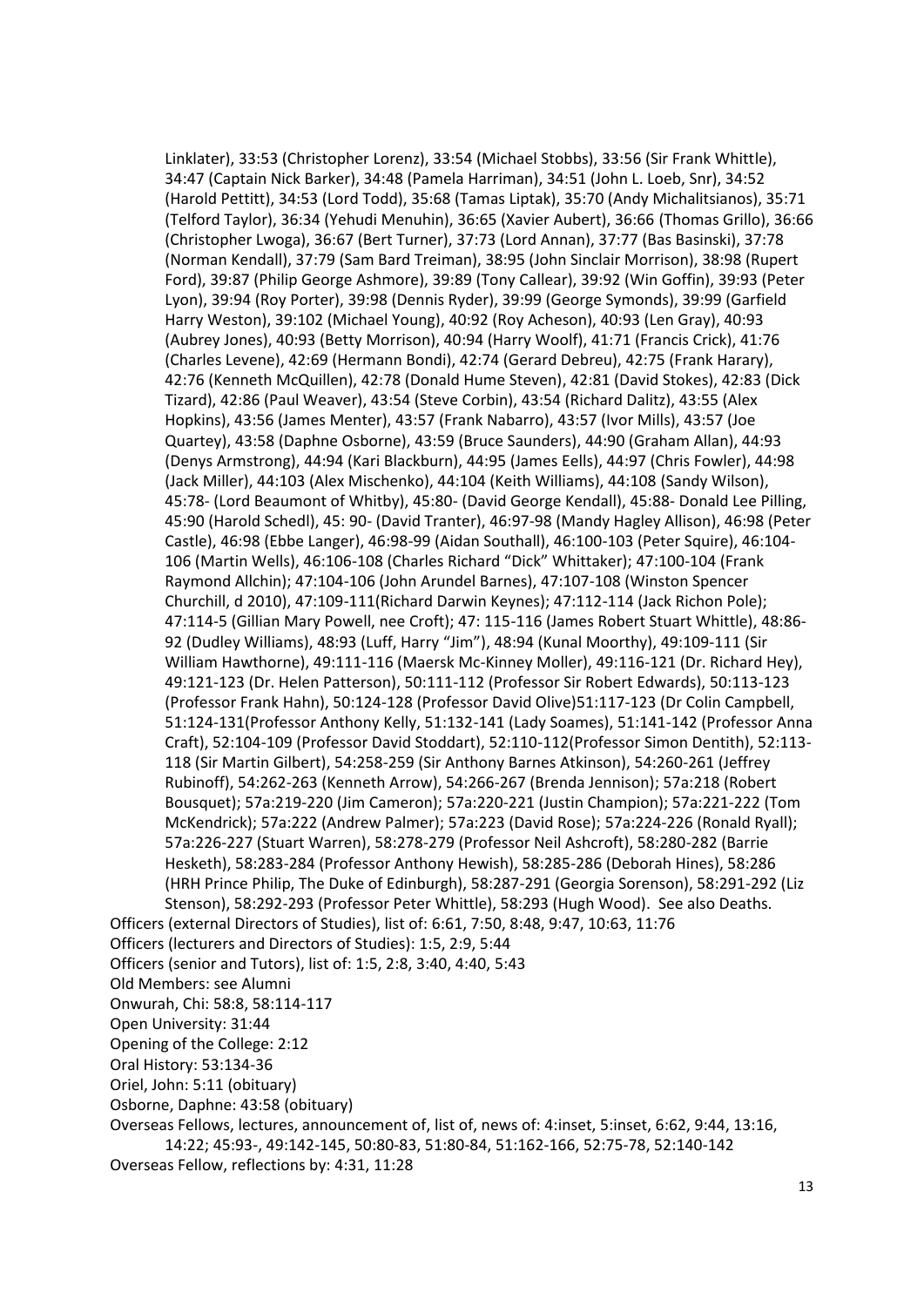Linklater), 33:53 (Christopher Lorenz), 33:54 (Michael Stobbs), 33:56 (Sir Frank Whittle), 34:47 (Captain Nick Barker), 34:48 (Pamela Harriman), 34:51 (John L. Loeb, Snr), 34:52 (Harold Pettitt), 34:53 (Lord Todd), 35:68 (Tamas Liptak), 35:70 (Andy Michalitsianos), 35:71 (Telford Taylor), 36:34 (Yehudi Menuhin), 36:65 (Xavier Aubert), 36:66 (Thomas Grillo), 36:66 (Christopher Lwoga), 36:67 (Bert Turner), 37:73 (Lord Annan), 37:77 (Bas Basinski), 37:78 (Norman Kendall), 37:79 (Sam Bard Treiman), 38:95 (John Sinclair Morrison), 38:98 (Rupert Ford), 39:87 (Philip George Ashmore), 39:89 (Tony Callear), 39:92 (Win Goffin), 39:93 (Peter Lyon), 39:94 (Roy Porter), 39:98 (Dennis Ryder), 39:99 (George Symonds), 39:99 (Garfield Harry Weston), 39:102 (Michael Young), 40:92 (Roy Acheson), 40:93 (Len Gray), 40:93 (Aubrey Jones), 40:93 (Betty Morrison), 40:94 (Harry Woolf), 41:71 (Francis Crick), 41:76 (Charles Levene), 42:69 (Hermann Bondi), 42:74 (Gerard Debreu), 42:75 (Frank Harary), 42:76 (Kenneth McQuillen), 42:78 (Donald Hume Steven), 42:81 (David Stokes), 42:83 (Dick Tizard), 42:86 (Paul Weaver), 43:54 (Steve Corbin), 43:54 (Richard Dalitz), 43:55 (Alex Hopkins), 43:56 (James Menter), 43:57 (Frank Nabarro), 43:57 (Ivor Mills), 43:57 (Joe Quartey), 43:58 (Daphne Osborne), 43:59 (Bruce Saunders), 44:90 (Graham Allan), 44:93 (Denys Armstrong), 44:94 (Kari Blackburn), 44:95 (James Eells), 44:97 (Chris Fowler), 44:98 (Jack Miller), 44:103 (Alex Mischenko), 44:104 (Keith Williams), 44:108 (Sandy Wilson), 45:78- (Lord Beaumont of Whitby), 45:80- (David George Kendall), 45:88- Donald Lee Pilling, 45:90 (Harold Schedl), 45: 90- (David Tranter), 46:97-98 (Mandy Hagley Allison), 46:98 (Peter Castle), 46:98 (Ebbe Langer), 46:98-99 (Aidan Southall), 46:100-103 (Peter Squire), 46:104-106 (Martin Wells), 46:106-108 (Charles Richard "Dick" Whittaker); 47:100-104 (Frank Raymond Allchin); 47:104-106 (John Arundel Barnes), 47:107-108 (Winston Spencer Churchill, d 2010), 47:109-111(Richard Darwin Keynes); 47:112-114 (Jack Richon Pole); 47:114-5 (Gillian Mary Powell, nee Croft); 47: 115-116 (James Robert Stuart Whittle), 48:86-92 (Dudley Williams), 48:93 (Luff, Harry "Jim"), 48:94 (Kunal Moorthy), 49:109-111 (Sir William Hawthorne), 49:111-116 (Maersk Mc-Kinney Moller), 49:116-121 (Dr. Richard Hey), 49:121-123 (Dr. Helen Patterson), 50:111-112 (Professor Sir Robert Edwards), 50:113-123 (Professor Frank Hahn), 50:124-128 (Professor David Olive)51:117-123 (Dr Colin Campbell, 51:124-131(Professor Anthony Kelly, 51:132-141 (Lady Soames), 51:141-142 (Professor Anna Craft), 52:104-109 (Professor David Stoddart), 52:110-112(Professor Simon Dentith), 52:113-118 (Sir Martin Gilbert), 54:258-259 (Sir Anthony Barnes Atkinson), 54:260-261 (Jeffrey Rubinoff), 54:262-263 (Kenneth Arrow), 54:266-267 (Brenda Jennison); 57a:218 (Robert Bousquet); 57a:219-220 (Jim Cameron); 57a:220-221 (Justin Champion); 57a:221-222 (Tom McKendrick); 57a:222 (Andrew Palmer); 57a:223 (David Rose); 57a:224-226 (Ronald Ryall); 57a:226-227 (Stuart Warren), 58:278-279 (Professor Neil Ashcroft), 58:280-282 (Barrie Hesketh), 58:283-284 (Professor Anthony Hewish), 58:285-286 (Deborah Hines), 58:286 (HRH Prince Philip, The Duke of Edinburgh), 58:287-291 (Georgia Sorenson), 58:291-292 (Liz Stenson), 58:292-293 (Professor Peter Whittle), 58:293 (Hugh Wood). See also Deaths.

Officers (external Directors of Studies), list of: 6:61, 7:50, 8:48, 9:47, 10:63, 11:76

Officers (lecturers and Directors of Studies): 1:5, 2:9, 5:44

Officers (senior and Tutors), list of: 1:5, 2:8, 3:40, 4:40, 5:43

Old Members: see Alumni

Onwurah, Chi: 58:8, 58:114-117

Open University: 31:44

Opening of the College: 2:12

Oral History: 53:134-36

Oriel, John: 5:11 (obituary)

Osborne, Daphne: 43:58 (obituary)

Overseas Fellows, lectures, announcement of, list of, news of: 4:inset, 5:inset, 6:62, 9:44, 13:16, 14:22; 45:93-, 49:142-145, 50:80-83, 51:80-84, 51:162-166, 52:75-78, 52:140-142

Overseas Fellow, reflections by: 4:31, 11:28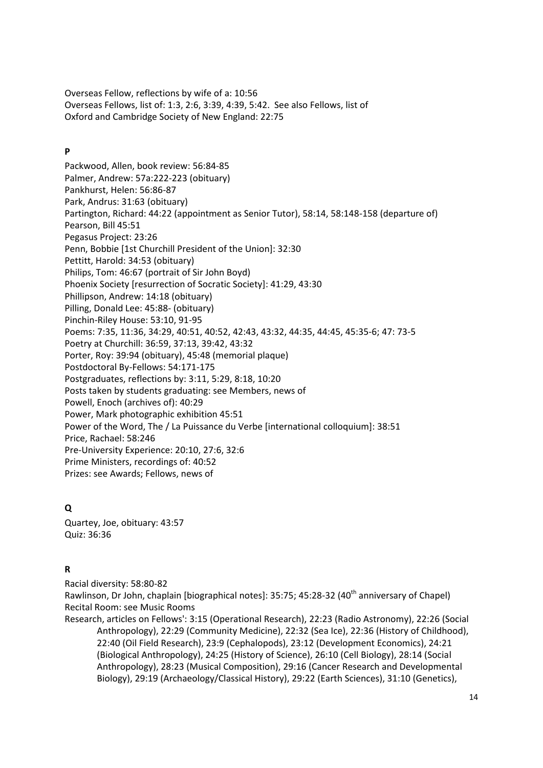Overseas Fellow, reflections by wife of a: 10:56
Overseas Fellows, list of: 1:3, 2:6, 3:39, 4:39, 5:42. See also Fellows, list of
Oxford and Cambridge Society of New England: 22:75

## P

Packwood, Allen, book review: 56:84-85
Palmer, Andrew: 57a:222-223 (obituary)
Pankhurst, Helen: 56:86-87
Park, Andrus: 31:63 (obituary)
Partington, Richard: 44:22 (appointment as Senior Tutor), 58:14, 58:148-158 (departure of)
Pearson, Bill 45:51
Pegasus Project: 23:26
Penn, Bobbie [1st Churchill President of the Union]: 32:30
Pettitt, Harold: 34:53 (obituary)
Philips, Tom: 46:67 (portrait of Sir John Boyd)
Phoenix Society [resurrection of Socratic Society]: 41:29, 43:30
Phillipson, Andrew: 14:18 (obituary)
Pilling, Donald Lee: 45:88- (obituary)
Pinchin-Riley House: 53:10, 91-95
Poems: 7:35, 11:36, 34:29, 40:51, 40:52, 42:43, 43:32, 44:35, 44:45, 45:35-6; 47: 73-5
Poetry at Churchill: 36:59, 37:13, 39:42, 43:32
Porter, Roy: 39:94 (obituary), 45:48 (memorial plaque)
Postdoctoral By-Fellows: 54:171-175
Postgraduates, reflections by: 3:11, 5:29, 8:18, 10:20
Posts taken by students graduating: see Members, news of
Powell, Enoch (archives of): 40:29
Power, Mark photographic exhibition 45:51
Power of the Word, The / La Puissance du Verbe [international colloquium]: 38:51
Price, Rachael: 58:246
Pre-University Experience: 20:10, 27:6, 32:6
Prime Ministers, recordings of: 40:52
Prizes: see Awards; Fellows, news of

## Q

Quartey, Joe, obituary: 43:57
Quiz: 36:36

## R

Racial diversity: 58:80-82
Rawlinson, Dr John, chaplain [biographical notes]: 35:75; 45:28-32 (40th anniversary of Chapel)
Recital Room: see Music Rooms
Research, articles on Fellows': 3:15 (Operational Research), 22:23 (Radio Astronomy), 22:26 (Social Anthropology), 22:29 (Community Medicine), 22:32 (Sea Ice), 22:36 (History of Childhood), 22:40 (Oil Field Research), 23:9 (Cephalopods), 23:12 (Development Economics), 24:21 (Biological Anthropology), 24:25 (History of Science), 26:10 (Cell Biology), 28:14 (Social Anthropology), 28:23 (Musical Composition), 29:16 (Cancer Research and Developmental Biology), 29:19 (Archaeology/Classical History), 29:22 (Earth Sciences), 31:10 (Genetics),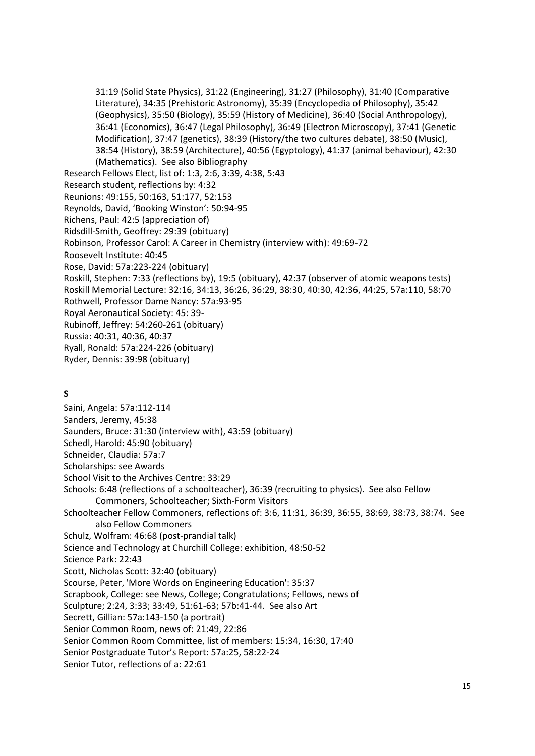31:19 (Solid State Physics), 31:22 (Engineering), 31:27 (Philosophy), 31:40 (Comparative Literature), 34:35 (Prehistoric Astronomy), 35:39 (Encyclopedia of Philosophy), 35:42 (Geophysics), 35:50 (Biology), 35:59 (History of Medicine), 36:40 (Social Anthropology), 36:41 (Economics), 36:47 (Legal Philosophy), 36:49 (Electron Microscopy), 37:41 (Genetic Modification), 37:47 (genetics), 38:39 (History/the two cultures debate), 38:50 (Music), 38:54 (History), 38:59 (Architecture), 40:56 (Egyptology), 41:37 (animal behaviour), 42:30 (Mathematics). See also Bibliography

Research Fellows Elect, list of: 1:3, 2:6, 3:39, 4:38, 5:43

Research student, reflections by: 4:32

Reunions: 49:155, 50:163, 51:177, 52:153

Reynolds, David, 'Booking Winston': 50:94-95

Richens, Paul: 42:5 (appreciation of)

Ridsdill-Smith, Geoffrey: 29:39 (obituary)

Robinson, Professor Carol: A Career in Chemistry (interview with): 49:69-72

Roosevelt Institute: 40:45

Rose, David: 57a:223-224 (obituary)

Roskill, Stephen: 7:33 (reflections by), 19:5 (obituary), 42:37 (observer of atomic weapons tests)

Roskill Memorial Lecture: 32:16, 34:13, 36:26, 36:29, 38:30, 40:30, 42:36, 44:25, 57a:110, 58:70

Rothwell, Professor Dame Nancy: 57a:93-95

Royal Aeronautical Society: 45: 39-

Rubinoff, Jeffrey: 54:260-261 (obituary)

Russia: 40:31, 40:36, 40:37

Ryall, Ronald: 57a:224-226 (obituary)

Ryder, Dennis: 39:98 (obituary)

## S

Saini, Angela: 57a:112-114

Sanders, Jeremy, 45:38

Saunders, Bruce: 31:30 (interview with), 43:59 (obituary)

Schedl, Harold: 45:90 (obituary)

Schneider, Claudia: 57a:7

Scholarships: see Awards

School Visit to the Archives Centre: 33:29

Schools: 6:48 (reflections of a schoolteacher), 36:39 (recruiting to physics). See also Fellow Commoners, Schoolteacher; Sixth-Form Visitors

Schoolteacher Fellow Commoners, reflections of: 3:6, 11:31, 36:39, 36:55, 38:69, 38:73, 38:74. See also Fellow Commoners

Schulz, Wolfram: 46:68 (post-prandial talk)

Science and Technology at Churchill College: exhibition, 48:50-52

Science Park: 22:43

Scott, Nicholas Scott: 32:40 (obituary)

Scourse, Peter, 'More Words on Engineering Education': 35:37

Scrapbook, College: see News, College; Congratulations; Fellows, news of

Sculpture; 2:24, 3:33; 33:49, 51:61-63; 57b:41-44. See also Art

Secrett, Gillian: 57a:143-150 (a portrait)

Senior Common Room, news of: 21:49, 22:86

Senior Common Room Committee, list of members: 15:34, 16:30, 17:40

Senior Postgraduate Tutor's Report: 57a:25, 58:22-24

Senior Tutor, reflections of a: 22:61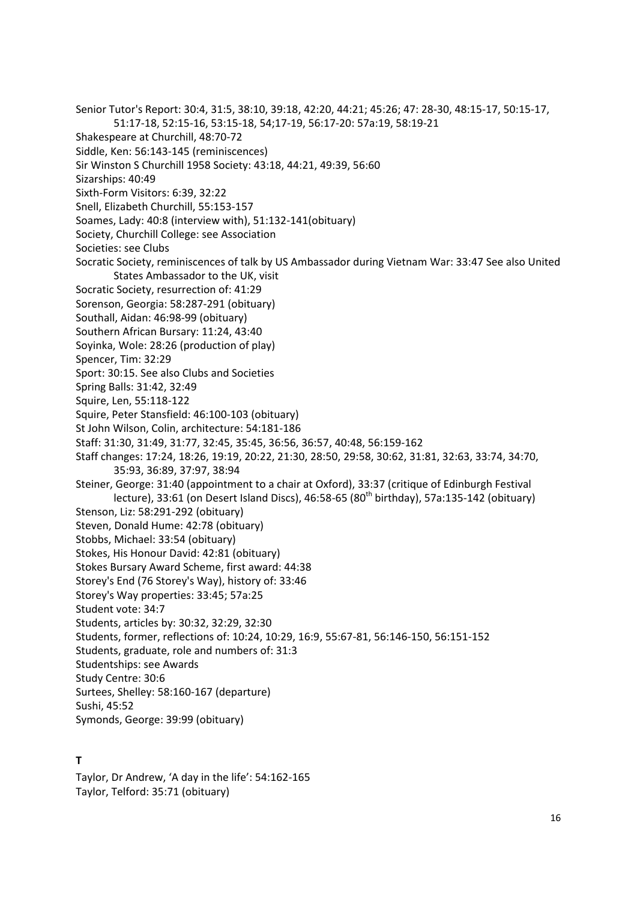Senior Tutor's Report: 30:4, 31:5, 38:10, 39:18, 42:20, 44:21; 45:26; 47: 28-30, 48:15-17, 50:15-17, 51:17-18, 52:15-16, 53:15-18, 54;17-19, 56:17-20: 57a:19, 58:19-21

Shakespeare at Churchill, 48:70-72

Siddle, Ken: 56:143-145 (reminiscences)

Sir Winston S Churchill 1958 Society: 43:18, 44:21, 49:39, 56:60

Sizarships: 40:49

Sixth-Form Visitors: 6:39, 32:22

Snell, Elizabeth Churchill, 55:153-157

Soames, Lady: 40:8 (interview with), 51:132-141(obituary)

Society, Churchill College: see Association

Societies: see Clubs

Socratic Society, reminiscences of talk by US Ambassador during Vietnam War: 33:47 See also United States Ambassador to the UK, visit

Socratic Society, resurrection of: 41:29

Sorenson, Georgia: 58:287-291 (obituary)

Southall, Aidan: 46:98-99 (obituary)

Southern African Bursary: 11:24, 43:40

Soyinka, Wole: 28:26 (production of play)

Spencer, Tim: 32:29

Sport: 30:15. See also Clubs and Societies

Spring Balls: 31:42, 32:49

Squire, Len, 55:118-122

Squire, Peter Stansfield: 46:100-103 (obituary)

St John Wilson, Colin, architecture: 54:181-186

Staff: 31:30, 31:49, 31:77, 32:45, 35:45, 36:56, 36:57, 40:48, 56:159-162

Staff changes: 17:24, 18:26, 19:19, 20:22, 21:30, 28:50, 29:58, 30:62, 31:81, 32:63, 33:74, 34:70, 35:93, 36:89, 37:97, 38:94

Steiner, George: 31:40 (appointment to a chair at Oxford), 33:37 (critique of Edinburgh Festival lecture), 33:61 (on Desert Island Discs), 46:58-65 (80th birthday), 57a:135-142 (obituary)

Stenson, Liz: 58:291-292 (obituary)

Steven, Donald Hume: 42:78 (obituary)

Stobbs, Michael: 33:54 (obituary)

Stokes, His Honour David: 42:81 (obituary)

Stokes Bursary Award Scheme, first award: 44:38

Storey's End (76 Storey's Way), history of: 33:46

Storey's Way properties: 33:45; 57a:25

Student vote: 34:7

Students, articles by: 30:32, 32:29, 32:30

Students, former, reflections of: 10:24, 10:29, 16:9, 55:67-81, 56:146-150, 56:151-152

Students, graduate, role and numbers of: 31:3

Studentships: see Awards

Study Centre: 30:6

Surtees, Shelley: 58:160-167 (departure)

Sushi, 45:52

Symonds, George: 39:99 (obituary)

**T**

Taylor, Dr Andrew, 'A day in the life': 54:162-165

Taylor, Telford: 35:71 (obituary)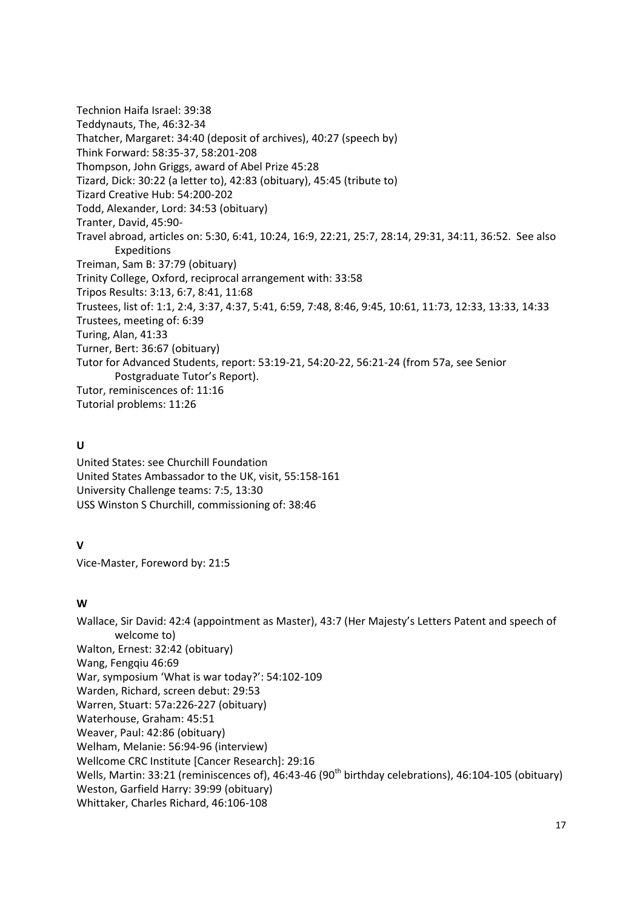Technion Haifa Israel: 39:38
Teddynauts, The, 46:32-34
Thatcher, Margaret: 34:40 (deposit of archives), 40:27 (speech by)
Think Forward: 58:35-37, 58:201-208
Thompson, John Griggs, award of Abel Prize 45:28
Tizard, Dick: 30:22 (a letter to), 42:83 (obituary), 45:45 (tribute to)
Tizard Creative Hub: 54:200-202
Todd, Alexander, Lord: 34:53 (obituary)
Tranter, David, 45:90-
Travel abroad, articles on: 5:30, 6:41, 10:24, 16:9, 22:21, 25:7, 28:14, 29:31, 34:11, 36:52. See also Expeditions
Treiman, Sam B: 37:79 (obituary)
Trinity College, Oxford, reciprocal arrangement with: 33:58
Tripos Results: 3:13, 6:7, 8:41, 11:68
Trustees, list of: 1:1, 2:4, 3:37, 4:37, 5:41, 6:59, 7:48, 8:46, 9:45, 10:61, 11:73, 12:33, 13:33, 14:33
Trustees, meeting of: 6:39
Turing, Alan, 41:33
Turner, Bert: 36:67 (obituary)
Tutor for Advanced Students, report: 53:19-21, 54:20-22, 56:21-24 (from 57a, see Senior Postgraduate Tutor's Report).
Tutor, reminiscences of: 11:16
Tutorial problems: 11:26

**U**

United States: see Churchill Foundation
United States Ambassador to the UK, visit, 55:158-161
University Challenge teams: 7:5, 13:30
USS Winston S Churchill, commissioning of: 38:46

**V**

Vice-Master, Foreword by: 21:5

**W**

Wallace, Sir David: 42:4 (appointment as Master), 43:7 (Her Majesty's Letters Patent and speech of welcome to)
Walton, Ernest: 32:42 (obituary)
Wang, Fengqiu 46:69
War, symposium 'What is war today?': 54:102-109
Warden, Richard, screen debut: 29:53
Warren, Stuart: 57a:226-227 (obituary)
Waterhouse, Graham: 45:51
Weaver, Paul: 42:86 (obituary)
Welham, Melanie: 56:94-96 (interview)
Wellcome CRC Institute [Cancer Research]: 29:16
Wells, Martin: 33:21 (reminiscences of), 46:43-46 (90th birthday celebrations), 46:104-105 (obituary)
Weston, Garfield Harry: 39:99 (obituary)
Whittaker, Charles Richard, 46:106-108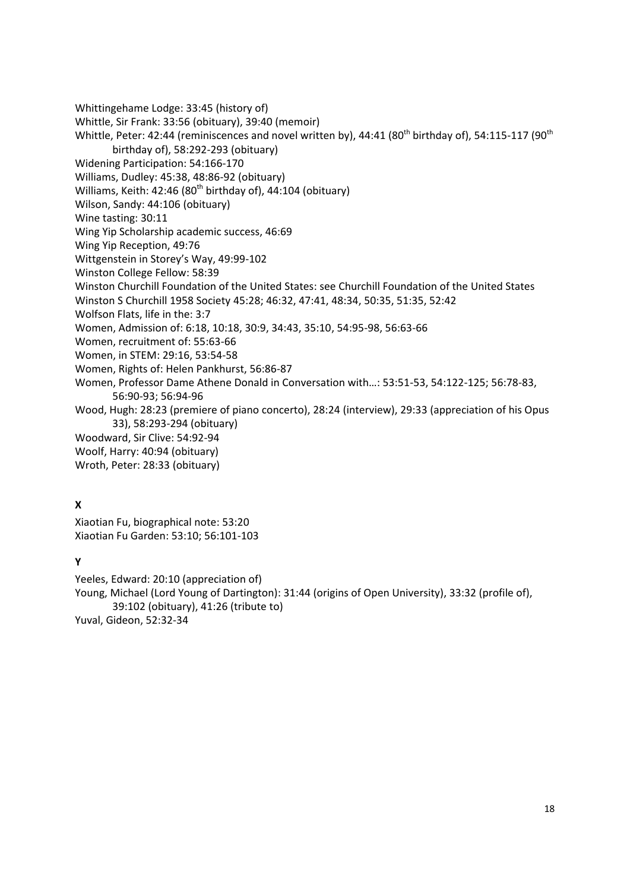Whittingehame Lodge: 33:45 (history of)
Whittle, Sir Frank: 33:56 (obituary), 39:40 (memoir)
Whittle, Peter: 42:44 (reminiscences and novel written by), 44:41 (80th birthday of), 54:115-117 (90th birthday of), 58:292-293 (obituary)
Widening Participation: 54:166-170
Williams, Dudley: 45:38, 48:86-92 (obituary)
Williams, Keith: 42:46 (80th birthday of), 44:104 (obituary)
Wilson, Sandy: 44:106 (obituary)
Wine tasting: 30:11
Wing Yip Scholarship academic success, 46:69
Wing Yip Reception, 49:76
Wittgenstein in Storey's Way, 49:99-102
Winston College Fellow: 58:39
Winston Churchill Foundation of the United States: see Churchill Foundation of the United States
Winston S Churchill 1958 Society 45:28; 46:32, 47:41, 48:34, 50:35, 51:35, 52:42
Wolfson Flats, life in the: 3:7
Women, Admission of: 6:18, 10:18, 30:9, 34:43, 35:10, 54:95-98, 56:63-66
Women, recruitment of: 55:63-66
Women, in STEM: 29:16, 53:54-58
Women, Rights of: Helen Pankhurst, 56:86-87
Women, Professor Dame Athene Donald in Conversation with…: 53:51-53, 54:122-125; 56:78-83, 56:90-93; 56:94-96
Wood, Hugh: 28:23 (premiere of piano concerto), 28:24 (interview), 29:33 (appreciation of his Opus 33), 58:293-294 (obituary)
Woodward, Sir Clive: 54:92-94
Woolf, Harry: 40:94 (obituary)
Wroth, Peter: 28:33 (obituary)

**X**

Xiaotian Fu, biographical note: 53:20
Xiaotian Fu Garden: 53:10; 56:101-103

**Y**

Yeeles, Edward: 20:10 (appreciation of)
Young, Michael (Lord Young of Dartington): 31:44 (origins of Open University), 33:32 (profile of), 39:102 (obituary), 41:26 (tribute to)
Yuval, Gideon, 52:32-34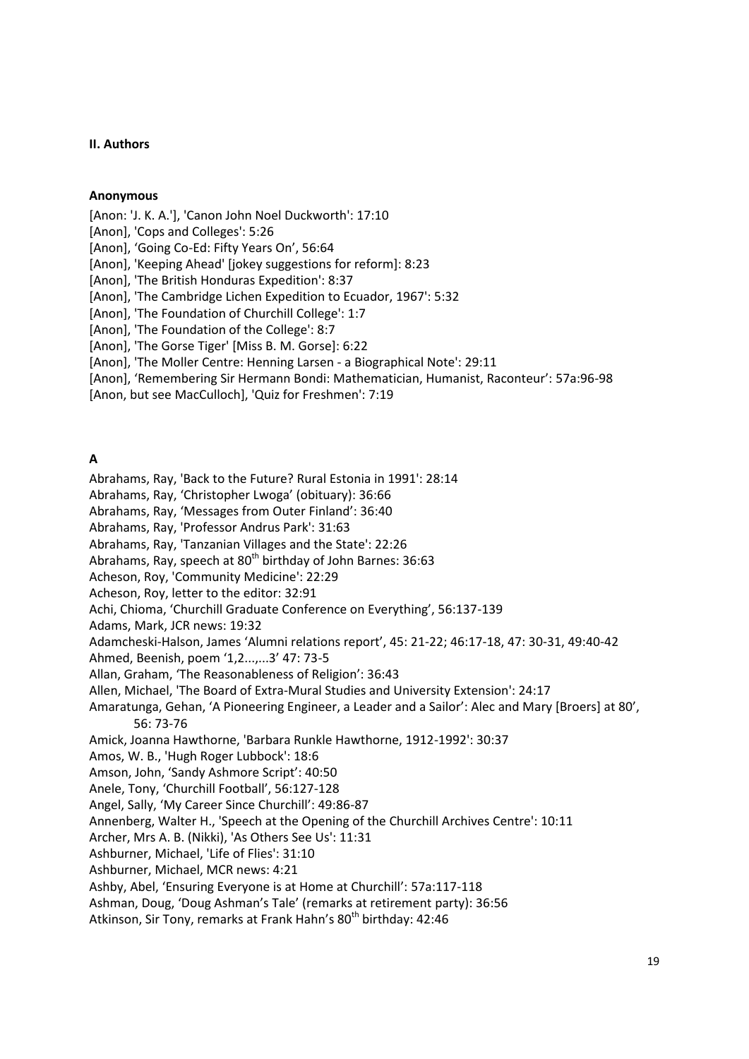## II. Authors

### Anonymous

[Anon: 'J. K. A.'], 'Canon John Noel Duckworth': 17:10
[Anon], 'Cops and Colleges': 5:26
[Anon], 'Going Co-Ed: Fifty Years On', 56:64
[Anon], 'Keeping Ahead' [jokey suggestions for reform]: 8:23
[Anon], 'The British Honduras Expedition': 8:37
[Anon], 'The Cambridge Lichen Expedition to Ecuador, 1967': 5:32
[Anon], 'The Foundation of Churchill College': 1:7
[Anon], 'The Foundation of the College': 8:7
[Anon], 'The Gorse Tiger' [Miss B. M. Gorse]: 6:22
[Anon], 'The Moller Centre: Henning Larsen - a Biographical Note': 29:11
[Anon], 'Remembering Sir Hermann Bondi: Mathematician, Humanist, Raconteur': 57a:96-98
[Anon, but see MacCulloch], 'Quiz for Freshmen': 7:19

### A

Abrahams, Ray, 'Back to the Future? Rural Estonia in 1991': 28:14
Abrahams, Ray, 'Christopher Lwoga' (obituary): 36:66
Abrahams, Ray, 'Messages from Outer Finland': 36:40
Abrahams, Ray, 'Professor Andrus Park': 31:63
Abrahams, Ray, 'Tanzanian Villages and the State': 22:26
Abrahams, Ray, speech at 80th birthday of John Barnes: 36:63
Acheson, Roy, 'Community Medicine': 22:29
Acheson, Roy, letter to the editor: 32:91
Achi, Chioma, 'Churchill Graduate Conference on Everything', 56:137-139
Adams, Mark, JCR news: 19:32
Adamcheski-Halson, James 'Alumni relations report', 45: 21-22; 46:17-18, 47: 30-31, 49:40-42
Ahmed, Beenish, poem '1,2...,...3' 47: 73-5
Allan, Graham, 'The Reasonableness of Religion': 36:43
Allen, Michael, 'The Board of Extra-Mural Studies and University Extension': 24:17
Amaratunga, Gehan, 'A Pioneering Engineer, a Leader and a Sailor': Alec and Mary [Broers] at 80', 56: 73-76
Amick, Joanna Hawthorne, 'Barbara Runkle Hawthorne, 1912-1992': 30:37
Amos, W. B., 'Hugh Roger Lubbock': 18:6
Amson, John, 'Sandy Ashmore Script': 40:50
Anele, Tony, 'Churchill Football', 56:127-128
Angel, Sally, 'My Career Since Churchill': 49:86-87
Annenberg, Walter H., 'Speech at the Opening of the Churchill Archives Centre': 10:11
Archer, Mrs A. B. (Nikki), 'As Others See Us': 11:31
Ashburner, Michael, 'Life of Flies': 31:10
Ashburner, Michael, MCR news: 4:21
Ashby, Abel, 'Ensuring Everyone is at Home at Churchill': 57a:117-118
Ashman, Doug, 'Doug Ashman's Tale' (remarks at retirement party): 36:56
Atkinson, Sir Tony, remarks at Frank Hahn's 80th birthday: 42:46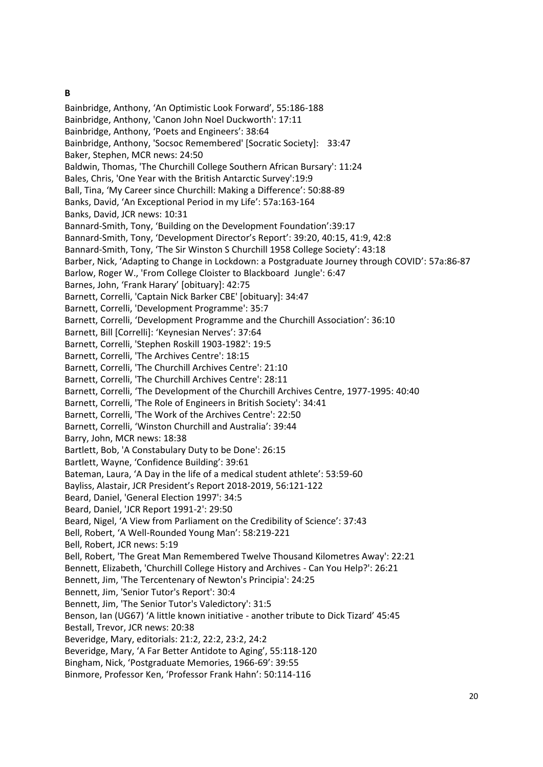## B

Bainbridge, Anthony, 'An Optimistic Look Forward', 55:186-188
Bainbridge, Anthony, 'Canon John Noel Duckworth': 17:11
Bainbridge, Anthony, 'Poets and Engineers': 38:64
Bainbridge, Anthony, 'Socsoc Remembered' [Socratic Society]: 33:47
Baker, Stephen, MCR news: 24:50
Baldwin, Thomas, 'The Churchill College Southern African Bursary': 11:24
Bales, Chris, 'One Year with the British Antarctic Survey':19:9
Ball, Tina, 'My Career since Churchill: Making a Difference': 50:88-89
Banks, David, 'An Exceptional Period in my Life': 57a:163-164
Banks, David, JCR news: 10:31
Bannard-Smith, Tony, 'Building on the Development Foundation':39:17
Bannard-Smith, Tony, 'Development Director's Report': 39:20, 40:15, 41:9, 42:8
Bannard-Smith, Tony, 'The Sir Winston S Churchill 1958 College Society': 43:18
Barber, Nick, 'Adapting to Change in Lockdown: a Postgraduate Journey through COVID': 57a:86-87
Barlow, Roger W., 'From College Cloister to Blackboard Jungle': 6:47
Barnes, John, 'Frank Harary' [obituary]: 42:75
Barnett, Correlli, 'Captain Nick Barker CBE' [obituary]: 34:47
Barnett, Correlli, 'Development Programme': 35:7
Barnett, Correlli, 'Development Programme and the Churchill Association': 36:10
Barnett, Bill [Correlli]: 'Keynesian Nerves': 37:64
Barnett, Correlli, 'Stephen Roskill 1903-1982': 19:5
Barnett, Correlli, 'The Archives Centre': 18:15
Barnett, Correlli, 'The Churchill Archives Centre': 21:10
Barnett, Correlli, 'The Churchill Archives Centre': 28:11
Barnett, Correlli, 'The Development of the Churchill Archives Centre, 1977-1995: 40:40
Barnett, Correlli, 'The Role of Engineers in British Society': 34:41
Barnett, Correlli, 'The Work of the Archives Centre': 22:50
Barnett, Correlli, 'Winston Churchill and Australia': 39:44
Barry, John, MCR news: 18:38
Bartlett, Bob, 'A Constabulary Duty to be Done': 26:15
Bartlett, Wayne, 'Confidence Building': 39:61
Bateman, Laura, 'A Day in the life of a medical student athlete': 53:59-60
Bayliss, Alastair, JCR President's Report 2018-2019, 56:121-122
Beard, Daniel, 'General Election 1997': 34:5
Beard, Daniel, 'JCR Report 1991-2': 29:50
Beard, Nigel, 'A View from Parliament on the Credibility of Science': 37:43
Bell, Robert, 'A Well-Rounded Young Man': 58:219-221
Bell, Robert, JCR news: 5:19
Bell, Robert, 'The Great Man Remembered Twelve Thousand Kilometres Away': 22:21
Bennett, Elizabeth, 'Churchill College History and Archives - Can You Help?': 26:21
Bennett, Jim, 'The Tercentenary of Newton's Principia': 24:25
Bennett, Jim, 'Senior Tutor's Report': 30:4
Bennett, Jim, 'The Senior Tutor's Valedictory': 31:5
Benson, Ian (UG67) 'A little known initiative - another tribute to Dick Tizard' 45:45
Bestall, Trevor, JCR news: 20:38
Beveridge, Mary, editorials: 21:2, 22:2, 23:2, 24:2
Beveridge, Mary, 'A Far Better Antidote to Aging', 55:118-120
Bingham, Nick, 'Postgraduate Memories, 1966-69': 39:55
Binmore, Professor Ken, 'Professor Frank Hahn': 50:114-116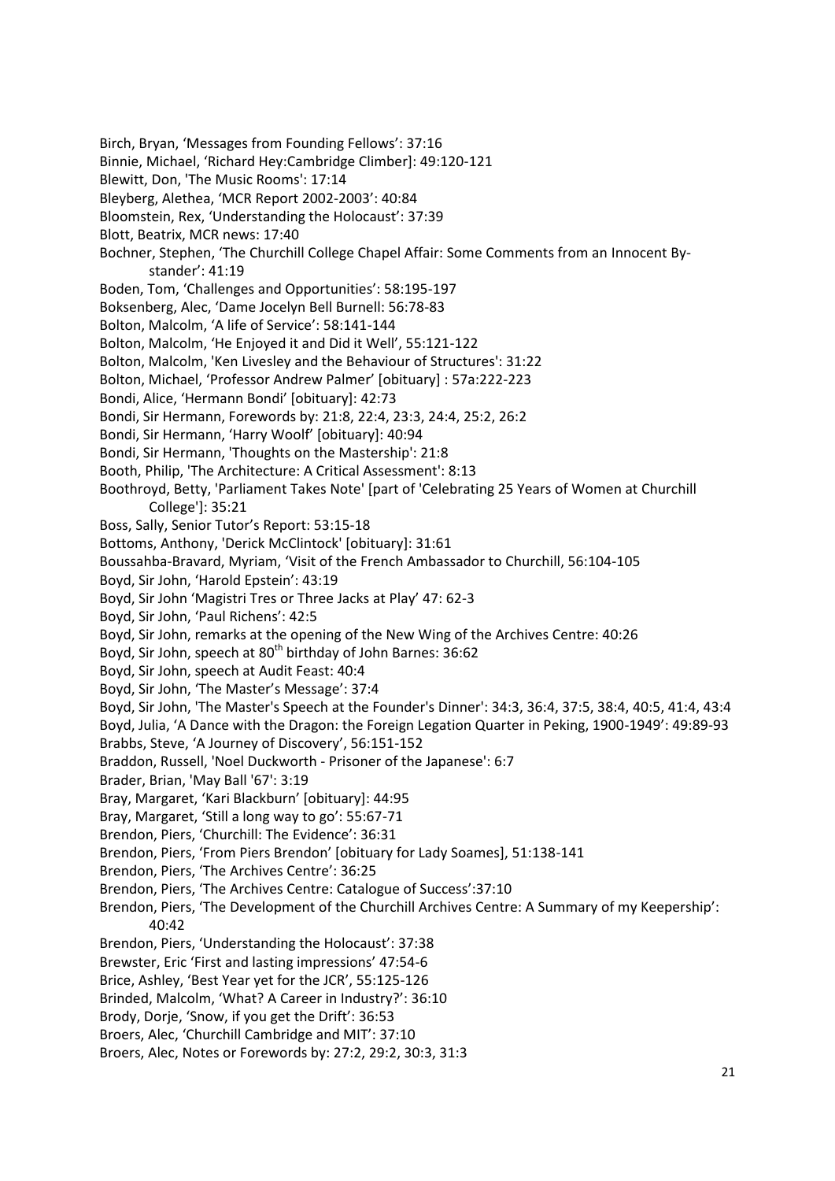Birch, Bryan, 'Messages from Founding Fellows': 37:16

Binnie, Michael, 'Richard Hey:Cambridge Climber]: 49:120-121

Blewitt, Don, 'The Music Rooms': 17:14

Bleyberg, Alethea, 'MCR Report 2002-2003': 40:84

Bloomstein, Rex, 'Understanding the Holocaust': 37:39

Blott, Beatrix, MCR news: 17:40

Bochner, Stephen, 'The Churchill College Chapel Affair: Some Comments from an Innocent By-stander': 41:19

Boden, Tom, 'Challenges and Opportunities': 58:195-197

Boksenberg, Alec, 'Dame Jocelyn Bell Burnell: 56:78-83

Bolton, Malcolm, 'A life of Service': 58:141-144

Bolton, Malcolm, 'He Enjoyed it and Did it Well', 55:121-122

Bolton, Malcolm, 'Ken Livesley and the Behaviour of Structures': 31:22

Bolton, Michael, 'Professor Andrew Palmer' [obituary] : 57a:222-223

Bondi, Alice, 'Hermann Bondi' [obituary]: 42:73

Bondi, Sir Hermann, Forewords by: 21:8, 22:4, 23:3, 24:4, 25:2, 26:2

Bondi, Sir Hermann, 'Harry Woolf' [obituary]: 40:94

Bondi, Sir Hermann, 'Thoughts on the Mastership': 21:8

Booth, Philip, 'The Architecture: A Critical Assessment': 8:13

Boothroyd, Betty, 'Parliament Takes Note' [part of 'Celebrating 25 Years of Women at Churchill College']: 35:21

Boss, Sally, Senior Tutor's Report: 53:15-18

Bottoms, Anthony, 'Derick McClintock' [obituary]: 31:61

Boussahba-Bravard, Myriam, 'Visit of the French Ambassador to Churchill, 56:104-105

Boyd, Sir John, 'Harold Epstein': 43:19

Boyd, Sir John 'Magistri Tres or Three Jacks at Play' 47: 62-3

Boyd, Sir John, 'Paul Richens': 42:5

Boyd, Sir John, remarks at the opening of the New Wing of the Archives Centre: 40:26

Boyd, Sir John, speech at 80th birthday of John Barnes: 36:62

Boyd, Sir John, speech at Audit Feast: 40:4

Boyd, Sir John, 'The Master's Message': 37:4

Boyd, Sir John, 'The Master's Speech at the Founder's Dinner': 34:3, 36:4, 37:5, 38:4, 40:5, 41:4, 43:4

Boyd, Julia, 'A Dance with the Dragon: the Foreign Legation Quarter in Peking, 1900-1949': 49:89-93

Brabbs, Steve, 'A Journey of Discovery', 56:151-152

Braddon, Russell, 'Noel Duckworth - Prisoner of the Japanese': 6:7

Brader, Brian, 'May Ball '67': 3:19

Bray, Margaret, 'Kari Blackburn' [obituary]: 44:95

Bray, Margaret, 'Still a long way to go': 55:67-71

Brendon, Piers, 'Churchill: The Evidence': 36:31

Brendon, Piers, 'From Piers Brendon' [obituary for Lady Soames], 51:138-141

Brendon, Piers, 'The Archives Centre': 36:25

Brendon, Piers, 'The Archives Centre: Catalogue of Success':37:10

Brendon, Piers, 'The Development of the Churchill Archives Centre: A Summary of my Keepership': 40:42

Brendon, Piers, 'Understanding the Holocaust': 37:38

Brewster, Eric 'First and lasting impressions' 47:54-6

Brice, Ashley, 'Best Year yet for the JCR', 55:125-126

Brinded, Malcolm, 'What? A Career in Industry?': 36:10

Brody, Dorje, 'Snow, if you get the Drift': 36:53

Broers, Alec, 'Churchill Cambridge and MIT': 37:10

Broers, Alec, Notes or Forewords by: 27:2, 29:2, 30:3, 31:3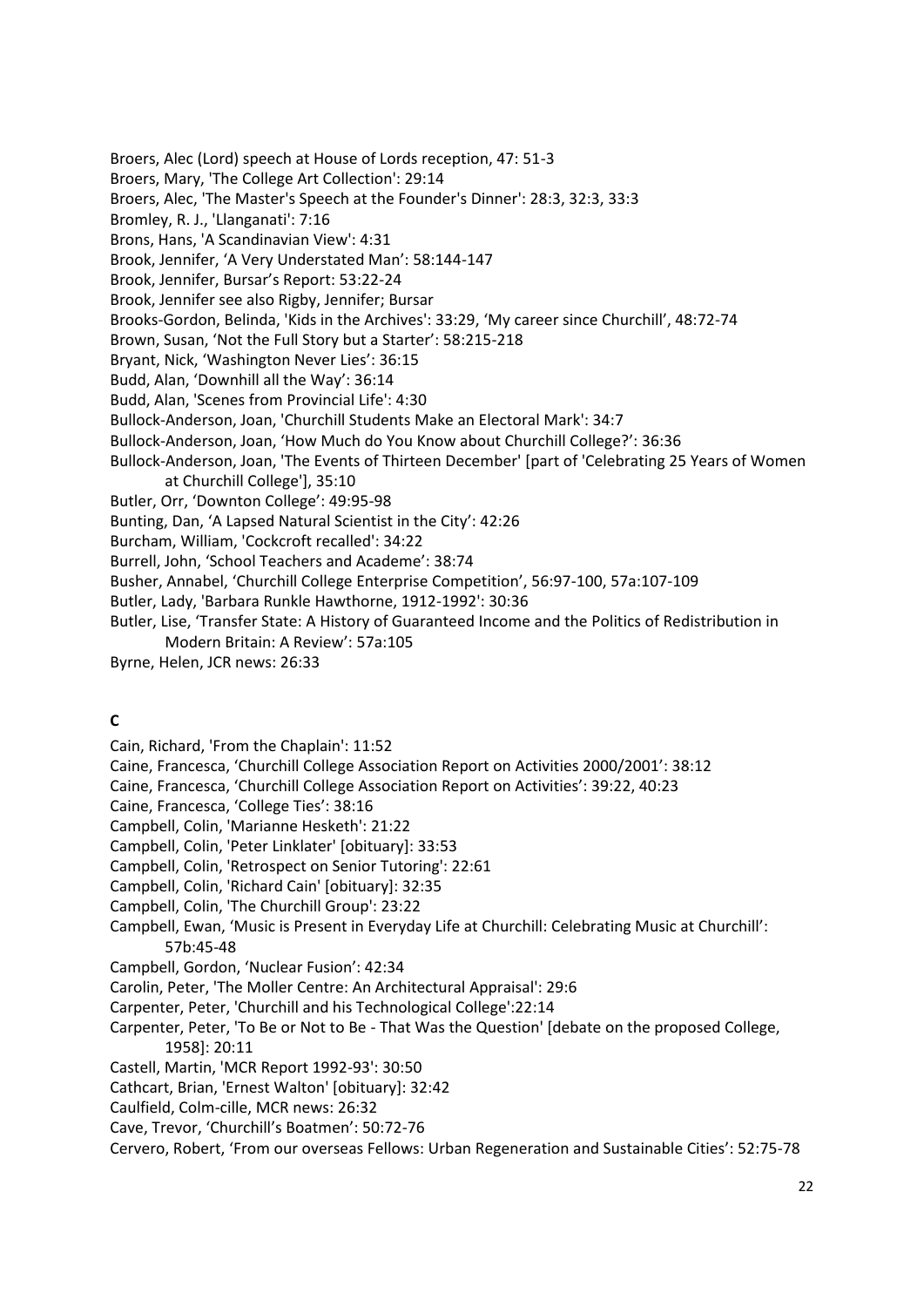Broers, Alec (Lord) speech at House of Lords reception, 47: 51-3
Broers, Mary, 'The College Art Collection': 29:14
Broers, Alec, 'The Master's Speech at the Founder's Dinner': 28:3, 32:3, 33:3
Bromley, R. J., 'Llanganati': 7:16
Brons, Hans, 'A Scandinavian View': 4:31
Brook, Jennifer, 'A Very Understated Man': 58:144-147
Brook, Jennifer, Bursar's Report: 53:22-24
Brook, Jennifer see also Rigby, Jennifer; Bursar
Brooks-Gordon, Belinda, 'Kids in the Archives': 33:29, 'My career since Churchill', 48:72-74
Brown, Susan, 'Not the Full Story but a Starter': 58:215-218
Bryant, Nick, 'Washington Never Lies': 36:15
Budd, Alan, 'Downhill all the Way': 36:14
Budd, Alan, 'Scenes from Provincial Life': 4:30
Bullock-Anderson, Joan, 'Churchill Students Make an Electoral Mark': 34:7
Bullock-Anderson, Joan, 'How Much do You Know about Churchill College?': 36:36
Bullock-Anderson, Joan, 'The Events of Thirteen December' [part of 'Celebrating 25 Years of Women at Churchill College'], 35:10
Butler, Orr, 'Downton College': 49:95-98
Bunting, Dan, 'A Lapsed Natural Scientist in the City': 42:26
Burcham, William, 'Cockcroft recalled': 34:22
Burrell, John, 'School Teachers and Academe': 38:74
Busher, Annabel, 'Churchill College Enterprise Competition', 56:97-100, 57a:107-109
Butler, Lady, 'Barbara Runkle Hawthorne, 1912-1992': 30:36
Butler, Lise, 'Transfer State: A History of Guaranteed Income and the Politics of Redistribution in Modern Britain: A Review': 57a:105
Byrne, Helen, JCR news: 26:33

## C

Cain, Richard, 'From the Chaplain': 11:52
Caine, Francesca, 'Churchill College Association Report on Activities 2000/2001': 38:12
Caine, Francesca, 'Churchill College Association Report on Activities': 39:22, 40:23
Caine, Francesca, 'College Ties': 38:16
Campbell, Colin, 'Marianne Hesketh': 21:22
Campbell, Colin, 'Peter Linklater' [obituary]: 33:53
Campbell, Colin, 'Retrospect on Senior Tutoring': 22:61
Campbell, Colin, 'Richard Cain' [obituary]: 32:35
Campbell, Colin, 'The Churchill Group': 23:22
Campbell, Ewan, 'Music is Present in Everyday Life at Churchill: Celebrating Music at Churchill': 57b:45-48
Campbell, Gordon, 'Nuclear Fusion': 42:34
Carolin, Peter, 'The Moller Centre: An Architectural Appraisal': 29:6
Carpenter, Peter, 'Churchill and his Technological College':22:14
Carpenter, Peter, 'To Be or Not to Be - That Was the Question' [debate on the proposed College, 1958]: 20:11
Castell, Martin, 'MCR Report 1992-93': 30:50
Cathcart, Brian, 'Ernest Walton' [obituary]: 32:42
Caulfield, Colm-cille, MCR news: 26:32
Cave, Trevor, 'Churchill's Boatmen': 50:72-76
Cervero, Robert, 'From our overseas Fellows: Urban Regeneration and Sustainable Cities': 52:75-78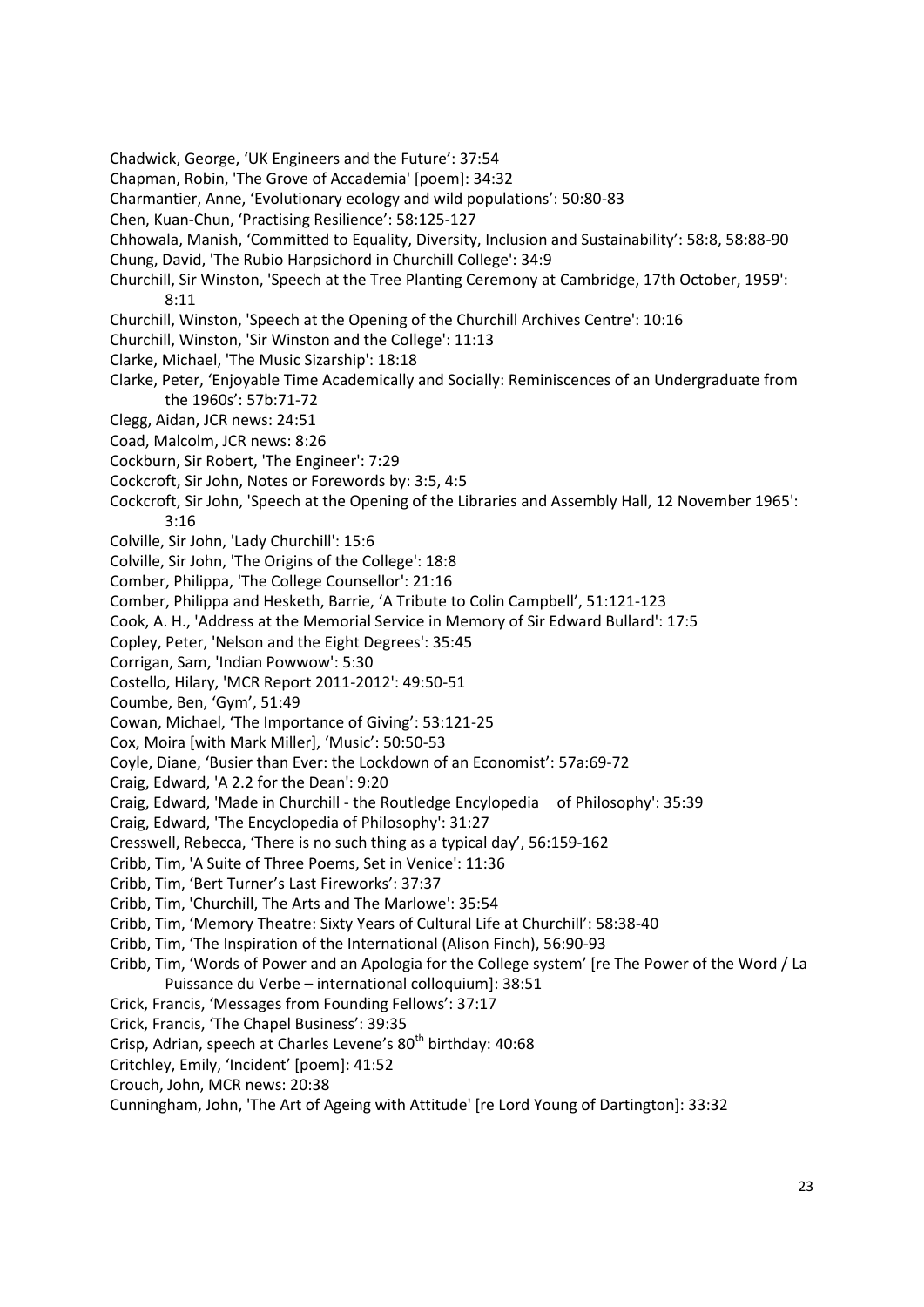Chadwick, George, ‘UK Engineers and the Future’: 37:54

Chapman, Robin, 'The Grove of Accademia' [poem]: 34:32

Charmantier, Anne, ‘Evolutionary ecology and wild populations’: 50:80-83

Chen, Kuan-Chun, ‘Practising Resilience’: 58:125-127

Chhowala, Manish, ‘Committed to Equality, Diversity, Inclusion and Sustainability’: 58:8, 58:88-90

Chung, David, 'The Rubio Harpsichord in Churchill College': 34:9

Churchill, Sir Winston, 'Speech at the Tree Planting Ceremony at Cambridge, 17th October, 1959': 8:11

Churchill, Winston, 'Speech at the Opening of the Churchill Archives Centre': 10:16

Churchill, Winston, 'Sir Winston and the College': 11:13

Clarke, Michael, 'The Music Sizarship': 18:18

Clarke, Peter, ‘Enjoyable Time Academically and Socially: Reminiscences of an Undergraduate from the 1960s’: 57b:71-72

Clegg, Aidan, JCR news: 24:51

Coad, Malcolm, JCR news: 8:26

Cockburn, Sir Robert, 'The Engineer': 7:29

Cockcroft, Sir John, Notes or Forewords by: 3:5, 4:5

Cockcroft, Sir John, 'Speech at the Opening of the Libraries and Assembly Hall, 12 November 1965': 3:16

Colville, Sir John, 'Lady Churchill': 15:6

Colville, Sir John, 'The Origins of the College': 18:8

Comber, Philippa, 'The College Counsellor': 21:16

Comber, Philippa and Hesketh, Barrie, ‘A Tribute to Colin Campbell’, 51:121-123

Cook, A. H., 'Address at the Memorial Service in Memory of Sir Edward Bullard': 17:5

Copley, Peter, 'Nelson and the Eight Degrees': 35:45

Corrigan, Sam, 'Indian Powwow': 5:30

Costello, Hilary, 'MCR Report 2011-2012': 49:50-51

Coumbe, Ben, ‘Gym’, 51:49

Cowan, Michael, ‘The Importance of Giving’: 53:121-25

Cox, Moira [with Mark Miller], ‘Music’: 50:50-53

Coyle, Diane, ‘Busier than Ever: the Lockdown of an Economist’: 57a:69-72

Craig, Edward, 'A 2.2 for the Dean': 9:20

Craig, Edward, 'Made in Churchill - the Routledge Encyclopedia of Philosophy': 35:39

Craig, Edward, 'The Encyclopedia of Philosophy': 31:27

Cresswell, Rebecca, ‘There is no such thing as a typical day’, 56:159-162

Cribb, Tim, 'A Suite of Three Poems, Set in Venice': 11:36

Cribb, Tim, ‘Bert Turner’s Last Fireworks’: 37:37

Cribb, Tim, 'Churchill, The Arts and The Marlowe': 35:54

Cribb, Tim, ‘Memory Theatre: Sixty Years of Cultural Life at Churchill’: 58:38-40

Cribb, Tim, ‘The Inspiration of the International (Alison Finch), 56:90-93

Cribb, Tim, ‘Words of Power and an Apologia for the College system’ [re The Power of the Word / La Puissance du Verbe – international colloquium]: 38:51

Crick, Francis, ‘Messages from Founding Fellows’: 37:17

Crick, Francis, ‘The Chapel Business’: 39:35

Crisp, Adrian, speech at Charles Levene’s 80th birthday: 40:68

Critchley, Emily, ‘Incident’ [poem]: 41:52

Crouch, John, MCR news: 20:38

Cunningham, John, 'The Art of Ageing with Attitude' [re Lord Young of Dartington]: 33:32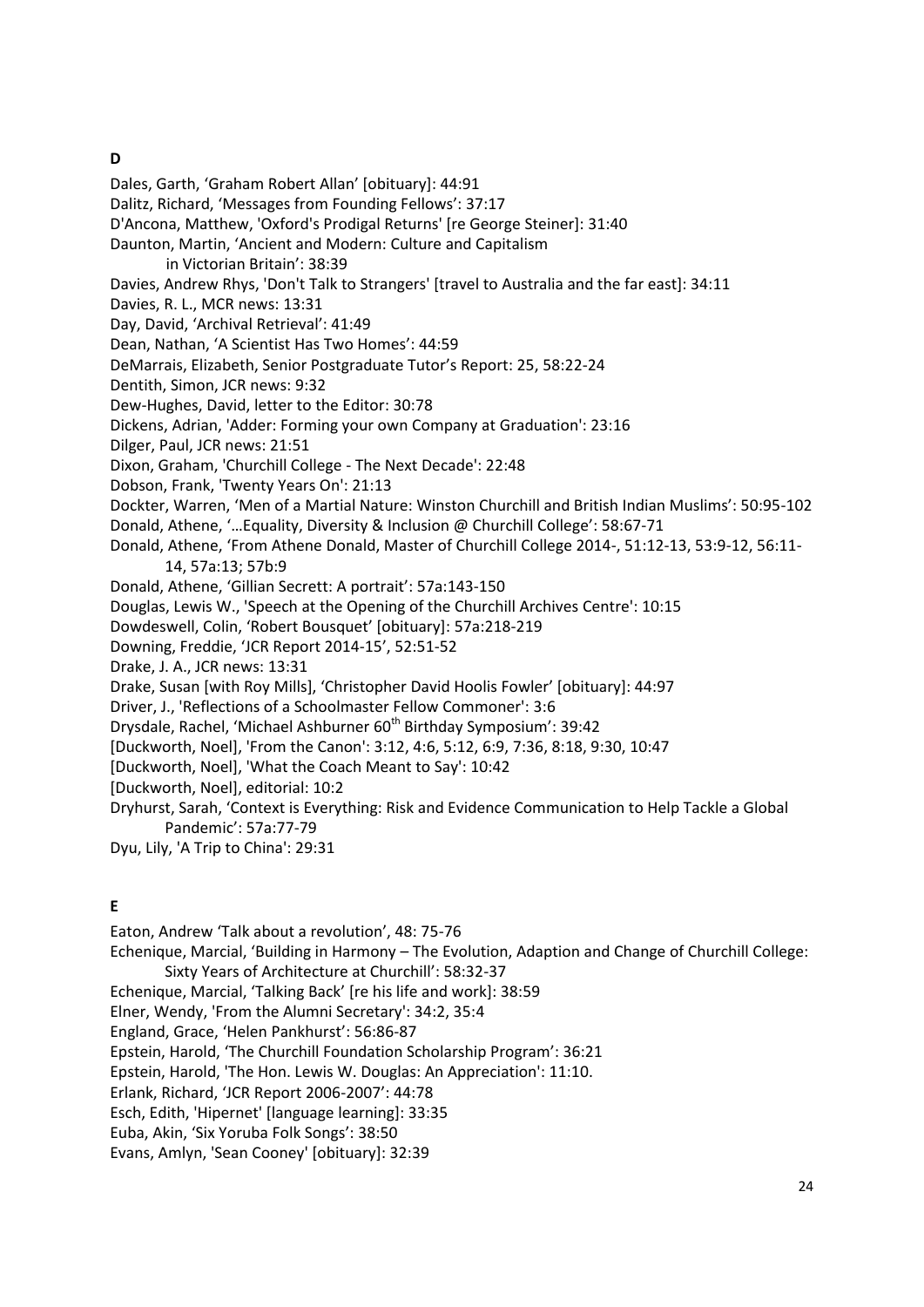## D

Dales, Garth, ‘Graham Robert Allan’ [obituary]: 44:91

Dalitz, Richard, ‘Messages from Founding Fellows’: 37:17

D'Ancona, Matthew, 'Oxford's Prodigal Returns' [re George Steiner]: 31:40

Daunton, Martin, ‘Ancient and Modern: Culture and Capitalism in Victorian Britain’: 38:39

Davies, Andrew Rhys, 'Don't Talk to Strangers' [travel to Australia and the far east]: 34:11

Davies, R. L., MCR news: 13:31

Day, David, ‘Archival Retrieval’: 41:49

Dean, Nathan, ‘A Scientist Has Two Homes’: 44:59

DeMarrais, Elizabeth, Senior Postgraduate Tutor’s Report: 25, 58:22-24

Dentith, Simon, JCR news: 9:32

Dew-Hughes, David, letter to the Editor: 30:78

Dickens, Adrian, 'Adder: Forming your own Company at Graduation': 23:16

Dilger, Paul, JCR news: 21:51

Dixon, Graham, 'Churchill College - The Next Decade': 22:48

Dobson, Frank, 'Twenty Years On': 21:13

Dockter, Warren, ‘Men of a Martial Nature: Winston Churchill and British Indian Muslims’: 50:95-102

Donald, Athene, ‘…Equality, Diversity & Inclusion @ Churchill College’: 58:67-71

Donald, Athene, ‘From Athene Donald, Master of Churchill College 2014-, 51:12-13, 53:9-12, 56:11-14, 57a:13; 57b:9

Donald, Athene, ‘Gillian Secrett: A portrait’: 57a:143-150

Douglas, Lewis W., 'Speech at the Opening of the Churchill Archives Centre': 10:15

Dowdeswell, Colin, ‘Robert Bousquet’ [obituary]: 57a:218-219

Downing, Freddie, ‘JCR Report 2014-15’, 52:51-52

Drake, J. A., JCR news: 13:31

Drake, Susan [with Roy Mills], ‘Christopher David Hoolis Fowler’ [obituary]: 44:97

Driver, J., 'Reflections of a Schoolmaster Fellow Commoner': 3:6

Drysdale, Rachel, ‘Michael Ashburner 60th Birthday Symposium’: 39:42

[Duckworth, Noel], 'From the Canon': 3:12, 4:6, 5:12, 6:9, 7:36, 8:18, 9:30, 10:47

[Duckworth, Noel], 'What the Coach Meant to Say': 10:42

[Duckworth, Noel], editorial: 10:2

Dryhurst, Sarah, ‘Context is Everything: Risk and Evidence Communication to Help Tackle a Global Pandemic’: 57a:77-79

Dyu, Lily, 'A Trip to China': 29:31

## E

Eaton, Andrew ‘Talk about a revolution’, 48: 75-76

Echenique, Marcial, ‘Building in Harmony – The Evolution, Adaption and Change of Churchill College: Sixty Years of Architecture at Churchill’: 58:32-37

Echenique, Marcial, ‘Talking Back’ [re his life and work]: 38:59

Elner, Wendy, 'From the Alumni Secretary': 34:2, 35:4

England, Grace, ‘Helen Pankhurst’: 56:86-87

Epstein, Harold, ‘The Churchill Foundation Scholarship Program’: 36:21

Epstein, Harold, 'The Hon. Lewis W. Douglas: An Appreciation': 11:10.

Erlank, Richard, ‘JCR Report 2006-2007’: 44:78

Esch, Edith, 'Hipernet' [language learning]: 33:35

Euba, Akin, ‘Six Yoruba Folk Songs’: 38:50

Evans, Amlyn, 'Sean Cooney' [obituary]: 32:39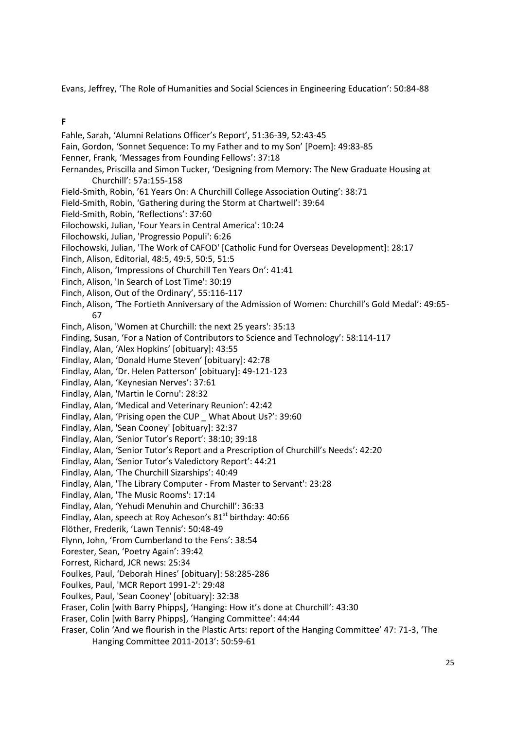Evans, Jeffrey, 'The Role of Humanities and Social Sciences in Engineering Education': 50:84-88

**F**

Fahle, Sarah, 'Alumni Relations Officer's Report', 51:36-39, 52:43-45

Fain, Gordon, 'Sonnet Sequence: To my Father and to my Son' [Poem]: 49:83-85

Fenner, Frank, 'Messages from Founding Fellows': 37:18

Fernandes, Priscilla and Simon Tucker, 'Designing from Memory: The New Graduate Housing at Churchill': 57a:155-158

Field-Smith, Robin, '61 Years On: A Churchill College Association Outing': 38:71

Field-Smith, Robin, 'Gathering during the Storm at Chartwell': 39:64

Field-Smith, Robin, 'Reflections': 37:60

Filochowski, Julian, 'Four Years in Central America': 10:24

Filochowski, Julian, 'Progressio Populi': 6:26

Filochowski, Julian, 'The Work of CAFOD' [Catholic Fund for Overseas Development]: 28:17

Finch, Alison, Editorial, 48:5, 49:5, 50:5, 51:5

Finch, Alison, 'Impressions of Churchill Ten Years On': 41:41

Finch, Alison, 'In Search of Lost Time': 30:19

Finch, Alison, Out of the Ordinary', 55:116-117

Finch, Alison, 'The Fortieth Anniversary of the Admission of Women: Churchill's Gold Medal': 49:65-67

Finch, Alison, 'Women at Churchill: the next 25 years': 35:13

Finding, Susan, 'For a Nation of Contributors to Science and Technology': 58:114-117

Findlay, Alan, 'Alex Hopkins' [obituary]: 43:55

Findlay, Alan, 'Donald Hume Steven' [obituary]: 42:78

Findlay, Alan, 'Dr. Helen Patterson' [obituary]: 49-121-123

Findlay, Alan, 'Keynesian Nerves': 37:61

Findlay, Alan, 'Martin le Cornu': 28:32

Findlay, Alan, 'Medical and Veterinary Reunion': 42:42

Findlay, Alan, 'Prising open the CUP _ What About Us?': 39:60

Findlay, Alan, 'Sean Cooney' [obituary]: 32:37

Findlay, Alan, 'Senior Tutor's Report': 38:10; 39:18

Findlay, Alan, 'Senior Tutor's Report and a Prescription of Churchill's Needs': 42:20

Findlay, Alan, 'Senior Tutor's Valedictory Report': 44:21

Findlay, Alan, 'The Churchill Sizarships': 40:49

Findlay, Alan, 'The Library Computer - From Master to Servant': 23:28

Findlay, Alan, 'The Music Rooms': 17:14

Findlay, Alan, 'Yehudi Menuhin and Churchill': 36:33

Findlay, Alan, speech at Roy Acheson's 81st birthday: 40:66

Flöther, Frederik, 'Lawn Tennis': 50:48-49

Flynn, John, 'From Cumberland to the Fens': 38:54

Forester, Sean, 'Poetry Again': 39:42

Forrest, Richard, JCR news: 25:34

Foulkes, Paul, 'Deborah Hines' [obituary]: 58:285-286

Foulkes, Paul, 'MCR Report 1991-2': 29:48

Foulkes, Paul, 'Sean Cooney' [obituary]: 32:38

Fraser, Colin [with Barry Phipps], 'Hanging: How it's done at Churchill': 43:30

Fraser, Colin [with Barry Phipps], 'Hanging Committee': 44:44

Fraser, Colin 'And we flourish in the Plastic Arts: report of the Hanging Committee' 47: 71-3, 'The Hanging Committee 2011-2013': 50:59-61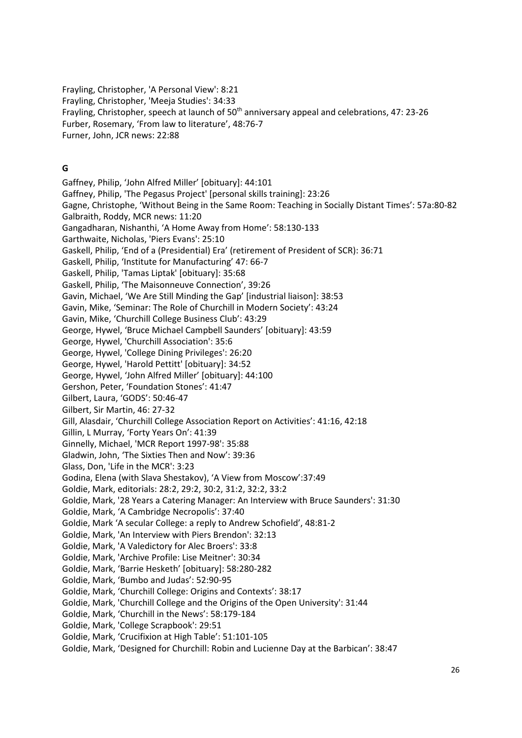Frayling, Christopher, 'A Personal View': 8:21
Frayling, Christopher, 'Meeja Studies': 34:33
Frayling, Christopher, speech at launch of 50th anniversary appeal and celebrations, 47: 23-26
Furber, Rosemary, 'From law to literature', 48:76-7
Furner, John, JCR news: 22:88

**G**

Gaffney, Philip, 'John Alfred Miller' [obituary]: 44:101
Gaffney, Philip, 'The Pegasus Project' [personal skills training]: 23:26
Gagne, Christophe, 'Without Being in the Same Room: Teaching in Socially Distant Times': 57a:80-82
Galbraith, Roddy, MCR news: 11:20
Gangadharan, Nishanthi, 'A Home Away from Home': 58:130-133
Garthwaite, Nicholas, 'Piers Evans': 25:10
Gaskell, Philip, 'End of a (Presidential) Era' (retirement of President of SCR): 36:71
Gaskell, Philip, 'Institute for Manufacturing' 47: 66-7
Gaskell, Philip, 'Tamas Liptak' [obituary]: 35:68
Gaskell, Philip, 'The Maisonneuve Connection', 39:26
Gavin, Michael, 'We Are Still Minding the Gap' [industrial liaison]: 38:53
Gavin, Mike, 'Seminar: The Role of Churchill in Modern Society': 43:24
Gavin, Mike, 'Churchill College Business Club': 43:29
George, Hywel, 'Bruce Michael Campbell Saunders' [obituary]: 43:59
George, Hywel, 'Churchill Association': 35:6
George, Hywel, 'College Dining Privileges': 26:20
George, Hywel, 'Harold Pettitt' [obituary]: 34:52
George, Hywel, 'John Alfred Miller' [obituary]: 44:100
Gershon, Peter, 'Foundation Stones': 41:47
Gilbert, Laura, 'GODS': 50:46-47
Gilbert, Sir Martin, 46: 27-32
Gill, Alasdair, 'Churchill College Association Report on Activities': 41:16, 42:18
Gillin, L Murray, 'Forty Years On': 41:39
Ginnelly, Michael, 'MCR Report 1997-98': 35:88
Gladwin, John, 'The Sixties Then and Now': 39:36
Glass, Don, 'Life in the MCR': 3:23
Godina, Elena (with Slava Shestakov), 'A View from Moscow':37:49
Goldie, Mark, editorials: 28:2, 29:2, 30:2, 31:2, 32:2, 33:2
Goldie, Mark, '28 Years a Catering Manager: An Interview with Bruce Saunders': 31:30
Goldie, Mark, 'A Cambridge Necropolis': 37:40
Goldie, Mark 'A secular College: a reply to Andrew Schofield', 48:81-2
Goldie, Mark, 'An Interview with Piers Brendon': 32:13
Goldie, Mark, 'A Valedictory for Alec Broers': 33:8
Goldie, Mark, 'Archive Profile: Lise Meitner': 30:34
Goldie, Mark, 'Barrie Hesketh' [obituary]: 58:280-282
Goldie, Mark, 'Bumbo and Judas': 52:90-95
Goldie, Mark, 'Churchill College: Origins and Contexts': 38:17
Goldie, Mark, 'Churchill College and the Origins of the Open University': 31:44
Goldie, Mark, 'Churchill in the News': 58:179-184
Goldie, Mark, 'College Scrapbook': 29:51
Goldie, Mark, 'Crucifixion at High Table': 51:101-105
Goldie, Mark, 'Designed for Churchill: Robin and Lucienne Day at the Barbican': 38:47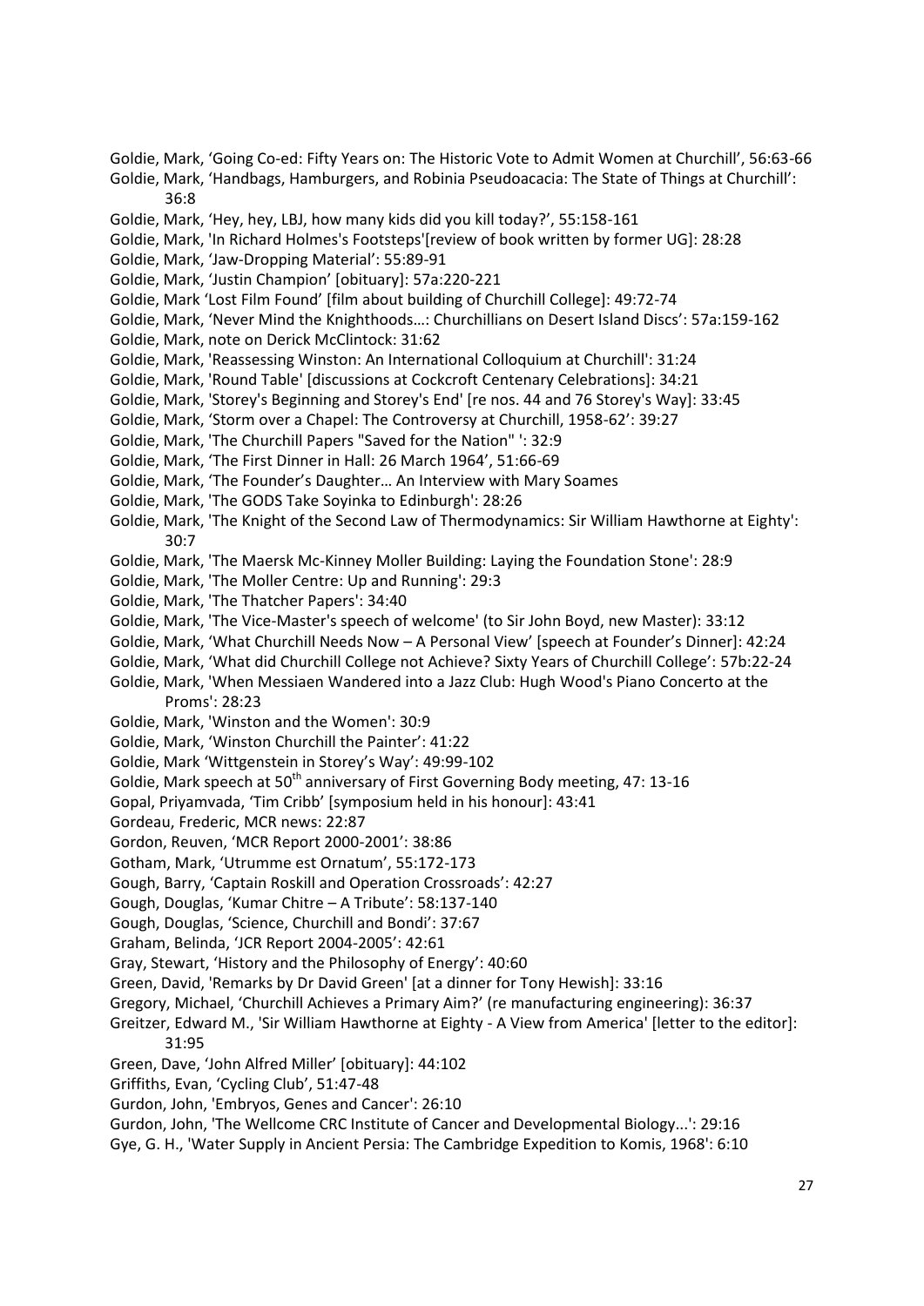Goldie, Mark, 'Going Co-ed: Fifty Years on: The Historic Vote to Admit Women at Churchill', 56:63-66

Goldie, Mark, 'Handbags, Hamburgers, and Robinia Pseudoacacia: The State of Things at Churchill': 36:8

Goldie, Mark, 'Hey, hey, LBJ, how many kids did you kill today?', 55:158-161

Goldie, Mark, 'In Richard Holmes's Footsteps'[review of book written by former UG]: 28:28

Goldie, Mark, 'Jaw-Dropping Material': 55:89-91

Goldie, Mark, 'Justin Champion' [obituary]: 57a:220-221

Goldie, Mark 'Lost Film Found' [film about building of Churchill College]: 49:72-74

Goldie, Mark, 'Never Mind the Knighthoods…: Churchillians on Desert Island Discs': 57a:159-162

Goldie, Mark, note on Derick McClintock: 31:62

Goldie, Mark, 'Reassessing Winston: An International Colloquium at Churchill': 31:24

Goldie, Mark, 'Round Table' [discussions at Cockcroft Centenary Celebrations]: 34:21

Goldie, Mark, 'Storey's Beginning and Storey's End' [re nos. 44 and 76 Storey's Way]: 33:45

Goldie, Mark, 'Storm over a Chapel: The Controversy at Churchill, 1958-62': 39:27

Goldie, Mark, 'The Churchill Papers "Saved for the Nation" ': 32:9

Goldie, Mark, 'The First Dinner in Hall: 26 March 1964', 51:66-69

Goldie, Mark, 'The Founder's Daughter… An Interview with Mary Soames

Goldie, Mark, 'The GODS Take Soyinka to Edinburgh': 28:26

Goldie, Mark, 'The Knight of the Second Law of Thermodynamics: Sir William Hawthorne at Eighty': 30:7

Goldie, Mark, 'The Maersk Mc-Kinney Moller Building: Laying the Foundation Stone': 28:9

Goldie, Mark, 'The Moller Centre: Up and Running': 29:3

Goldie, Mark, 'The Thatcher Papers': 34:40

Goldie, Mark, 'The Vice-Master's speech of welcome' (to Sir John Boyd, new Master): 33:12

Goldie, Mark, 'What Churchill Needs Now – A Personal View' [speech at Founder's Dinner]: 42:24

Goldie, Mark, 'What did Churchill College not Achieve? Sixty Years of Churchill College': 57b:22-24

Goldie, Mark, 'When Messiaen Wandered into a Jazz Club: Hugh Wood's Piano Concerto at the Proms': 28:23

Goldie, Mark, 'Winston and the Women': 30:9

Goldie, Mark, 'Winston Churchill the Painter': 41:22

Goldie, Mark 'Wittgenstein in Storey's Way': 49:99-102

Goldie, Mark speech at 50th anniversary of First Governing Body meeting, 47: 13-16

Gopal, Priyamvada, 'Tim Cribb' [symposium held in his honour]: 43:41

Gordeau, Frederic, MCR news: 22:87

Gordon, Reuven, 'MCR Report 2000-2001': 38:86

Gotham, Mark, 'Utrumme est Ornatum', 55:172-173

Gough, Barry, 'Captain Roskill and Operation Crossroads': 42:27

Gough, Douglas, 'Kumar Chitre – A Tribute': 58:137-140

Gough, Douglas, 'Science, Churchill and Bondi': 37:67

Graham, Belinda, 'JCR Report 2004-2005': 42:61

Gray, Stewart, 'History and the Philosophy of Energy': 40:60

Green, David, 'Remarks by Dr David Green' [at a dinner for Tony Hewish]: 33:16

Gregory, Michael, 'Churchill Achieves a Primary Aim?' (re manufacturing engineering): 36:37

Greitzer, Edward M., 'Sir William Hawthorne at Eighty - A View from America' [letter to the editor]: 31:95

Green, Dave, 'John Alfred Miller' [obituary]: 44:102

Griffiths, Evan, 'Cycling Club', 51:47-48

Gurdon, John, 'Embryos, Genes and Cancer': 26:10

Gurdon, John, 'The Wellcome CRC Institute of Cancer and Developmental Biology...': 29:16

Gye, G. H., 'Water Supply in Ancient Persia: The Cambridge Expedition to Komis, 1968': 6:10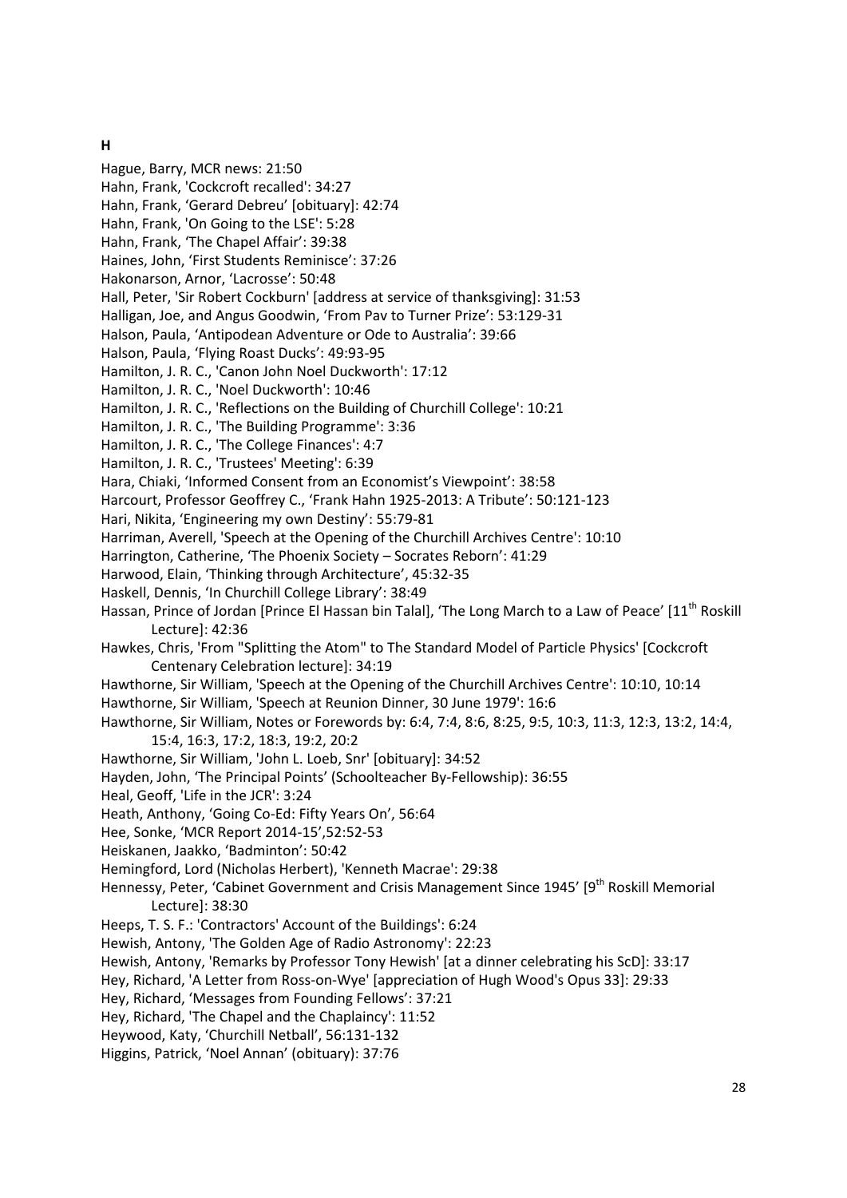**H**

Hague, Barry, MCR news: 21:50
Hahn, Frank, 'Cockcroft recalled': 34:27
Hahn, Frank, 'Gerard Debreu' [obituary]: 42:74
Hahn, Frank, 'On Going to the LSE': 5:28
Hahn, Frank, 'The Chapel Affair': 39:38
Haines, John, 'First Students Reminisce': 37:26
Hakonarson, Arnor, 'Lacrosse': 50:48
Hall, Peter, 'Sir Robert Cockburn' [address at service of thanksgiving]: 31:53
Halligan, Joe, and Angus Goodwin, 'From Pav to Turner Prize': 53:129-31
Halson, Paula, 'Antipodean Adventure or Ode to Australia': 39:66
Halson, Paula, 'Flying Roast Ducks': 49:93-95
Hamilton, J. R. C., 'Canon John Noel Duckworth': 17:12
Hamilton, J. R. C., 'Noel Duckworth': 10:46
Hamilton, J. R. C., 'Reflections on the Building of Churchill College': 10:21
Hamilton, J. R. C., 'The Building Programme': 3:36
Hamilton, J. R. C., 'The College Finances': 4:7
Hamilton, J. R. C., 'Trustees' Meeting': 6:39
Hara, Chiaki, 'Informed Consent from an Economist's Viewpoint': 38:58
Harcourt, Professor Geoffrey C., 'Frank Hahn 1925-2013: A Tribute': 50:121-123
Hari, Nikita, 'Engineering my own Destiny': 55:79-81
Harriman, Averell, 'Speech at the Opening of the Churchill Archives Centre': 10:10
Harrington, Catherine, 'The Phoenix Society – Socrates Reborn': 41:29
Harwood, Elain, 'Thinking through Architecture', 45:32-35
Haskell, Dennis, 'In Churchill College Library': 38:49
Hassan, Prince of Jordan [Prince El Hassan bin Talal], 'The Long March to a Law of Peace' [11th Roskill Lecture]: 42:36
Hawkes, Chris, 'From "Splitting the Atom" to The Standard Model of Particle Physics' [Cockcroft Centenary Celebration lecture]: 34:19
Hawthorne, Sir William, 'Speech at the Opening of the Churchill Archives Centre': 10:10, 10:14
Hawthorne, Sir William, 'Speech at Reunion Dinner, 30 June 1979': 16:6
Hawthorne, Sir William, Notes or Forewords by: 6:4, 7:4, 8:6, 8:25, 9:5, 10:3, 11:3, 12:3, 13:2, 14:4, 15:4, 16:3, 17:2, 18:3, 19:2, 20:2
Hawthorne, Sir William, 'John L. Loeb, Snr' [obituary]: 34:52
Hayden, John, 'The Principal Points' (Schoolteacher By-Fellowship): 36:55
Heal, Geoff, 'Life in the JCR': 3:24
Heath, Anthony, 'Going Co-Ed: Fifty Years On', 56:64
Hee, Sonke, 'MCR Report 2014-15',52:52-53
Heiskanen, Jaakko, 'Badminton': 50:42
Hemingford, Lord (Nicholas Herbert), 'Kenneth Macrae': 29:38
Hennessy, Peter, 'Cabinet Government and Crisis Management Since 1945' [9th Roskill Memorial Lecture]: 38:30
Heeps, T. S. F.: 'Contractors' Account of the Buildings': 6:24
Hewish, Antony, 'The Golden Age of Radio Astronomy': 22:23
Hewish, Antony, 'Remarks by Professor Tony Hewish' [at a dinner celebrating his ScD]: 33:17
Hey, Richard, 'A Letter from Ross-on-Wye' [appreciation of Hugh Wood's Opus 33]: 29:33
Hey, Richard, 'Messages from Founding Fellows': 37:21
Hey, Richard, 'The Chapel and the Chaplaincy': 11:52
Heywood, Katy, 'Churchill Netball', 56:131-132
Higgins, Patrick, 'Noel Annan' (obituary): 37:76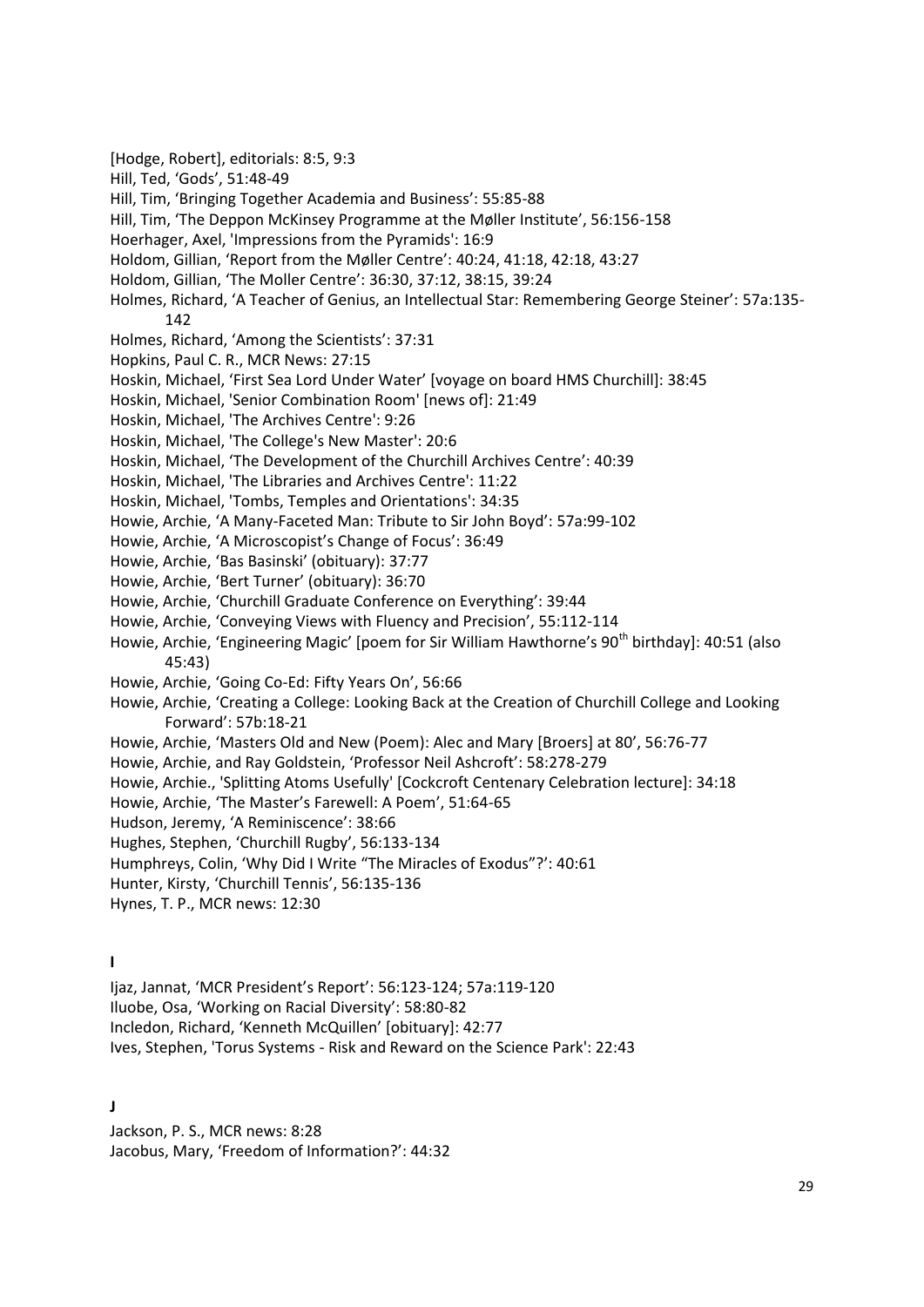[Hodge, Robert], editorials: 8:5, 9:3

Hill, Ted, 'Gods', 51:48-49

Hill, Tim, 'Bringing Together Academia and Business': 55:85-88

Hill, Tim, 'The Deppon McKinsey Programme at the Møller Institute', 56:156-158

Hoerhager, Axel, 'Impressions from the Pyramids': 16:9

Holdom, Gillian, 'Report from the Møller Centre': 40:24, 41:18, 42:18, 43:27

Holdom, Gillian, 'The Moller Centre': 36:30, 37:12, 38:15, 39:24

Holmes, Richard, 'A Teacher of Genius, an Intellectual Star: Remembering George Steiner': 57a:135-142

Holmes, Richard, 'Among the Scientists': 37:31

Hopkins, Paul C. R., MCR News: 27:15

Hoskin, Michael, 'First Sea Lord Under Water' [voyage on board HMS Churchill]: 38:45

Hoskin, Michael, 'Senior Combination Room' [news of]: 21:49

Hoskin, Michael, 'The Archives Centre': 9:26

Hoskin, Michael, 'The College's New Master': 20:6

Hoskin, Michael, 'The Development of the Churchill Archives Centre': 40:39

Hoskin, Michael, 'The Libraries and Archives Centre': 11:22

Hoskin, Michael, 'Tombs, Temples and Orientations': 34:35

Howie, Archie, 'A Many-Faceted Man: Tribute to Sir John Boyd': 57a:99-102

Howie, Archie, 'A Microscopist's Change of Focus': 36:49

Howie, Archie, 'Bas Basinski' (obituary): 37:77

Howie, Archie, 'Bert Turner' (obituary): 36:70

Howie, Archie, 'Churchill Graduate Conference on Everything': 39:44

Howie, Archie, 'Conveying Views with Fluency and Precision', 55:112-114

Howie, Archie, 'Engineering Magic' [poem for Sir William Hawthorne's 90th birthday]: 40:51 (also 45:43)

Howie, Archie, 'Going Co-Ed: Fifty Years On', 56:66

Howie, Archie, 'Creating a College: Looking Back at the Creation of Churchill College and Looking Forward': 57b:18-21

Howie, Archie, 'Masters Old and New (Poem): Alec and Mary [Broers] at 80', 56:76-77

Howie, Archie, and Ray Goldstein, 'Professor Neil Ashcroft': 58:278-279

Howie, Archie., 'Splitting Atoms Usefully' [Cockcroft Centenary Celebration lecture]: 34:18

Howie, Archie, 'The Master's Farewell: A Poem', 51:64-65

Hudson, Jeremy, 'A Reminiscence': 38:66

Hughes, Stephen, 'Churchill Rugby', 56:133-134

Humphreys, Colin, 'Why Did I Write "The Miracles of Exodus"?': 40:61

Hunter, Kirsty, 'Churchill Tennis', 56:135-136

Hynes, T. P., MCR news: 12:30

**I**

Ijaz, Jannat, 'MCR President's Report': 56:123-124; 57a:119-120

Iluobe, Osa, 'Working on Racial Diversity': 58:80-82

Incledon, Richard, 'Kenneth McQuillen' [obituary]: 42:77

Ives, Stephen, 'Torus Systems - Risk and Reward on the Science Park': 22:43

**J**

Jackson, P. S., MCR news: 8:28

Jacobus, Mary, 'Freedom of Information?': 44:32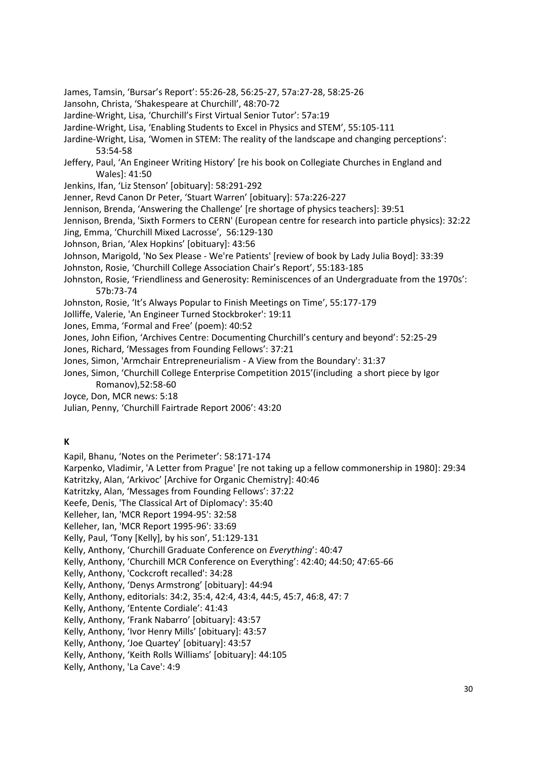James, Tamsin, 'Bursar's Report': 55:26-28, 56:25-27, 57a:27-28, 58:25-26

Jansohn, Christa, 'Shakespeare at Churchill', 48:70-72

Jardine-Wright, Lisa, 'Churchill's First Virtual Senior Tutor': 57a:19

Jardine-Wright, Lisa, 'Enabling Students to Excel in Physics and STEM', 55:105-111

Jardine-Wright, Lisa, 'Women in STEM: The reality of the landscape and changing perceptions': 53:54-58

Jeffery, Paul, 'An Engineer Writing History' [re his book on Collegiate Churches in England and Wales]: 41:50

Jenkins, Ifan, 'Liz Stenson' [obituary]: 58:291-292

Jenner, Revd Canon Dr Peter, 'Stuart Warren' [obituary]: 57a:226-227

Jennison, Brenda, 'Answering the Challenge' [re shortage of physics teachers]: 39:51

Jennison, Brenda, 'Sixth Formers to CERN' (European centre for research into particle physics): 32:22

Jing, Emma, 'Churchill Mixed Lacrosse', 56:129-130

Johnson, Brian, 'Alex Hopkins' [obituary]: 43:56

Johnson, Marigold, 'No Sex Please - We're Patients' [review of book by Lady Julia Boyd]: 33:39

Johnston, Rosie, 'Churchill College Association Chair's Report', 55:183-185

Johnston, Rosie, 'Friendliness and Generosity: Reminiscences of an Undergraduate from the 1970s': 57b:73-74

Johnston, Rosie, 'It's Always Popular to Finish Meetings on Time', 55:177-179

Jolliffe, Valerie, 'An Engineer Turned Stockbroker': 19:11

Jones, Emma, 'Formal and Free' (poem): 40:52

Jones, John Eifion, 'Archives Centre: Documenting Churchill's century and beyond': 52:25-29

Jones, Richard, 'Messages from Founding Fellows': 37:21

Jones, Simon, 'Armchair Entrepreneurialism - A View from the Boundary': 31:37

Jones, Simon, 'Churchill College Enterprise Competition 2015'(including a short piece by Igor Romanov),52:58-60

Joyce, Don, MCR news: 5:18

Julian, Penny, 'Churchill Fairtrade Report 2006': 43:20

**K**

Kapil, Bhanu, 'Notes on the Perimeter': 58:171-174

Karpenko, Vladimir, 'A Letter from Prague' [re not taking up a fellow commonership in 1980]: 29:34

Katritzky, Alan, 'Arkivoc' [Archive for Organic Chemistry]: 40:46

Katritzky, Alan, 'Messages from Founding Fellows': 37:22

Keefe, Denis, 'The Classical Art of Diplomacy': 35:40

Kelleher, Ian, 'MCR Report 1994-95': 32:58

Kelleher, Ian, 'MCR Report 1995-96': 33:69

Kelly, Paul, 'Tony [Kelly], by his son', 51:129-131

Kelly, Anthony, 'Churchill Graduate Conference on *Everything*': 40:47

Kelly, Anthony, 'Churchill MCR Conference on Everything': 42:40; 44:50; 47:65-66

Kelly, Anthony, 'Cockcroft recalled': 34:28

Kelly, Anthony, 'Denys Armstrong' [obituary]: 44:94

Kelly, Anthony, editorials: 34:2, 35:4, 42:4, 43:4, 44:5, 45:7, 46:8, 47: 7

Kelly, Anthony, 'Entente Cordiale': 41:43

Kelly, Anthony, 'Frank Nabarro' [obituary]: 43:57

Kelly, Anthony, 'Ivor Henry Mills' [obituary]: 43:57

Kelly, Anthony, 'Joe Quartey' [obituary]: 43:57

Kelly, Anthony, 'Keith Rolls Williams' [obituary]: 44:105

Kelly, Anthony, 'La Cave': 4:9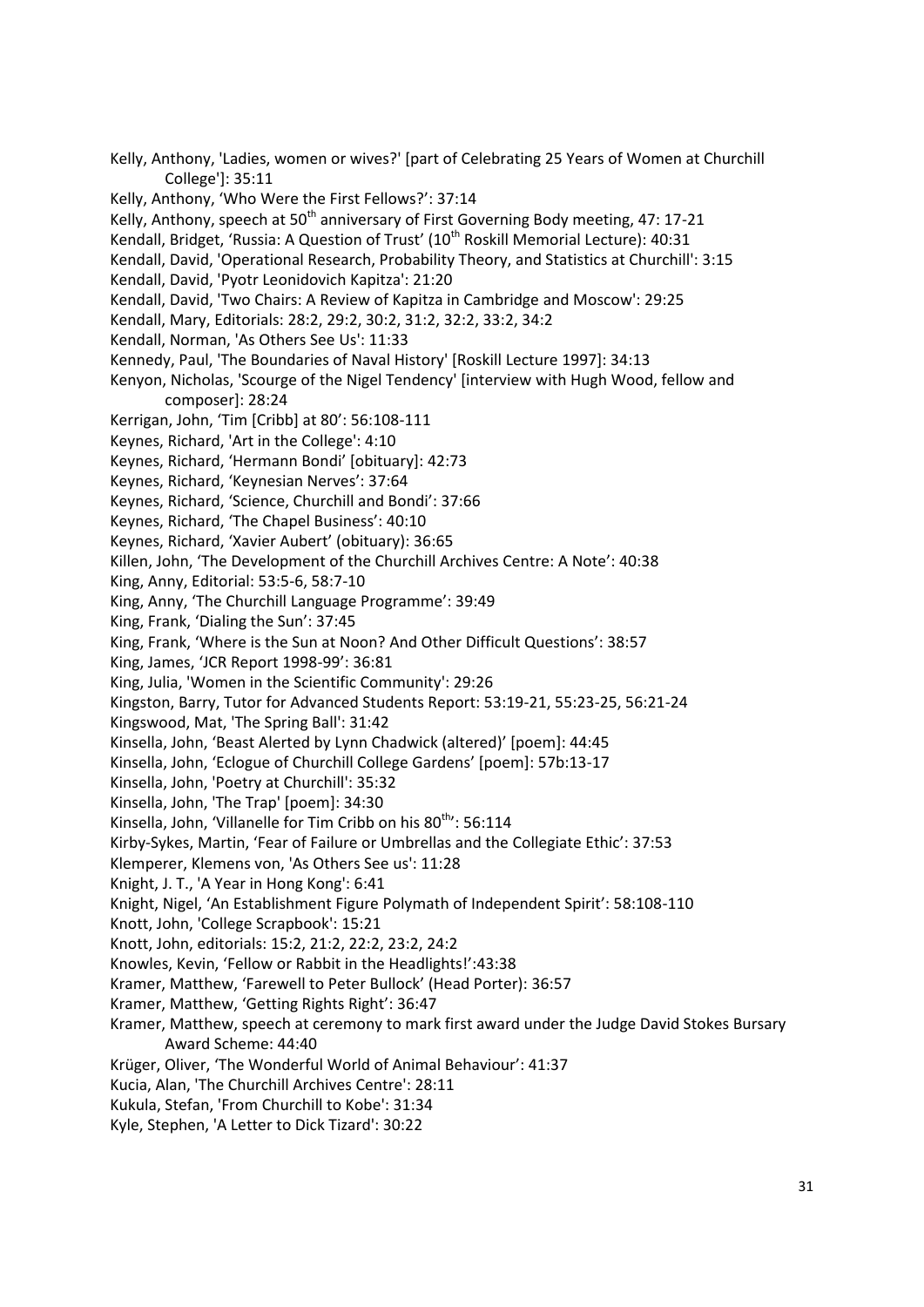Kelly, Anthony, 'Ladies, women or wives?' [part of Celebrating 25 Years of Women at Churchill College']: 35:11

Kelly, Anthony, 'Who Were the First Fellows?': 37:14

Kelly, Anthony, speech at 50th anniversary of First Governing Body meeting, 47: 17-21

Kendall, Bridget, 'Russia: A Question of Trust' (10th Roskill Memorial Lecture): 40:31

Kendall, David, 'Operational Research, Probability Theory, and Statistics at Churchill': 3:15

Kendall, David, 'Pyotr Leonidovich Kapitza': 21:20

Kendall, David, 'Two Chairs: A Review of Kapitza in Cambridge and Moscow': 29:25

Kendall, Mary, Editorials: 28:2, 29:2, 30:2, 31:2, 32:2, 33:2, 34:2

Kendall, Norman, 'As Others See Us': 11:33

Kennedy, Paul, 'The Boundaries of Naval History' [Roskill Lecture 1997]: 34:13

Kenyon, Nicholas, 'Scourge of the Nigel Tendency' [interview with Hugh Wood, fellow and composer]: 28:24

Kerrigan, John, 'Tim [Cribb] at 80': 56:108-111

Keynes, Richard, 'Art in the College': 4:10

Keynes, Richard, 'Hermann Bondi' [obituary]: 42:73

Keynes, Richard, 'Keynesian Nerves': 37:64

Keynes, Richard, 'Science, Churchill and Bondi': 37:66

Keynes, Richard, 'The Chapel Business': 40:10

Keynes, Richard, 'Xavier Aubert' (obituary): 36:65

Killen, John, 'The Development of the Churchill Archives Centre: A Note': 40:38

King, Anny, Editorial: 53:5-6, 58:7-10

King, Anny, 'The Churchill Language Programme': 39:49

King, Frank, 'Dialing the Sun': 37:45

King, Frank, 'Where is the Sun at Noon? And Other Difficult Questions': 38:57

King, James, 'JCR Report 1998-99': 36:81

King, Julia, 'Women in the Scientific Community': 29:26

Kingston, Barry, Tutor for Advanced Students Report: 53:19-21, 55:23-25, 56:21-24

Kingswood, Mat, 'The Spring Ball': 31:42

Kinsella, John, 'Beast Alerted by Lynn Chadwick (altered)' [poem]: 44:45

Kinsella, John, 'Eclogue of Churchill College Gardens' [poem]: 57b:13-17

Kinsella, John, 'Poetry at Churchill': 35:32

Kinsella, John, 'The Trap' [poem]: 34:30

Kinsella, John, 'Villanelle for Tim Cribb on his 80th': 56:114

Kirby-Sykes, Martin, 'Fear of Failure or Umbrellas and the Collegiate Ethic': 37:53

Klemperer, Klemens von, 'As Others See us': 11:28

Knight, J. T., 'A Year in Hong Kong': 6:41

Knight, Nigel, 'An Establishment Figure Polymath of Independent Spirit': 58:108-110

Knott, John, 'College Scrapbook': 15:21

Knott, John, editorials: 15:2, 21:2, 22:2, 23:2, 24:2

Knowles, Kevin, 'Fellow or Rabbit in the Headlights!':43:38

Kramer, Matthew, 'Farewell to Peter Bullock' (Head Porter): 36:57

Kramer, Matthew, 'Getting Rights Right': 36:47

Kramer, Matthew, speech at ceremony to mark first award under the Judge David Stokes Bursary Award Scheme: 44:40

Krüger, Oliver, 'The Wonderful World of Animal Behaviour': 41:37

Kucia, Alan, 'The Churchill Archives Centre': 28:11

Kukula, Stefan, 'From Churchill to Kobe': 31:34

Kyle, Stephen, 'A Letter to Dick Tizard': 30:22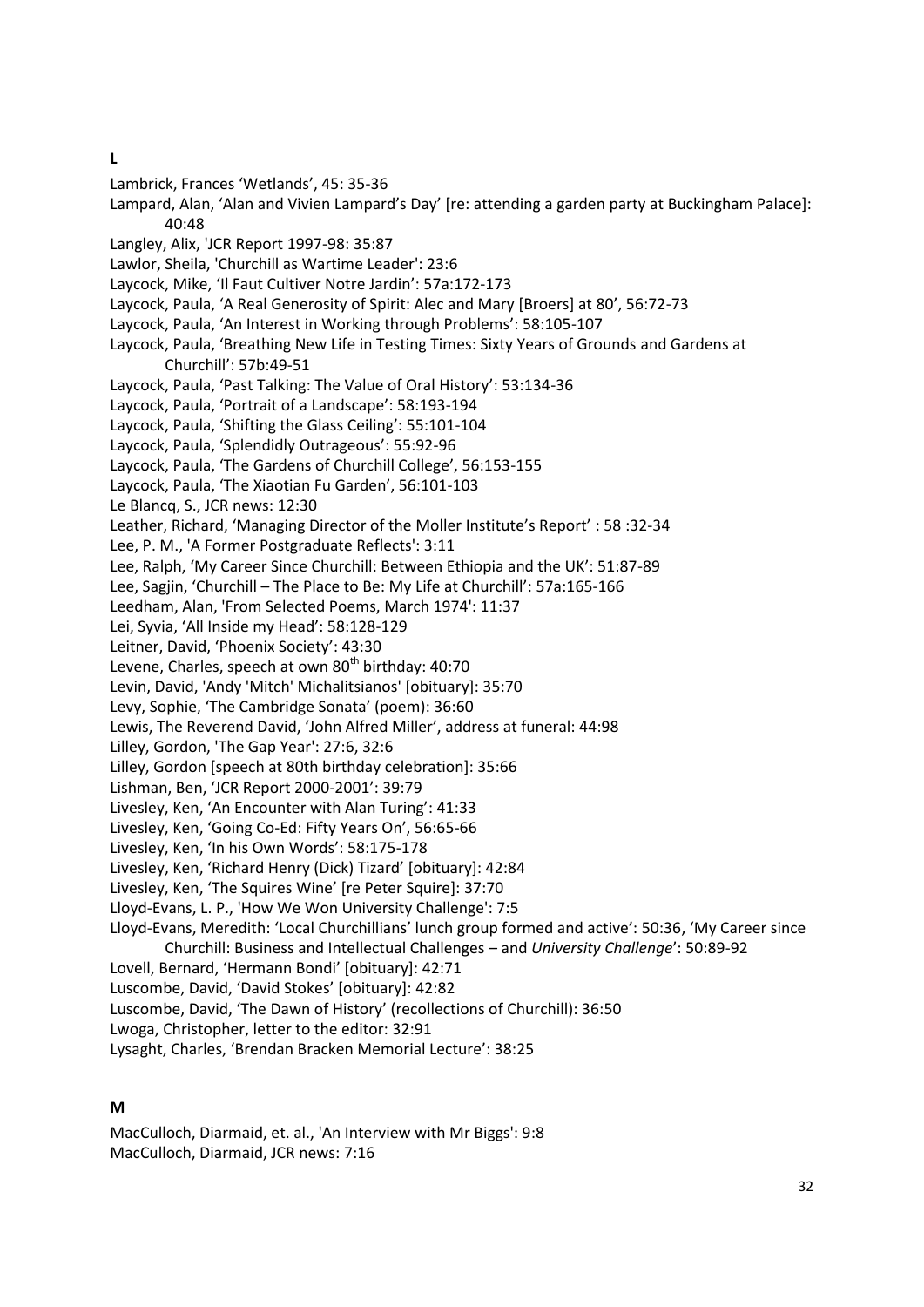## L

Lambrick, Frances 'Wetlands', 45: 35-36

Lampard, Alan, 'Alan and Vivien Lampard's Day' [re: attending a garden party at Buckingham Palace]: 40:48

Langley, Alix, 'JCR Report 1997-98: 35:87

Lawlor, Sheila, 'Churchill as Wartime Leader': 23:6

Laycock, Mike, 'Il Faut Cultiver Notre Jardin': 57a:172-173

Laycock, Paula, 'A Real Generosity of Spirit: Alec and Mary [Broers] at 80', 56:72-73

Laycock, Paula, 'An Interest in Working through Problems': 58:105-107

Laycock, Paula, 'Breathing New Life in Testing Times: Sixty Years of Grounds and Gardens at Churchill': 57b:49-51

Laycock, Paula, 'Past Talking: The Value of Oral History': 53:134-36

Laycock, Paula, 'Portrait of a Landscape': 58:193-194

Laycock, Paula, 'Shifting the Glass Ceiling': 55:101-104

Laycock, Paula, 'Splendidly Outrageous': 55:92-96

Laycock, Paula, 'The Gardens of Churchill College', 56:153-155

Laycock, Paula, 'The Xiaotian Fu Garden', 56:101-103

Le Blancq, S., JCR news: 12:30

Leather, Richard, 'Managing Director of the Moller Institute's Report' : 58 :32-34

Lee, P. M., 'A Former Postgraduate Reflects': 3:11

Lee, Ralph, 'My Career Since Churchill: Between Ethiopia and the UK': 51:87-89

Lee, Sagjin, 'Churchill – The Place to Be: My Life at Churchill': 57a:165-166

Leedham, Alan, 'From Selected Poems, March 1974': 11:37

Lei, Syvia, 'All Inside my Head': 58:128-129

Leitner, David, 'Phoenix Society': 43:30

Levene, Charles, speech at own 80th birthday: 40:70

Levin, David, 'Andy 'Mitch' Michalitsianos' [obituary]: 35:70

Levy, Sophie, 'The Cambridge Sonata' (poem): 36:60

Lewis, The Reverend David, 'John Alfred Miller', address at funeral: 44:98

Lilley, Gordon, 'The Gap Year': 27:6, 32:6

Lilley, Gordon [speech at 80th birthday celebration]: 35:66

Lishman, Ben, 'JCR Report 2000-2001': 39:79

Livesley, Ken, 'An Encounter with Alan Turing': 41:33

Livesley, Ken, 'Going Co-Ed: Fifty Years On', 56:65-66

Livesley, Ken, 'In his Own Words': 58:175-178

Livesley, Ken, 'Richard Henry (Dick) Tizard' [obituary]: 42:84

Livesley, Ken, 'The Squires Wine' [re Peter Squire]: 37:70

Lloyd-Evans, L. P., 'How We Won University Challenge': 7:5

Lloyd-Evans, Meredith: 'Local Churchillians' lunch group formed and active': 50:36, 'My Career since Churchill: Business and Intellectual Challenges – and *University Challenge*': 50:89-92

Lovell, Bernard, 'Hermann Bondi' [obituary]: 42:71

Luscombe, David, 'David Stokes' [obituary]: 42:82

Luscombe, David, 'The Dawn of History' (recollections of Churchill): 36:50

Lwoga, Christopher, letter to the editor: 32:91

Lysaght, Charles, 'Brendan Bracken Memorial Lecture': 38:25

## M

MacCulloch, Diarmaid, et. al., 'An Interview with Mr Biggs': 9:8

MacCulloch, Diarmaid, JCR news: 7:16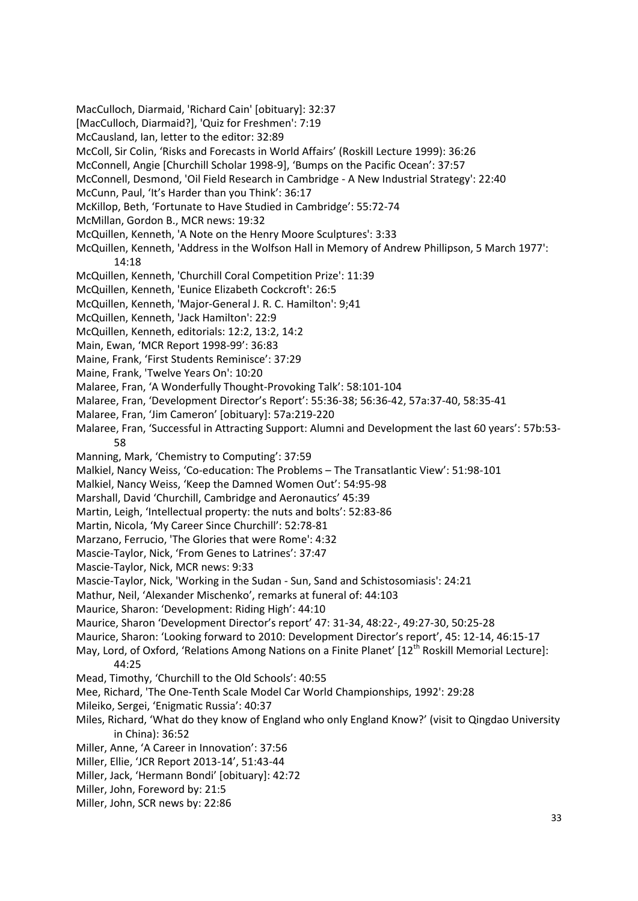MacCulloch, Diarmaid, 'Richard Cain' [obituary]: 32:37

[MacCulloch, Diarmaid?], 'Quiz for Freshmen': 7:19

McCausland, Ian, letter to the editor: 32:89

McColl, Sir Colin, 'Risks and Forecasts in World Affairs' (Roskill Lecture 1999): 36:26

McConnell, Angie [Churchill Scholar 1998-9], 'Bumps on the Pacific Ocean': 37:57

McConnell, Desmond, 'Oil Field Research in Cambridge - A New Industrial Strategy': 22:40

McCunn, Paul, 'It's Harder than you Think': 36:17

McKillop, Beth, 'Fortunate to Have Studied in Cambridge': 55:72-74

McMillan, Gordon B., MCR news: 19:32

McQuillen, Kenneth, 'A Note on the Henry Moore Sculptures': 3:33

McQuillen, Kenneth, 'Address in the Wolfson Hall in Memory of Andrew Phillipson, 5 March 1977': 14:18

McQuillen, Kenneth, 'Churchill Coral Competition Prize': 11:39

McQuillen, Kenneth, 'Eunice Elizabeth Cockcroft': 26:5

McQuillen, Kenneth, 'Major-General J. R. C. Hamilton': 9;41

McQuillen, Kenneth, 'Jack Hamilton': 22:9

McQuillen, Kenneth, editorials: 12:2, 13:2, 14:2

Main, Ewan, 'MCR Report 1998-99': 36:83

Maine, Frank, 'First Students Reminisce': 37:29

Maine, Frank, 'Twelve Years On': 10:20

Malaree, Fran, 'A Wonderfully Thought-Provoking Talk': 58:101-104

Malaree, Fran, 'Development Director's Report': 55:36-38; 56:36-42, 57a:37-40, 58:35-41

Malaree, Fran, 'Jim Cameron' [obituary]: 57a:219-220

Malaree, Fran, 'Successful in Attracting Support: Alumni and Development the last 60 years': 57b:53-58

Manning, Mark, 'Chemistry to Computing': 37:59

Malkiel, Nancy Weiss, 'Co-education: The Problems – The Transatlantic View': 51:98-101

Malkiel, Nancy Weiss, 'Keep the Damned Women Out': 54:95-98

Marshall, David 'Churchill, Cambridge and Aeronautics' 45:39

Martin, Leigh, 'Intellectual property: the nuts and bolts': 52:83-86

Martin, Nicola, 'My Career Since Churchill': 52:78-81

Marzano, Ferrucio, 'The Glories that were Rome': 4:32

Mascie-Taylor, Nick, 'From Genes to Latrines': 37:47

Mascie-Taylor, Nick, MCR news: 9:33

Mascie-Taylor, Nick, 'Working in the Sudan - Sun, Sand and Schistosomiasis': 24:21

Mathur, Neil, 'Alexander Mischenko', remarks at funeral of: 44:103

Maurice, Sharon: 'Development: Riding High': 44:10

Maurice, Sharon 'Development Director's report' 47: 31-34, 48:22-, 49:27-30, 50:25-28

Maurice, Sharon: 'Looking forward to 2010: Development Director's report', 45: 12-14, 46:15-17

May, Lord, of Oxford, 'Relations Among Nations on a Finite Planet' [12th Roskill Memorial Lecture]: 44:25

Mead, Timothy, 'Churchill to the Old Schools': 40:55

Mee, Richard, 'The One-Tenth Scale Model Car World Championships, 1992': 29:28

Mileiko, Sergei, 'Enigmatic Russia': 40:37

Miles, Richard, 'What do they know of England who only England Know?' (visit to Qingdao University in China): 36:52

Miller, Anne, 'A Career in Innovation': 37:56

Miller, Ellie, 'JCR Report 2013-14', 51:43-44

Miller, Jack, 'Hermann Bondi' [obituary]: 42:72

Miller, John, Foreword by: 21:5

Miller, John, SCR news by: 22:86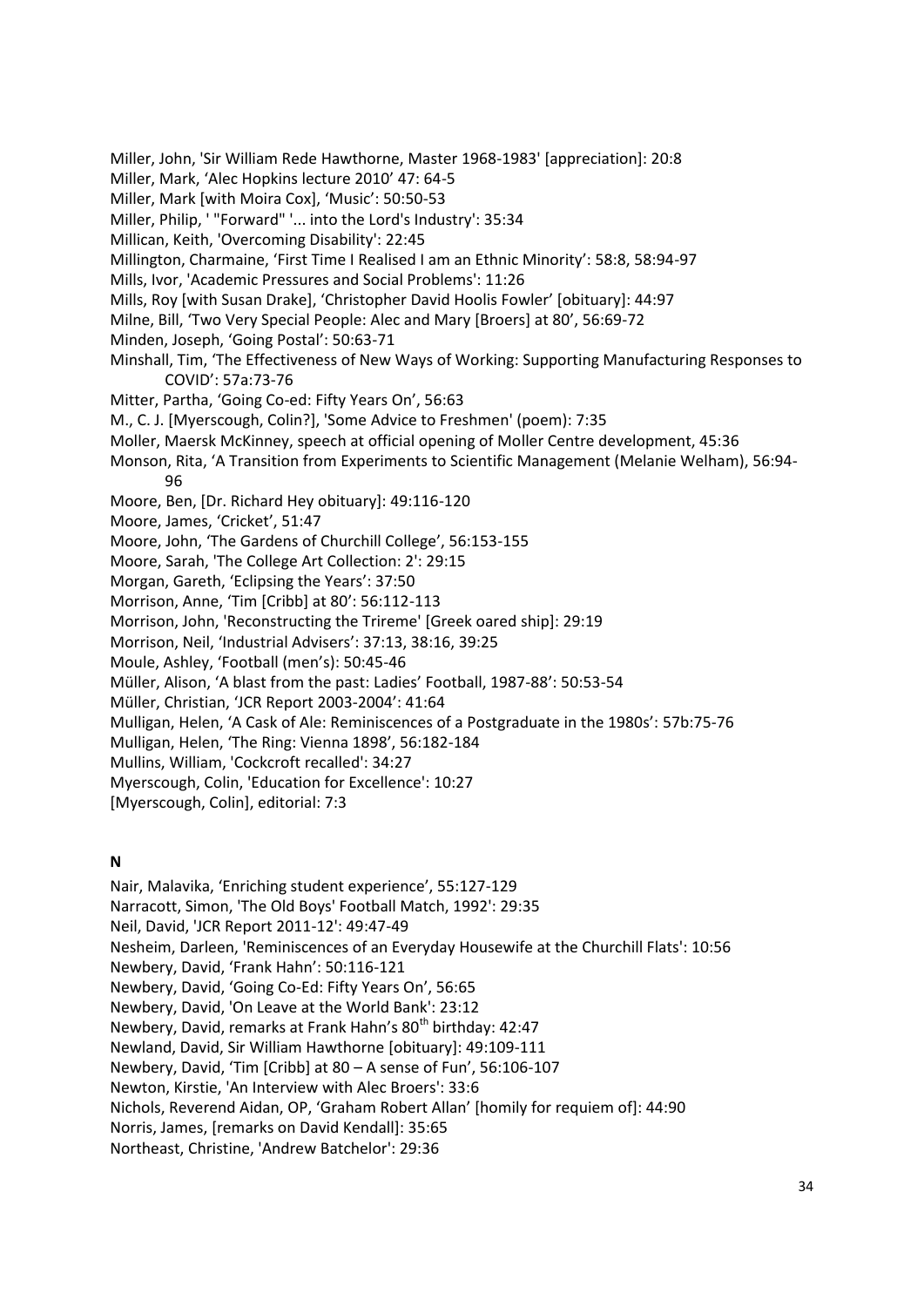Miller, John, 'Sir William Rede Hawthorne, Master 1968-1983' [appreciation]: 20:8

Miller, Mark, 'Alec Hopkins lecture 2010' 47: 64-5

Miller, Mark [with Moira Cox], 'Music': 50:50-53

Miller, Philip, ' "Forward" '... into the Lord's Industry': 35:34

Millican, Keith, 'Overcoming Disability': 22:45

Millington, Charmaine, 'First Time I Realised I am an Ethnic Minority': 58:8, 58:94-97

Mills, Ivor, 'Academic Pressures and Social Problems': 11:26

Mills, Roy [with Susan Drake], 'Christopher David Hoolis Fowler' [obituary]: 44:97

Milne, Bill, 'Two Very Special People: Alec and Mary [Broers] at 80', 56:69-72

Minden, Joseph, 'Going Postal': 50:63-71

Minshall, Tim, 'The Effectiveness of New Ways of Working: Supporting Manufacturing Responses to COVID': 57a:73-76

Mitter, Partha, 'Going Co-ed: Fifty Years On', 56:63

M., C. J. [Myerscough, Colin?], 'Some Advice to Freshmen' (poem): 7:35

Moller, Maersk McKinney, speech at official opening of Moller Centre development, 45:36

Monson, Rita, 'A Transition from Experiments to Scientific Management (Melanie Welham), 56:94-96

Moore, Ben, [Dr. Richard Hey obituary]: 49:116-120

Moore, James, 'Cricket', 51:47

Moore, John, 'The Gardens of Churchill College', 56:153-155

Moore, Sarah, 'The College Art Collection: 2': 29:15

Morgan, Gareth, 'Eclipsing the Years': 37:50

Morrison, Anne, 'Tim [Cribb] at 80': 56:112-113

Morrison, John, 'Reconstructing the Trireme' [Greek oared ship]: 29:19

Morrison, Neil, 'Industrial Advisers': 37:13, 38:16, 39:25

Moule, Ashley, 'Football (men's): 50:45-46

Müller, Alison, 'A blast from the past: Ladies' Football, 1987-88': 50:53-54

Müller, Christian, 'JCR Report 2003-2004': 41:64

Mulligan, Helen, 'A Cask of Ale: Reminiscences of a Postgraduate in the 1980s': 57b:75-76

Mulligan, Helen, 'The Ring: Vienna 1898', 56:182-184

Mullins, William, 'Cockcroft recalled': 34:27

Myerscough, Colin, 'Education for Excellence': 10:27

[Myerscough, Colin], editorial: 7:3

**N**

Nair, Malavika, 'Enriching student experience', 55:127-129

Narracott, Simon, 'The Old Boys' Football Match, 1992': 29:35

Neil, David, 'JCR Report 2011-12': 49:47-49

Nesheim, Darleen, 'Reminiscences of an Everyday Housewife at the Churchill Flats': 10:56

Newbery, David, 'Frank Hahn': 50:116-121

Newbery, David, 'Going Co-Ed: Fifty Years On', 56:65

Newbery, David, 'On Leave at the World Bank': 23:12

Newbery, David, remarks at Frank Hahn's 80th birthday: 42:47

Newland, David, Sir William Hawthorne [obituary]: 49:109-111

Newbery, David, 'Tim [Cribb] at 80 – A sense of Fun', 56:106-107

Newton, Kirstie, 'An Interview with Alec Broers': 33:6

Nichols, Reverend Aidan, OP, 'Graham Robert Allan' [homily for requiem of]: 44:90

Norris, James, [remarks on David Kendall]: 35:65

Northeast, Christine, 'Andrew Batchelor': 29:36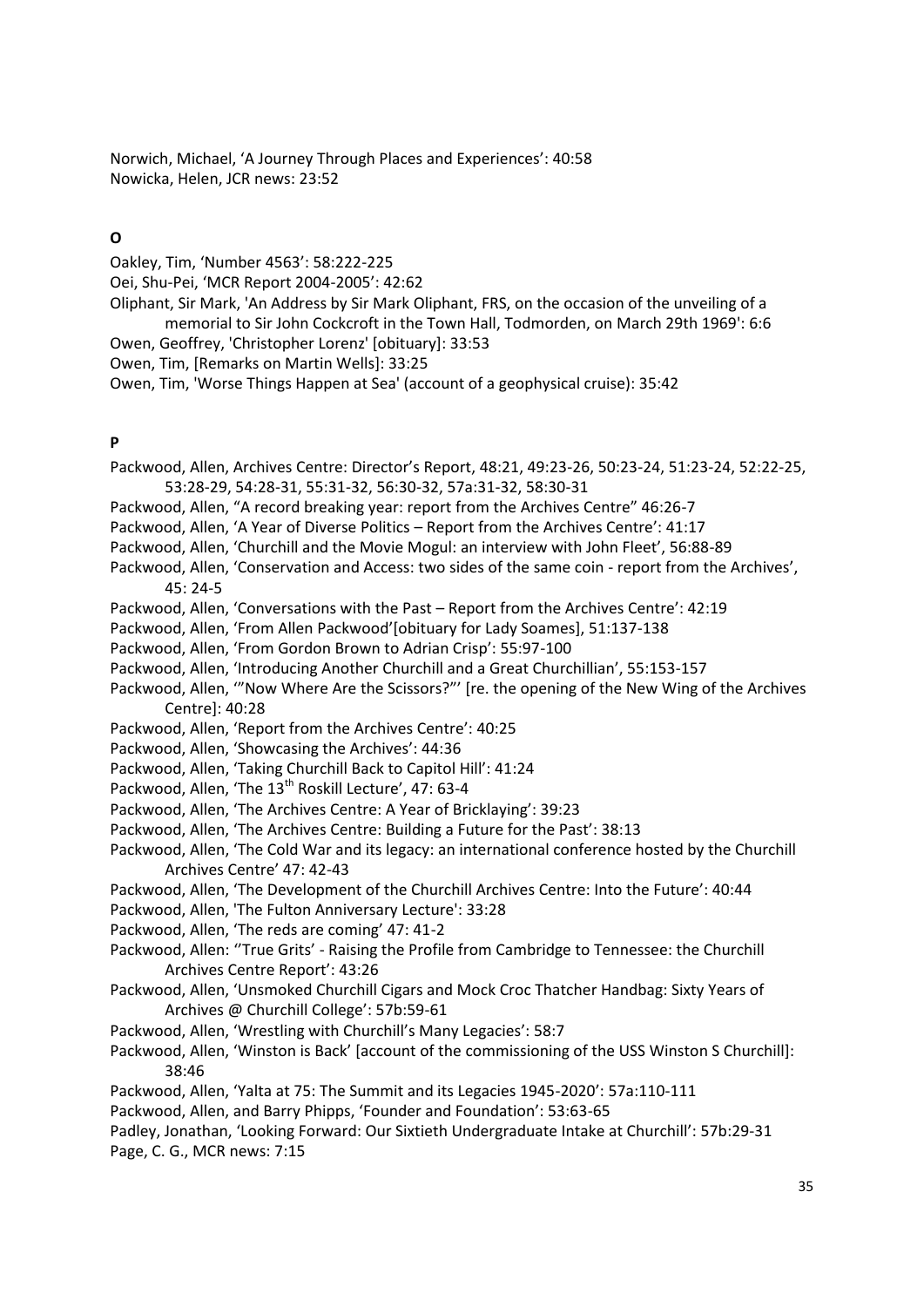Norwich, Michael, 'A Journey Through Places and Experiences': 40:58

Nowicka, Helen, JCR news: 23:52

## O

Oakley, Tim, 'Number 4563': 58:222-225

Oei, Shu-Pei, 'MCR Report 2004-2005': 42:62

Oliphant, Sir Mark, 'An Address by Sir Mark Oliphant, FRS, on the occasion of the unveiling of a memorial to Sir John Cockcroft in the Town Hall, Todmorden, on March 29th 1969': 6:6

Owen, Geoffrey, 'Christopher Lorenz' [obituary]: 33:53

Owen, Tim, [Remarks on Martin Wells]: 33:25

Owen, Tim, 'Worse Things Happen at Sea' (account of a geophysical cruise): 35:42

## P

Packwood, Allen, Archives Centre: Director's Report, 48:21, 49:23-26, 50:23-24, 51:23-24, 52:22-25, 53:28-29, 54:28-31, 55:31-32, 56:30-32, 57a:31-32, 58:30-31

Packwood, Allen, "A record breaking year: report from the Archives Centre" 46:26-7

Packwood, Allen, 'A Year of Diverse Politics – Report from the Archives Centre': 41:17

Packwood, Allen, 'Churchill and the Movie Mogul: an interview with John Fleet', 56:88-89

Packwood, Allen, 'Conservation and Access: two sides of the same coin - report from the Archives', 45: 24-5

Packwood, Allen, 'Conversations with the Past – Report from the Archives Centre': 42:19

Packwood, Allen, 'From Allen Packwood'[obituary for Lady Soames], 51:137-138

Packwood, Allen, 'From Gordon Brown to Adrian Crisp': 55:97-100

Packwood, Allen, 'Introducing Another Churchill and a Great Churchillian', 55:153-157

Packwood, Allen, '"Now Where Are the Scissors?"' [re. the opening of the New Wing of the Archives Centre]: 40:28

Packwood, Allen, 'Report from the Archives Centre': 40:25

Packwood, Allen, 'Showcasing the Archives': 44:36

Packwood, Allen, 'Taking Churchill Back to Capitol Hill': 41:24

Packwood, Allen, 'The 13th Roskill Lecture', 47: 63-4

Packwood, Allen, 'The Archives Centre: A Year of Bricklaying': 39:23

Packwood, Allen, 'The Archives Centre: Building a Future for the Past': 38:13

Packwood, Allen, 'The Cold War and its legacy: an international conference hosted by the Churchill Archives Centre' 47: 42-43

Packwood, Allen, 'The Development of the Churchill Archives Centre: Into the Future': 40:44

Packwood, Allen, 'The Fulton Anniversary Lecture': 33:28

Packwood, Allen, 'The reds are coming' 47: 41-2

Packwood, Allen: ''True Grits' - Raising the Profile from Cambridge to Tennessee: the Churchill Archives Centre Report': 43:26

Packwood, Allen, 'Unsmoked Churchill Cigars and Mock Croc Thatcher Handbag: Sixty Years of Archives @ Churchill College': 57b:59-61

Packwood, Allen, 'Wrestling with Churchill's Many Legacies': 58:7

Packwood, Allen, 'Winston is Back' [account of the commissioning of the USS Winston S Churchill]: 38:46

Packwood, Allen, 'Yalta at 75: The Summit and its Legacies 1945-2020': 57a:110-111

Packwood, Allen, and Barry Phipps, 'Founder and Foundation': 53:63-65

Padley, Jonathan, 'Looking Forward: Our Sixtieth Undergraduate Intake at Churchill': 57b:29-31

Page, C. G., MCR news: 7:15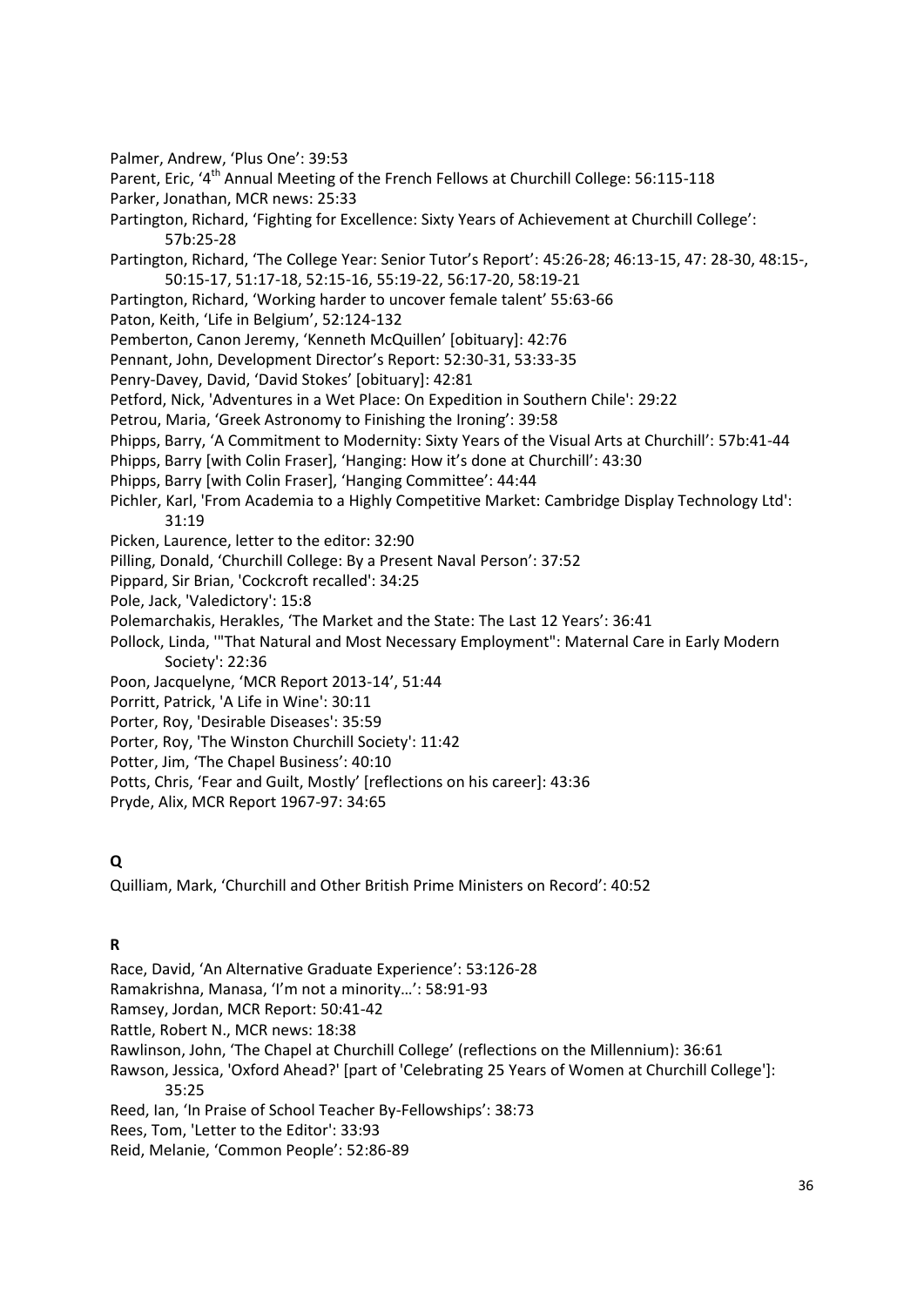Palmer, Andrew, 'Plus One': 39:53

Parent, Eric, '4th Annual Meeting of the French Fellows at Churchill College: 56:115-118

Parker, Jonathan, MCR news: 25:33

Partington, Richard, 'Fighting for Excellence: Sixty Years of Achievement at Churchill College': 57b:25-28

Partington, Richard, 'The College Year: Senior Tutor's Report': 45:26-28; 46:13-15, 47: 28-30, 48:15-, 50:15-17, 51:17-18, 52:15-16, 55:19-22, 56:17-20, 58:19-21

Partington, Richard, 'Working harder to uncover female talent' 55:63-66

Paton, Keith, 'Life in Belgium', 52:124-132

Pemberton, Canon Jeremy, 'Kenneth McQuillen' [obituary]: 42:76

Pennant, John, Development Director's Report: 52:30-31, 53:33-35

Penry-Davey, David, 'David Stokes' [obituary]: 42:81

Petford, Nick, 'Adventures in a Wet Place: On Expedition in Southern Chile': 29:22

Petrou, Maria, 'Greek Astronomy to Finishing the Ironing': 39:58

Phipps, Barry, 'A Commitment to Modernity: Sixty Years of the Visual Arts at Churchill': 57b:41-44

Phipps, Barry [with Colin Fraser], 'Hanging: How it's done at Churchill': 43:30

Phipps, Barry [with Colin Fraser], 'Hanging Committee': 44:44

Pichler, Karl, 'From Academia to a Highly Competitive Market: Cambridge Display Technology Ltd': 31:19

Picken, Laurence, letter to the editor: 32:90

Pilling, Donald, 'Churchill College: By a Present Naval Person': 37:52

Pippard, Sir Brian, 'Cockcroft recalled': 34:25

Pole, Jack, 'Valedictory': 15:8

Polemarchakis, Herakles, 'The Market and the State: The Last 12 Years': 36:41

Pollock, Linda, '"That Natural and Most Necessary Employment": Maternal Care in Early Modern Society': 22:36

Poon, Jacquelyne, 'MCR Report 2013-14', 51:44

Porritt, Patrick, 'A Life in Wine': 30:11

Porter, Roy, 'Desirable Diseases': 35:59

Porter, Roy, 'The Winston Churchill Society': 11:42

Potter, Jim, 'The Chapel Business': 40:10

Potts, Chris, 'Fear and Guilt, Mostly' [reflections on his career]: 43:36

Pryde, Alix, MCR Report 1967-97: 34:65

## Q

Quilliam, Mark, 'Churchill and Other British Prime Ministers on Record': 40:52

## R

Race, David, 'An Alternative Graduate Experience': 53:126-28

Ramakrishna, Manasa, 'I'm not a minority…': 58:91-93

Ramsey, Jordan, MCR Report: 50:41-42

Rattle, Robert N., MCR news: 18:38

Rawlinson, John, 'The Chapel at Churchill College' (reflections on the Millennium): 36:61

Rawson, Jessica, 'Oxford Ahead?' [part of 'Celebrating 25 Years of Women at Churchill College']: 35:25

Reed, Ian, 'In Praise of School Teacher By-Fellowships': 38:73

Rees, Tom, 'Letter to the Editor': 33:93

Reid, Melanie, 'Common People': 52:86-89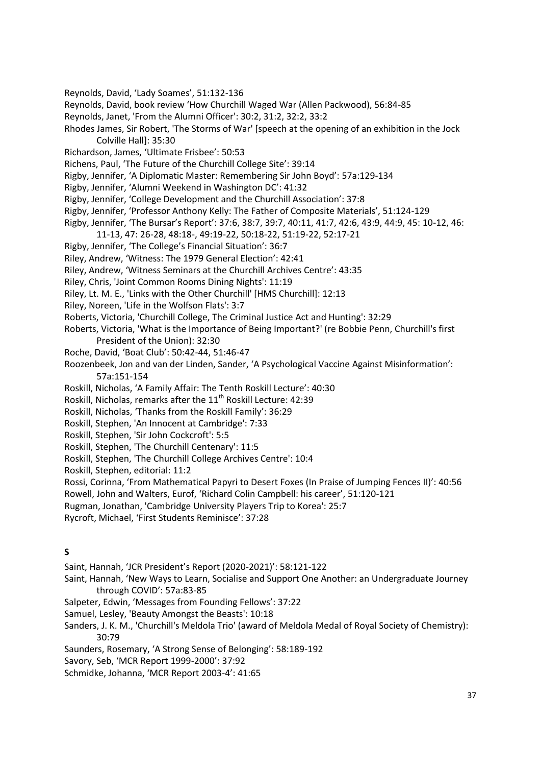Reynolds, David, 'Lady Soames', 51:132-136

Reynolds, David, book review 'How Churchill Waged War (Allen Packwood), 56:84-85

Reynolds, Janet, 'From the Alumni Officer': 30:2, 31:2, 32:2, 33:2

Rhodes James, Sir Robert, 'The Storms of War' [speech at the opening of an exhibition in the Jock Colville Hall]: 35:30

Richardson, James, 'Ultimate Frisbee': 50:53

Richens, Paul, 'The Future of the Churchill College Site': 39:14

Rigby, Jennifer, 'A Diplomatic Master: Remembering Sir John Boyd': 57a:129-134

Rigby, Jennifer, 'Alumni Weekend in Washington DC': 41:32

Rigby, Jennifer, 'College Development and the Churchill Association': 37:8

Rigby, Jennifer, 'Professor Anthony Kelly: The Father of Composite Materials', 51:124-129

Rigby, Jennifer, 'The Bursar's Report': 37:6, 38:7, 39:7, 40:11, 41:7, 42:6, 43:9, 44:9, 45: 10-12, 46: 11-13, 47: 26-28, 48:18-, 49:19-22, 50:18-22, 51:19-22, 52:17-21

Rigby, Jennifer, 'The College's Financial Situation': 36:7

Riley, Andrew, 'Witness: The 1979 General Election': 42:41

Riley, Andrew, 'Witness Seminars at the Churchill Archives Centre': 43:35

Riley, Chris, 'Joint Common Rooms Dining Nights': 11:19

Riley, Lt. M. E., 'Links with the Other Churchill' [HMS Churchill]: 12:13

Riley, Noreen, 'Life in the Wolfson Flats': 3:7

Roberts, Victoria, 'Churchill College, The Criminal Justice Act and Hunting': 32:29

Roberts, Victoria, 'What is the Importance of Being Important?' (re Bobbie Penn, Churchill's first President of the Union): 32:30

Roche, David, 'Boat Club': 50:42-44, 51:46-47

Roozenbeek, Jon and van der Linden, Sander, 'A Psychological Vaccine Against Misinformation': 57a:151-154

Roskill, Nicholas, 'A Family Affair: The Tenth Roskill Lecture': 40:30

Roskill, Nicholas, remarks after the 11th Roskill Lecture: 42:39

Roskill, Nicholas, 'Thanks from the Roskill Family': 36:29

Roskill, Stephen, 'An Innocent at Cambridge': 7:33

Roskill, Stephen, 'Sir John Cockcroft': 5:5

Roskill, Stephen, 'The Churchill Centenary': 11:5

Roskill, Stephen, 'The Churchill College Archives Centre': 10:4

Roskill, Stephen, editorial: 11:2

Rossi, Corinna, 'From Mathematical Papyri to Desert Foxes (In Praise of Jumping Fences II)': 40:56

Rowell, John and Walters, Eurof, 'Richard Colin Campbell: his career', 51:120-121

Rugman, Jonathan, 'Cambridge University Players Trip to Korea': 25:7

Rycroft, Michael, 'First Students Reminisce': 37:28

## S

Saint, Hannah, 'JCR President's Report (2020-2021)': 58:121-122

Saint, Hannah, 'New Ways to Learn, Socialise and Support One Another: an Undergraduate Journey through COVID': 57a:83-85

Salpeter, Edwin, 'Messages from Founding Fellows': 37:22

Samuel, Lesley, 'Beauty Amongst the Beasts': 10:18

Sanders, J. K. M., 'Churchill's Meldola Trio' (award of Meldola Medal of Royal Society of Chemistry): 30:79

Saunders, Rosemary, 'A Strong Sense of Belonging': 58:189-192

Savory, Seb, 'MCR Report 1999-2000': 37:92

Schmidke, Johanna, 'MCR Report 2003-4': 41:65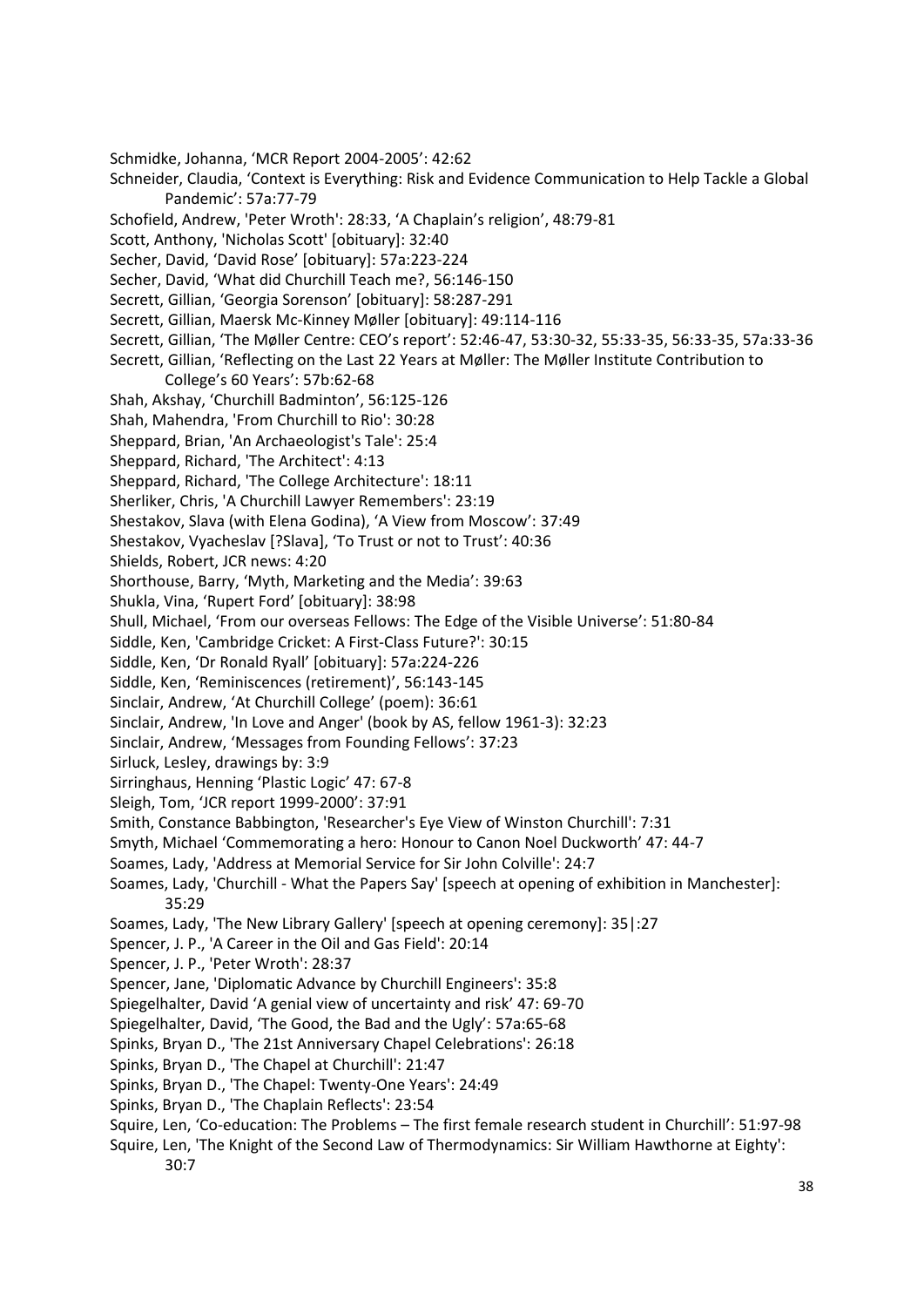Schmidke, Johanna, ‘MCR Report 2004-2005’: 42:62

Schneider, Claudia, ‘Context is Everything: Risk and Evidence Communication to Help Tackle a Global Pandemic’: 57a:77-79

Schofield, Andrew, 'Peter Wroth': 28:33, ‘A Chaplain’s religion’, 48:79-81

Scott, Anthony, 'Nicholas Scott' [obituary]: 32:40

Secher, David, ‘David Rose’ [obituary]: 57a:223-224

Secher, David, ‘What did Churchill Teach me?, 56:146-150

Secrett, Gillian, ‘Georgia Sorenson’ [obituary]: 58:287-291

Secrett, Gillian, Maersk Mc-Kinney Møller [obituary]: 49:114-116

Secrett, Gillian, ‘The Møller Centre: CEO’s report’: 52:46-47, 53:30-32, 55:33-35, 56:33-35, 57a:33-36

Secrett, Gillian, ‘Reflecting on the Last 22 Years at Møller: The Møller Institute Contribution to College’s 60 Years’: 57b:62-68

Shah, Akshay, ‘Churchill Badminton’, 56:125-126

Shah, Mahendra, 'From Churchill to Rio': 30:28

Sheppard, Brian, 'An Archaeologist's Tale': 25:4

Sheppard, Richard, 'The Architect': 4:13

Sheppard, Richard, 'The College Architecture': 18:11

Sherliker, Chris, 'A Churchill Lawyer Remembers': 23:19

Shestakov, Slava (with Elena Godina), ‘A View from Moscow’: 37:49

Shestakov, Vyacheslav [?Slava], ‘To Trust or not to Trust’: 40:36

Shields, Robert, JCR news: 4:20

Shorthouse, Barry, ‘Myth, Marketing and the Media’: 39:63

Shukla, Vina, ‘Rupert Ford’ [obituary]: 38:98

Shull, Michael, ‘From our overseas Fellows: The Edge of the Visible Universe’: 51:80-84

Siddle, Ken, 'Cambridge Cricket: A First-Class Future?': 30:15

Siddle, Ken, ‘Dr Ronald Ryall’ [obituary]: 57a:224-226

Siddle, Ken, ‘Reminiscences (retirement)’, 56:143-145

Sinclair, Andrew, ‘At Churchill College’ (poem): 36:61

Sinclair, Andrew, 'In Love and Anger' (book by AS, fellow 1961-3): 32:23

Sinclair, Andrew, ‘Messages from Founding Fellows’: 37:23

Sirluck, Lesley, drawings by: 3:9

Sirringhaus, Henning ‘Plastic Logic’ 47: 67-8

Sleigh, Tom, ‘JCR report 1999-2000’: 37:91

Smith, Constance Babbington, 'Researcher's Eye View of Winston Churchill': 7:31

Smyth, Michael ‘Commemorating a hero: Honour to Canon Noel Duckworth’ 47: 44-7

Soames, Lady, 'Address at Memorial Service for Sir John Colville': 24:7

Soames, Lady, 'Churchill - What the Papers Say' [speech at opening of exhibition in Manchester]: 35:29

Soames, Lady, 'The New Library Gallery' [speech at opening ceremony]: 35|:27

Spencer, J. P., 'A Career in the Oil and Gas Field': 20:14

Spencer, J. P., 'Peter Wroth': 28:37

Spencer, Jane, 'Diplomatic Advance by Churchill Engineers': 35:8

Spiegelhalter, David ‘A genial view of uncertainty and risk’ 47: 69-70

Spiegelhalter, David, ‘The Good, the Bad and the Ugly’: 57a:65-68

Spinks, Bryan D., 'The 21st Anniversary Chapel Celebrations': 26:18

Spinks, Bryan D., 'The Chapel at Churchill': 21:47

Spinks, Bryan D., 'The Chapel: Twenty-One Years': 24:49

Spinks, Bryan D., 'The Chaplain Reflects': 23:54

Squire, Len, ‘Co-education: The Problems – The first female research student in Churchill’: 51:97-98

Squire, Len, 'The Knight of the Second Law of Thermodynamics: Sir William Hawthorne at Eighty': 30:7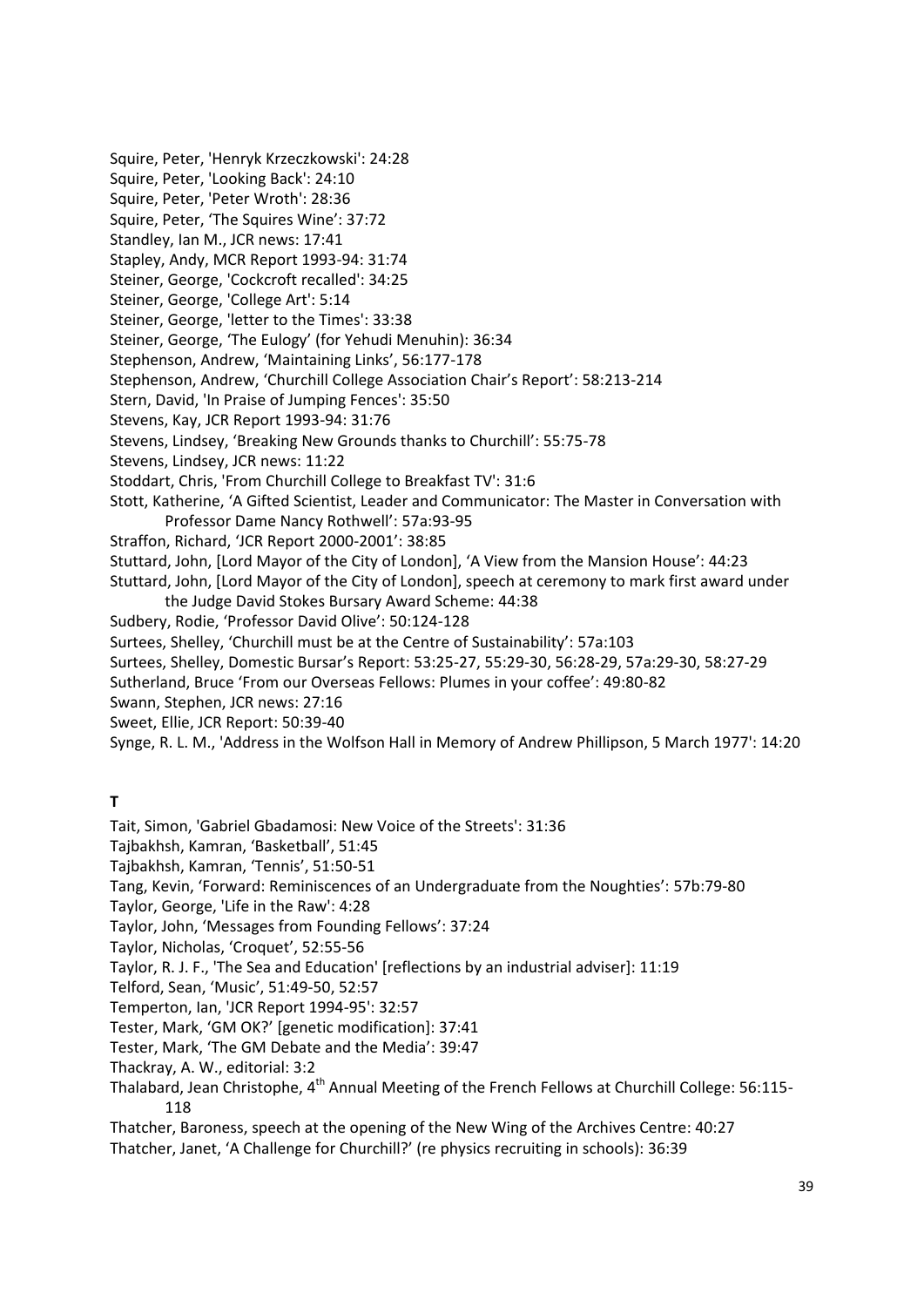Squire, Peter, 'Henryk Krzeczkowski': 24:28

Squire, Peter, 'Looking Back': 24:10

Squire, Peter, 'Peter Wroth': 28:36

Squire, Peter, 'The Squires Wine': 37:72

Standley, Ian M., JCR news: 17:41

Stapley, Andy, MCR Report 1993-94: 31:74

Steiner, George, 'Cockcroft recalled': 34:25

Steiner, George, 'College Art': 5:14

Steiner, George, 'letter to the Times': 33:38

Steiner, George, 'The Eulogy' (for Yehudi Menuhin): 36:34

Stephenson, Andrew, 'Maintaining Links', 56:177-178

Stephenson, Andrew, 'Churchill College Association Chair's Report': 58:213-214

Stern, David, 'In Praise of Jumping Fences': 35:50

Stevens, Kay, JCR Report 1993-94: 31:76

Stevens, Lindsey, 'Breaking New Grounds thanks to Churchill': 55:75-78

Stevens, Lindsey, JCR news: 11:22

Stoddart, Chris, 'From Churchill College to Breakfast TV': 31:6

Stott, Katherine, 'A Gifted Scientist, Leader and Communicator: The Master in Conversation with Professor Dame Nancy Rothwell': 57a:93-95

Straffon, Richard, 'JCR Report 2000-2001': 38:85

Stuttard, John, [Lord Mayor of the City of London], 'A View from the Mansion House': 44:23

Stuttard, John, [Lord Mayor of the City of London], speech at ceremony to mark first award under the Judge David Stokes Bursary Award Scheme: 44:38

Sudbery, Rodie, 'Professor David Olive': 50:124-128

Surtees, Shelley, 'Churchill must be at the Centre of Sustainability': 57a:103

Surtees, Shelley, Domestic Bursar's Report: 53:25-27, 55:29-30, 56:28-29, 57a:29-30, 58:27-29

Sutherland, Bruce 'From our Overseas Fellows: Plumes in your coffee': 49:80-82

Swann, Stephen, JCR news: 27:16

Sweet, Ellie, JCR Report: 50:39-40

Synge, R. L. M., 'Address in the Wolfson Hall in Memory of Andrew Phillipson, 5 March 1977': 14:20

**T**

Tait, Simon, 'Gabriel Gbadamosi: New Voice of the Streets': 31:36

Tajbakhsh, Kamran, 'Basketball', 51:45

Tajbakhsh, Kamran, 'Tennis', 51:50-51

Tang, Kevin, 'Forward: Reminiscences of an Undergraduate from the Noughties': 57b:79-80

Taylor, George, 'Life in the Raw': 4:28

Taylor, John, 'Messages from Founding Fellows': 37:24

Taylor, Nicholas, 'Croquet', 52:55-56

Taylor, R. J. F., 'The Sea and Education' [reflections by an industrial adviser]: 11:19

Telford, Sean, 'Music', 51:49-50, 52:57

Temperton, Ian, 'JCR Report 1994-95': 32:57

Tester, Mark, 'GM OK?' [genetic modification]: 37:41

Tester, Mark, 'The GM Debate and the Media': 39:47

Thackray, A. W., editorial: 3:2

Thalabard, Jean Christophe, 4th Annual Meeting of the French Fellows at Churchill College: 56:115-118

Thatcher, Baroness, speech at the opening of the New Wing of the Archives Centre: 40:27

Thatcher, Janet, 'A Challenge for Churchill?' (re physics recruiting in schools): 36:39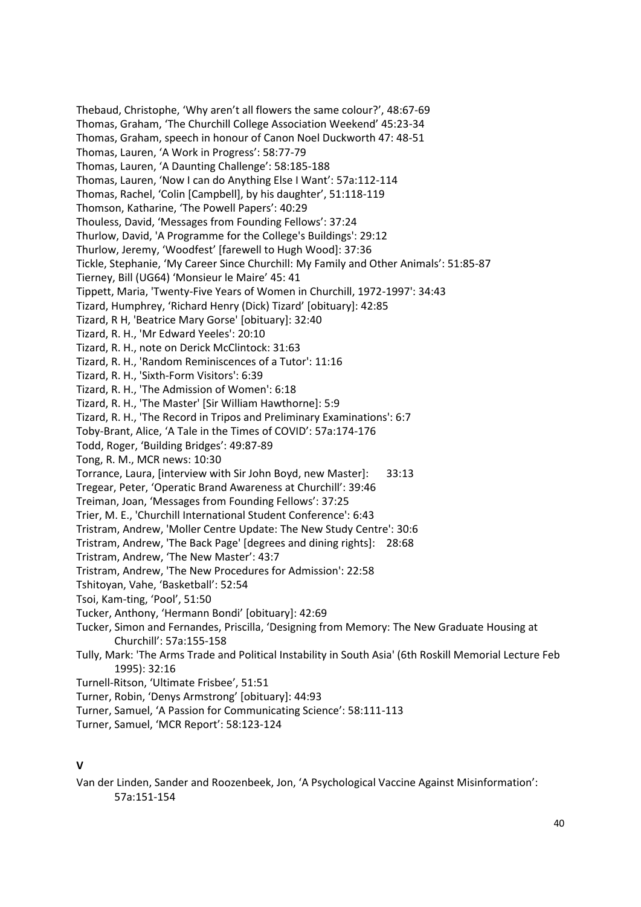Thebaud, Christophe, ‘Why aren’t all flowers the same colour?’, 48:67-69
Thomas, Graham, ‘The Churchill College Association Weekend’ 45:23-34
Thomas, Graham, speech in honour of Canon Noel Duckworth 47: 48-51
Thomas, Lauren, ‘A Work in Progress’: 58:77-79
Thomas, Lauren, ‘A Daunting Challenge’: 58:185-188
Thomas, Lauren, ‘Now I can do Anything Else I Want’: 57a:112-114
Thomas, Rachel, ‘Colin [Campbell], by his daughter’, 51:118-119
Thomson, Katharine, ‘The Powell Papers’: 40:29
Thouless, David, ‘Messages from Founding Fellows’: 37:24
Thurlow, David, 'A Programme for the College's Buildings': 29:12
Thurlow, Jeremy, ‘Woodfest’ [farewell to Hugh Wood]: 37:36
Tickle, Stephanie, ‘My Career Since Churchill: My Family and Other Animals’: 51:85-87
Tierney, Bill (UG64) ‘Monsieur le Maire’ 45: 41
Tippett, Maria, 'Twenty-Five Years of Women in Churchill, 1972-1997': 34:43
Tizard, Humphrey, ‘Richard Henry (Dick) Tizard’ [obituary]: 42:85
Tizard, R H, 'Beatrice Mary Gorse' [obituary]: 32:40
Tizard, R. H., 'Mr Edward Yeeles': 20:10
Tizard, R. H., note on Derick McClintock: 31:63
Tizard, R. H., 'Random Reminiscences of a Tutor': 11:16
Tizard, R. H., 'Sixth-Form Visitors': 6:39
Tizard, R. H., 'The Admission of Women': 6:18
Tizard, R. H., 'The Master' [Sir William Hawthorne]: 5:9
Tizard, R. H., 'The Record in Tripos and Preliminary Examinations': 6:7
Toby-Brant, Alice, ‘A Tale in the Times of COVID’: 57a:174-176
Todd, Roger, ‘Building Bridges’: 49:87-89
Tong, R. M., MCR news: 10:30
Torrance, Laura, [interview with Sir John Boyd, new Master]: 33:13
Tregear, Peter, ‘Operatic Brand Awareness at Churchill’: 39:46
Treiman, Joan, ‘Messages from Founding Fellows’: 37:25
Trier, M. E., 'Churchill International Student Conference': 6:43
Tristram, Andrew, 'Moller Centre Update: The New Study Centre': 30:6
Tristram, Andrew, 'The Back Page' [degrees and dining rights]: 28:68
Tristram, Andrew, ‘The New Master’: 43:7
Tristram, Andrew, 'The New Procedures for Admission': 22:58
Tshitoyan, Vahe, ‘Basketball’: 52:54
Tsoi, Kam-ting, ‘Pool’, 51:50
Tucker, Anthony, ‘Hermann Bondi’ [obituary]: 42:69
Tucker, Simon and Fernandes, Priscilla, ‘Designing from Memory: The New Graduate Housing at Churchill’: 57a:155-158
Tully, Mark: 'The Arms Trade and Political Instability in South Asia' (6th Roskill Memorial Lecture Feb 1995): 32:16
Turnell-Ritson, ‘Ultimate Frisbee’, 51:51
Turner, Robin, ‘Denys Armstrong’ [obituary]: 44:93
Turner, Samuel, ‘A Passion for Communicating Science’: 58:111-113
Turner, Samuel, ‘MCR Report’: 58:123-124

**V**

Van der Linden, Sander and Roozenbeek, Jon, ‘A Psychological Vaccine Against Misinformation’: 57a:151-154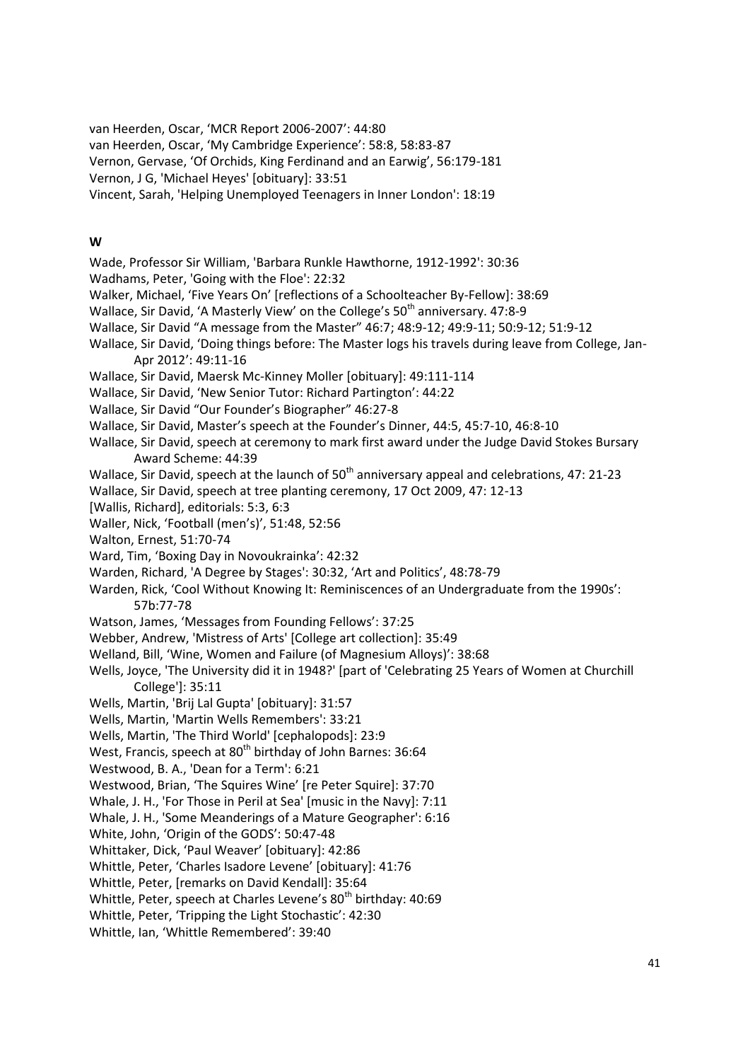van Heerden, Oscar, 'MCR Report 2006-2007': 44:80
van Heerden, Oscar, 'My Cambridge Experience': 58:8, 58:83-87
Vernon, Gervase, 'Of Orchids, King Ferdinand and an Earwig', 56:179-181
Vernon, J G, 'Michael Heyes' [obituary]: 33:51
Vincent, Sarah, 'Helping Unemployed Teenagers in Inner London': 18:19

**W**

Wade, Professor Sir William, 'Barbara Runkle Hawthorne, 1912-1992': 30:36
Wadhams, Peter, 'Going with the Floe': 22:32
Walker, Michael, 'Five Years On' [reflections of a Schoolteacher By-Fellow]: 38:69
Wallace, Sir David, 'A Masterly View' on the College's 50th anniversary. 47:8-9
Wallace, Sir David "A message from the Master" 46:7; 48:9-12; 49:9-11; 50:9-12; 51:9-12
Wallace, Sir David, 'Doing things before: The Master logs his travels during leave from College, Jan-Apr 2012': 49:11-16
Wallace, Sir David, Maersk Mc-Kinney Moller [obituary]: 49:111-114
Wallace, Sir David, 'New Senior Tutor: Richard Partington': 44:22
Wallace, Sir David "Our Founder's Biographer" 46:27-8
Wallace, Sir David, Master's speech at the Founder's Dinner, 44:5, 45:7-10, 46:8-10
Wallace, Sir David, speech at ceremony to mark first award under the Judge David Stokes Bursary Award Scheme: 44:39
Wallace, Sir David, speech at the launch of 50th anniversary appeal and celebrations, 47: 21-23
Wallace, Sir David, speech at tree planting ceremony, 17 Oct 2009, 47: 12-13
[Wallis, Richard], editorials: 5:3, 6:3
Waller, Nick, 'Football (men's)', 51:48, 52:56
Walton, Ernest, 51:70-74
Ward, Tim, 'Boxing Day in Novoukrainka': 42:32
Warden, Richard, 'A Degree by Stages': 30:32, 'Art and Politics', 48:78-79
Warden, Rick, 'Cool Without Knowing It: Reminiscences of an Undergraduate from the 1990s': 57b:77-78
Watson, James, 'Messages from Founding Fellows': 37:25
Webber, Andrew, 'Mistress of Arts' [College art collection]: 35:49
Welland, Bill, 'Wine, Women and Failure (of Magnesium Alloys)': 38:68
Wells, Joyce, 'The University did it in 1948?' [part of 'Celebrating 25 Years of Women at Churchill College']: 35:11
Wells, Martin, 'Brij Lal Gupta' [obituary]: 31:57
Wells, Martin, 'Martin Wells Remembers': 33:21
Wells, Martin, 'The Third World' [cephalopods]: 23:9
West, Francis, speech at 80th birthday of John Barnes: 36:64
Westwood, B. A., 'Dean for a Term': 6:21
Westwood, Brian, 'The Squires Wine' [re Peter Squire]: 37:70
Whale, J. H., 'For Those in Peril at Sea' [music in the Navy]: 7:11
Whale, J. H., 'Some Meanderings of a Mature Geographer': 6:16
White, John, 'Origin of the GODS': 50:47-48
Whittaker, Dick, 'Paul Weaver' [obituary]: 42:86
Whittle, Peter, 'Charles Isadore Levene' [obituary]: 41:76
Whittle, Peter, [remarks on David Kendall]: 35:64
Whittle, Peter, speech at Charles Levene's 80th birthday: 40:69
Whittle, Peter, 'Tripping the Light Stochastic': 42:30
Whittle, Ian, 'Whittle Remembered': 39:40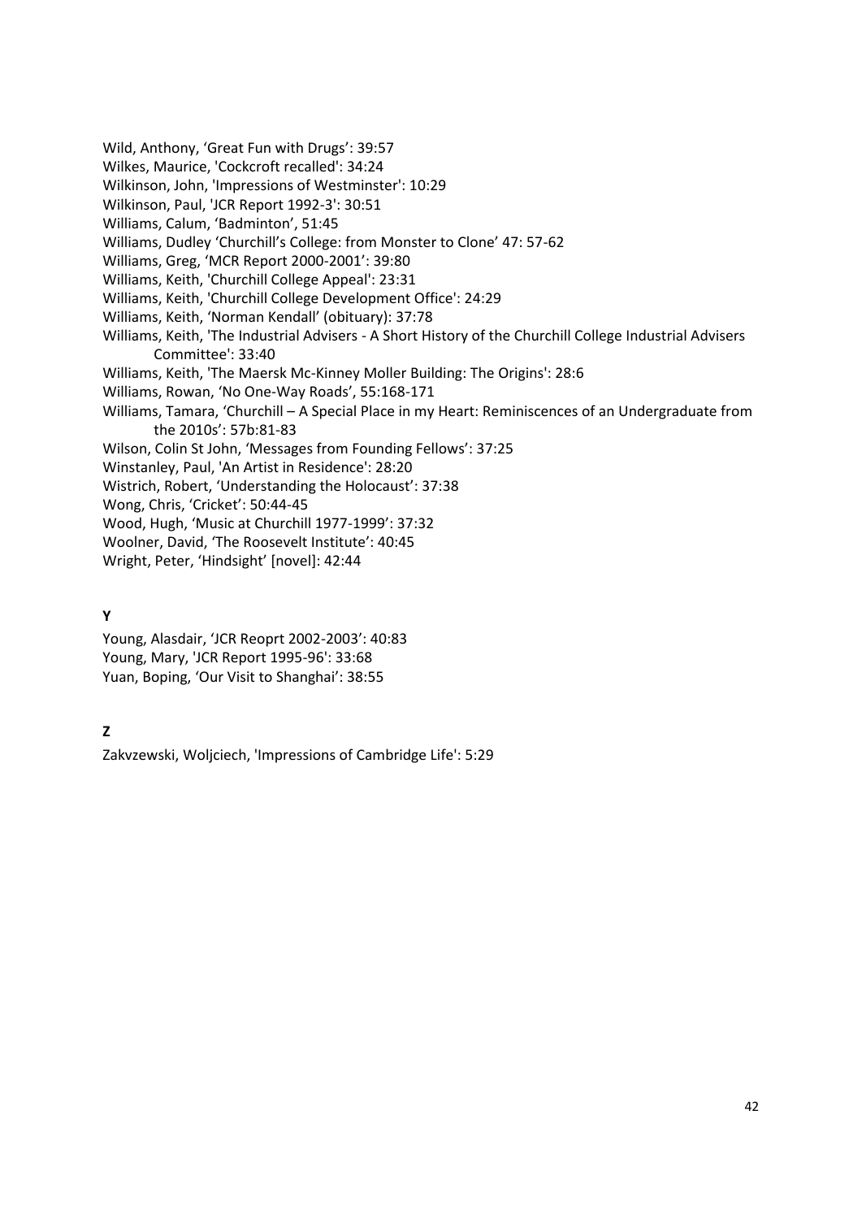Wild, Anthony, 'Great Fun with Drugs': 39:57
Wilkes, Maurice, 'Cockcroft recalled': 34:24
Wilkinson, John, 'Impressions of Westminster': 10:29
Wilkinson, Paul, 'JCR Report 1992-3': 30:51
Williams, Calum, 'Badminton', 51:45
Williams, Dudley 'Churchill's College: from Monster to Clone' 47: 57-62
Williams, Greg, 'MCR Report 2000-2001': 39:80
Williams, Keith, 'Churchill College Appeal': 23:31
Williams, Keith, 'Churchill College Development Office': 24:29
Williams, Keith, 'Norman Kendall' (obituary): 37:78
Williams, Keith, 'The Industrial Advisers - A Short History of the Churchill College Industrial Advisers Committee': 33:40
Williams, Keith, 'The Maersk Mc-Kinney Moller Building: The Origins': 28:6
Williams, Rowan, 'No One-Way Roads', 55:168-171
Williams, Tamara, 'Churchill – A Special Place in my Heart: Reminiscences of an Undergraduate from the 2010s': 57b:81-83
Wilson, Colin St John, 'Messages from Founding Fellows': 37:25
Winstanley, Paul, 'An Artist in Residence': 28:20
Wistrich, Robert, 'Understanding the Holocaust': 37:38
Wong, Chris, 'Cricket': 50:44-45
Wood, Hugh, 'Music at Churchill 1977-1999': 37:32
Woolner, David, 'The Roosevelt Institute': 40:45
Wright, Peter, 'Hindsight' [novel]: 42:44

**Y**

Young, Alasdair, 'JCR Reoprt 2002-2003': 40:83
Young, Mary, 'JCR Report 1995-96': 33:68
Yuan, Boping, 'Our Visit to Shanghai': 38:55

**Z**

Zakvzewski, Woljciech, 'Impressions of Cambridge Life': 5:29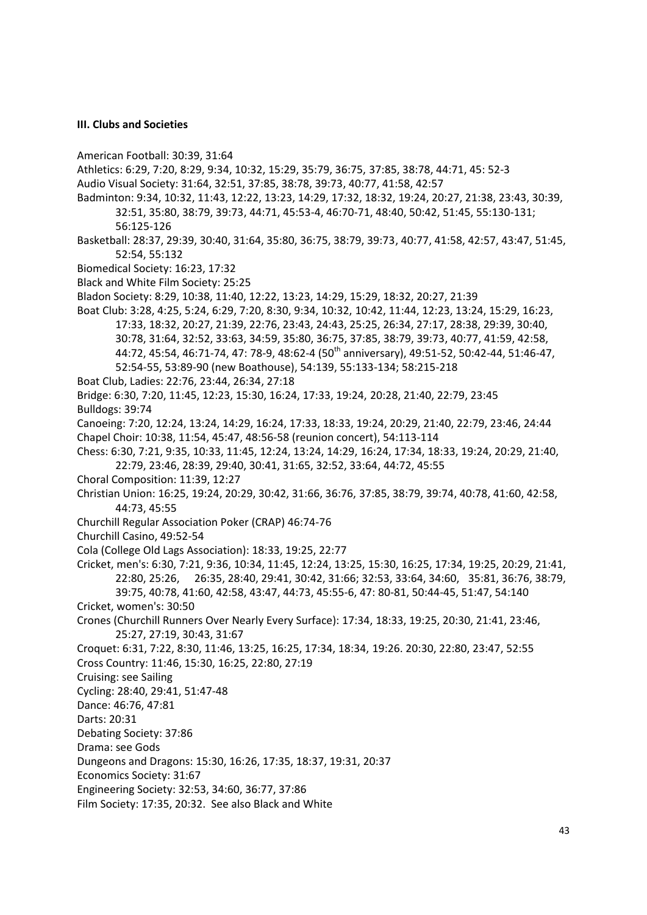**III. Clubs and Societies**

American Football: 30:39, 31:64

Athletics: 6:29, 7:20, 8:29, 9:34, 10:32, 15:29, 35:79, 36:75, 37:85, 38:78, 44:71, 45: 52-3

Audio Visual Society: 31:64, 32:51, 37:85, 38:78, 39:73, 40:77, 41:58, 42:57

Badminton: 9:34, 10:32, 11:43, 12:22, 13:23, 14:29, 17:32, 18:32, 19:24, 20:27, 21:38, 23:43, 30:39, 32:51, 35:80, 38:79, 39:73, 44:71, 45:53-4, 46:70-71, 48:40, 50:42, 51:45, 55:130-131; 56:125-126

Basketball: 28:37, 29:39, 30:40, 31:64, 35:80, 36:75, 38:79, 39:73, 40:77, 41:58, 42:57, 43:47, 51:45, 52:54, 55:132

Biomedical Society: 16:23, 17:32

Black and White Film Society: 25:25

Bladon Society: 8:29, 10:38, 11:40, 12:22, 13:23, 14:29, 15:29, 18:32, 20:27, 21:39

Boat Club: 3:28, 4:25, 5:24, 6:29, 7:20, 8:30, 9:34, 10:32, 10:42, 11:44, 12:23, 13:24, 15:29, 16:23, 17:33, 18:32, 20:27, 21:39, 22:76, 23:43, 24:43, 25:25, 26:34, 27:17, 28:38, 29:39, 30:40, 30:78, 31:64, 32:52, 33:63, 34:59, 35:80, 36:75, 37:85, 38:79, 39:73, 40:77, 41:59, 42:58, 44:72, 45:54, 46:71-74, 47: 78-9, 48:62-4 (50th anniversary), 49:51-52, 50:42-44, 51:46-47, 52:54-55, 53:89-90 (new Boathouse), 54:139, 55:133-134; 58:215-218

Boat Club, Ladies: 22:76, 23:44, 26:34, 27:18

Bridge: 6:30, 7:20, 11:45, 12:23, 15:30, 16:24, 17:33, 19:24, 20:28, 21:40, 22:79, 23:45

Bulldogs: 39:74

Canoeing: 7:20, 12:24, 13:24, 14:29, 16:24, 17:33, 18:33, 19:24, 20:29, 21:40, 22:79, 23:46, 24:44

Chapel Choir: 10:38, 11:54, 45:47, 48:56-58 (reunion concert), 54:113-114

Chess: 6:30, 7:21, 9:35, 10:33, 11:45, 12:24, 13:24, 14:29, 16:24, 17:34, 18:33, 19:24, 20:29, 21:40, 22:79, 23:46, 28:39, 29:40, 30:41, 31:65, 32:52, 33:64, 44:72, 45:55

Choral Composition: 11:39, 12:27

Christian Union: 16:25, 19:24, 20:29, 30:42, 31:66, 36:76, 37:85, 38:79, 39:74, 40:78, 41:60, 42:58, 44:73, 45:55

Churchill Regular Association Poker (CRAP) 46:74-76

Churchill Casino, 49:52-54

Cola (College Old Lags Association): 18:33, 19:25, 22:77

Cricket, men's: 6:30, 7:21, 9:36, 10:34, 11:45, 12:24, 13:25, 15:30, 16:25, 17:34, 19:25, 20:29, 21:41, 22:80, 25:26, 26:35, 28:40, 29:41, 30:42, 31:66; 32:53, 33:64, 34:60, 35:81, 36:76, 38:79, 39:75, 40:78, 41:60, 42:58, 43:47, 44:73, 45:55-6, 47: 80-81, 50:44-45, 51:47, 54:140

Cricket, women's: 30:50

Crones (Churchill Runners Over Nearly Every Surface): 17:34, 18:33, 19:25, 20:30, 21:41, 23:46, 25:27, 27:19, 30:43, 31:67

Croquet: 6:31, 7:22, 8:30, 11:46, 13:25, 16:25, 17:34, 18:34, 19:26. 20:30, 22:80, 23:47, 52:55

Cross Country: 11:46, 15:30, 16:25, 22:80, 27:19

Cruising: see Sailing

Cycling: 28:40, 29:41, 51:47-48

Dance: 46:76, 47:81

Darts: 20:31

Debating Society: 37:86

Drama: see Gods

Dungeons and Dragons: 15:30, 16:26, 17:35, 18:37, 19:31, 20:37

Economics Society: 31:67

Engineering Society: 32:53, 34:60, 36:77, 37:86

Film Society: 17:35, 20:32. See also Black and White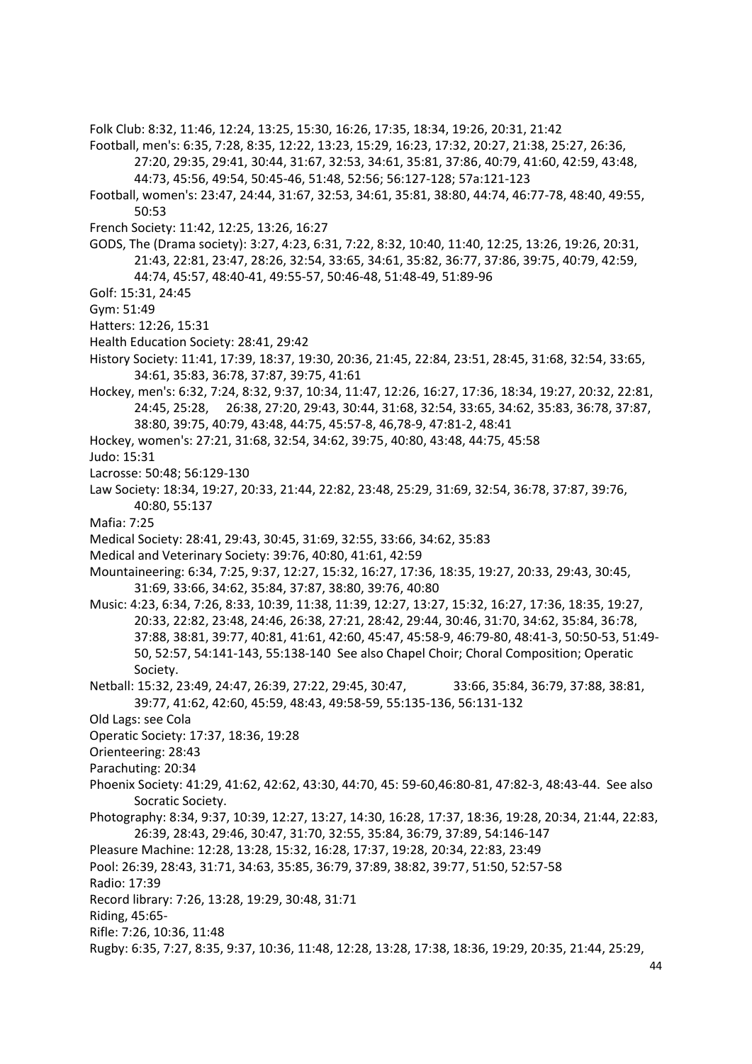Folk Club: 8:32, 11:46, 12:24, 13:25, 15:30, 16:26, 17:35, 18:34, 19:26, 20:31, 21:42

Football, men's: 6:35, 7:28, 8:35, 12:22, 13:23, 15:29, 16:23, 17:32, 20:27, 21:38, 25:27, 26:36, 27:20, 29:35, 29:41, 30:44, 31:67, 32:53, 34:61, 35:81, 37:86, 40:79, 41:60, 42:59, 43:48, 44:73, 45:56, 49:54, 50:45-46, 51:48, 52:56; 56:127-128; 57a:121-123

Football, women's: 23:47, 24:44, 31:67, 32:53, 34:61, 35:81, 38:80, 44:74, 46:77-78, 48:40, 49:55, 50:53

French Society: 11:42, 12:25, 13:26, 16:27

GODS, The (Drama society): 3:27, 4:23, 6:31, 7:22, 8:32, 10:40, 11:40, 12:25, 13:26, 19:26, 20:31, 21:43, 22:81, 23:47, 28:26, 32:54, 33:65, 34:61, 35:82, 36:77, 37:86, 39:75, 40:79, 42:59, 44:74, 45:57, 48:40-41, 49:55-57, 50:46-48, 51:48-49, 51:89-96

Golf: 15:31, 24:45

Gym: 51:49

Hatters: 12:26, 15:31

Health Education Society: 28:41, 29:42

History Society: 11:41, 17:39, 18:37, 19:30, 20:36, 21:45, 22:84, 23:51, 28:45, 31:68, 32:54, 33:65, 34:61, 35:83, 36:78, 37:87, 39:75, 41:61

Hockey, men's: 6:32, 7:24, 8:32, 9:37, 10:34, 11:47, 12:26, 16:27, 17:36, 18:34, 19:27, 20:32, 22:81, 24:45, 25:28, 26:38, 27:20, 29:43, 30:44, 31:68, 32:54, 33:65, 34:62, 35:83, 36:78, 37:87, 38:80, 39:75, 40:79, 43:48, 44:75, 45:57-8, 46,78-9, 47:81-2, 48:41

Hockey, women's: 27:21, 31:68, 32:54, 34:62, 39:75, 40:80, 43:48, 44:75, 45:58

Judo: 15:31

Lacrosse: 50:48; 56:129-130

Law Society: 18:34, 19:27, 20:33, 21:44, 22:82, 23:48, 25:29, 31:69, 32:54, 36:78, 37:87, 39:76, 40:80, 55:137

Mafia: 7:25

Medical Society: 28:41, 29:43, 30:45, 31:69, 32:55, 33:66, 34:62, 35:83

Medical and Veterinary Society: 39:76, 40:80, 41:61, 42:59

Mountaineering: 6:34, 7:25, 9:37, 12:27, 15:32, 16:27, 17:36, 18:35, 19:27, 20:33, 29:43, 30:45, 31:69, 33:66, 34:62, 35:84, 37:87, 38:80, 39:76, 40:80

Music: 4:23, 6:34, 7:26, 8:33, 10:39, 11:38, 11:39, 12:27, 13:27, 15:32, 16:27, 17:36, 18:35, 19:27, 20:33, 22:82, 23:48, 24:46, 26:38, 27:21, 28:42, 29:44, 30:46, 31:70, 34:62, 35:84, 36:78, 37:88, 38:81, 39:77, 40:81, 41:61, 42:60, 45:47, 45:58-9, 46:79-80, 48:41-3, 50:50-53, 51:49-50, 52:57, 54:141-143, 55:138-140 See also Chapel Choir; Choral Composition; Operatic Society.

Netball: 15:32, 23:49, 24:47, 26:39, 27:22, 29:45, 30:47, 33:66, 35:84, 36:79, 37:88, 38:81, 39:77, 41:62, 42:60, 45:59, 48:43, 49:58-59, 55:135-136, 56:131-132

Old Lags: see Cola

Operatic Society: 17:37, 18:36, 19:28

Orienteering: 28:43

Parachuting: 20:34

Phoenix Society: 41:29, 41:62, 42:62, 43:30, 44:70, 45: 59-60,46:80-81, 47:82-3, 48:43-44. See also Socratic Society.

Photography: 8:34, 9:37, 10:39, 12:27, 13:27, 14:30, 16:28, 17:37, 18:36, 19:28, 20:34, 21:44, 22:83, 26:39, 28:43, 29:46, 30:47, 31:70, 32:55, 35:84, 36:79, 37:89, 54:146-147

Pleasure Machine: 12:28, 13:28, 15:32, 16:28, 17:37, 19:28, 20:34, 22:83, 23:49

Pool: 26:39, 28:43, 31:71, 34:63, 35:85, 36:79, 37:89, 38:82, 39:77, 51:50, 52:57-58

Radio: 17:39

Record library: 7:26, 13:28, 19:29, 30:48, 31:71

Riding, 45:65-

Rifle: 7:26, 10:36, 11:48

Rugby: 6:35, 7:27, 8:35, 9:37, 10:36, 11:48, 12:28, 13:28, 17:38, 18:36, 19:29, 20:35, 21:44, 25:29,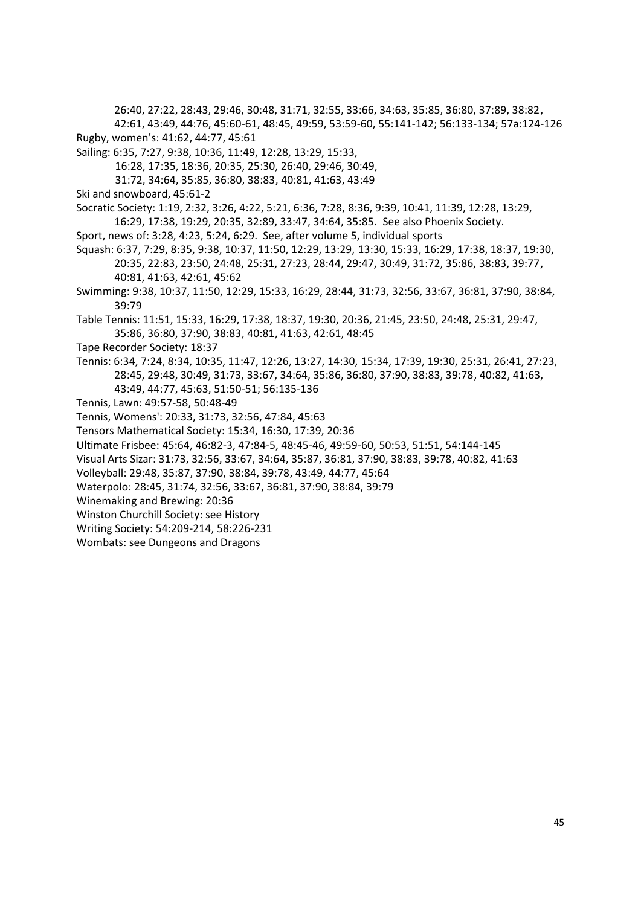26:40, 27:22, 28:43, 29:46, 30:48, 31:71, 32:55, 33:66, 34:63, 35:85, 36:80, 37:89, 38:82, 42:61, 43:49, 44:76, 45:60-61, 48:45, 49:59, 53:59-60, 55:141-142; 56:133-134; 57a:124-126

Rugby, women's: 41:62, 44:77, 45:61

Sailing: 6:35, 7:27, 9:38, 10:36, 11:49, 12:28, 13:29, 15:33, 16:28, 17:35, 18:36, 20:35, 25:30, 26:40, 29:46, 30:49, 31:72, 34:64, 35:85, 36:80, 38:83, 40:81, 41:63, 43:49

Ski and snowboard, 45:61-2

Socratic Society: 1:19, 2:32, 3:26, 4:22, 5:21, 6:36, 7:28, 8:36, 9:39, 10:41, 11:39, 12:28, 13:29, 16:29, 17:38, 19:29, 20:35, 32:89, 33:47, 34:64, 35:85. See also Phoenix Society.

Sport, news of: 3:28, 4:23, 5:24, 6:29. See, after volume 5, individual sports

Squash: 6:37, 7:29, 8:35, 9:38, 10:37, 11:50, 12:29, 13:29, 13:30, 15:33, 16:29, 17:38, 18:37, 19:30, 20:35, 22:83, 23:50, 24:48, 25:31, 27:23, 28:44, 29:47, 30:49, 31:72, 35:86, 38:83, 39:77, 40:81, 41:63, 42:61, 45:62

Swimming: 9:38, 10:37, 11:50, 12:29, 15:33, 16:29, 28:44, 31:73, 32:56, 33:67, 36:81, 37:90, 38:84, 39:79

Table Tennis: 11:51, 15:33, 16:29, 17:38, 18:37, 19:30, 20:36, 21:45, 23:50, 24:48, 25:31, 29:47, 35:86, 36:80, 37:90, 38:83, 40:81, 41:63, 42:61, 48:45

Tape Recorder Society: 18:37

Tennis: 6:34, 7:24, 8:34, 10:35, 11:47, 12:26, 13:27, 14:30, 15:34, 17:39, 19:30, 25:31, 26:41, 27:23, 28:45, 29:48, 30:49, 31:73, 33:67, 34:64, 35:86, 36:80, 37:90, 38:83, 39:78, 40:82, 41:63, 43:49, 44:77, 45:63, 51:50-51; 56:135-136

Tennis, Lawn: 49:57-58, 50:48-49

Tennis, Womens': 20:33, 31:73, 32:56, 47:84, 45:63

Tensors Mathematical Society: 15:34, 16:30, 17:39, 20:36

Ultimate Frisbee: 45:64, 46:82-3, 47:84-5, 48:45-46, 49:59-60, 50:53, 51:51, 54:144-145

Visual Arts Sizar: 31:73, 32:56, 33:67, 34:64, 35:87, 36:81, 37:90, 38:83, 39:78, 40:82, 41:63

Volleyball: 29:48, 35:87, 37:90, 38:84, 39:78, 43:49, 44:77, 45:64

Waterpolo: 28:45, 31:74, 32:56, 33:67, 36:81, 37:90, 38:84, 39:79

Winemaking and Brewing: 20:36

Winston Churchill Society: see History

Writing Society: 54:209-214, 58:226-231

Wombats: see Dungeons and Dragons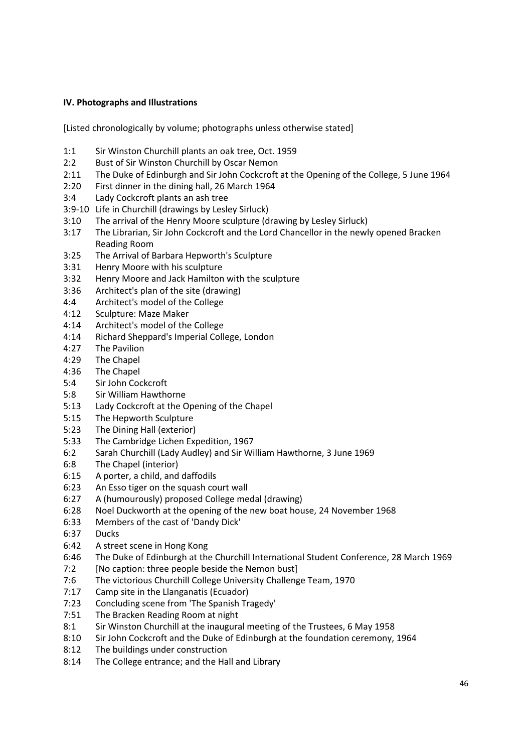### IV. Photographs and Illustrations

[Listed chronologically by volume; photographs unless otherwise stated]

1:1 Sir Winston Churchill plants an oak tree, Oct. 1959
2:2 Bust of Sir Winston Churchill by Oscar Nemon
2:11 The Duke of Edinburgh and Sir John Cockcroft at the Opening of the College, 5 June 1964
2:20 First dinner in the dining hall, 26 March 1964
3:4 Lady Cockcroft plants an ash tree
3:9-10 Life in Churchill (drawings by Lesley Sirluck)
3:10 The arrival of the Henry Moore sculpture (drawing by Lesley Sirluck)
3:17 The Librarian, Sir John Cockcroft and the Lord Chancellor in the newly opened Bracken Reading Room
3:25 The Arrival of Barbara Hepworth's Sculpture
3:31 Henry Moore with his sculpture
3:32 Henry Moore and Jack Hamilton with the sculpture
3:36 Architect's plan of the site (drawing)
4:4 Architect's model of the College
4:12 Sculpture: Maze Maker
4:14 Architect's model of the College
4:14 Richard Sheppard's Imperial College, London
4:27 The Pavilion
4:29 The Chapel
4:36 The Chapel
5:4 Sir John Cockcroft
5:8 Sir William Hawthorne
5:13 Lady Cockcroft at the Opening of the Chapel
5:15 The Hepworth Sculpture
5:23 The Dining Hall (exterior)
5:33 The Cambridge Lichen Expedition, 1967
6:2 Sarah Churchill (Lady Audley) and Sir William Hawthorne, 3 June 1969
6:8 The Chapel (interior)
6:15 A porter, a child, and daffodils
6:23 An Esso tiger on the squash court wall
6:27 A (humourously) proposed College medal (drawing)
6:28 Noel Duckworth at the opening of the new boat house, 24 November 1968
6:33 Members of the cast of 'Dandy Dick'
6:37 Ducks
6:42 A street scene in Hong Kong
6:46 The Duke of Edinburgh at the Churchill International Student Conference, 28 March 1969
7:2 [No caption: three people beside the Nemon bust]
7:6 The victorious Churchill College University Challenge Team, 1970
7:17 Camp site in the Llanganatis (Ecuador)
7:23 Concluding scene from 'The Spanish Tragedy'
7:51 The Bracken Reading Room at night
8:1 Sir Winston Churchill at the inaugural meeting of the Trustees, 6 May 1958
8:10 Sir John Cockcroft and the Duke of Edinburgh at the foundation ceremony, 1964
8:12 The buildings under construction
8:14 The College entrance; and the Hall and Library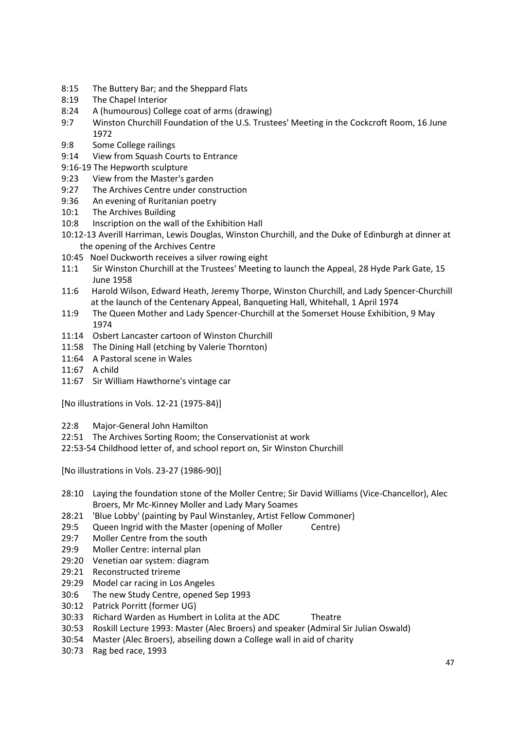8:15 The Buttery Bar; and the Sheppard Flats
8:19 The Chapel Interior
8:24 A (humourous) College coat of arms (drawing)
9:7 Winston Churchill Foundation of the U.S. Trustees' Meeting in the Cockcroft Room, 16 June 1972
9:8 Some College railings
9:14 View from Squash Courts to Entrance
9:16-19 The Hepworth sculpture
9:23 View from the Master's garden
9:27 The Archives Centre under construction
9:36 An evening of Ruritanian poetry
10:1 The Archives Building
10:8 Inscription on the wall of the Exhibition Hall
10:12-13 Averill Harriman, Lewis Douglas, Winston Churchill, and the Duke of Edinburgh at dinner at the opening of the Archives Centre
10:45 Noel Duckworth receives a silver rowing eight
11:1 Sir Winston Churchill at the Trustees' Meeting to launch the Appeal, 28 Hyde Park Gate, 15 June 1958
11:6 Harold Wilson, Edward Heath, Jeremy Thorpe, Winston Churchill, and Lady Spencer-Churchill at the launch of the Centenary Appeal, Banqueting Hall, Whitehall, 1 April 1974
11:9 The Queen Mother and Lady Spencer-Churchill at the Somerset House Exhibition, 9 May 1974
11:14 Osbert Lancaster cartoon of Winston Churchill
11:58 The Dining Hall (etching by Valerie Thornton)
11:64 A Pastoral scene in Wales
11:67 A child
11:67 Sir William Hawthorne's vintage car

[No illustrations in Vols. 12-21 (1975-84)]

22:8 Major-General John Hamilton
22:51 The Archives Sorting Room; the Conservationist at work
22:53-54 Childhood letter of, and school report on, Sir Winston Churchill

[No illustrations in Vols. 23-27 (1986-90)]

28:10 Laying the foundation stone of the Moller Centre; Sir David Williams (Vice-Chancellor), Alec Broers, Mr Mc-Kinney Moller and Lady Mary Soames
28:21 'Blue Lobby' (painting by Paul Winstanley, Artist Fellow Commoner)
29:5 Queen Ingrid with the Master (opening of Moller Centre)
29:7 Moller Centre from the south
29:9 Moller Centre: internal plan
29:20 Venetian oar system: diagram
29:21 Reconstructed trireme
29:29 Model car racing in Los Angeles
30:6 The new Study Centre, opened Sep 1993
30:12 Patrick Porritt (former UG)
30:33 Richard Warden as Humbert in Lolita at the ADC Theatre
30:53 Roskill Lecture 1993: Master (Alec Broers) and speaker (Admiral Sir Julian Oswald)
30:54 Master (Alec Broers), abseiling down a College wall in aid of charity
30:73 Rag bed race, 1993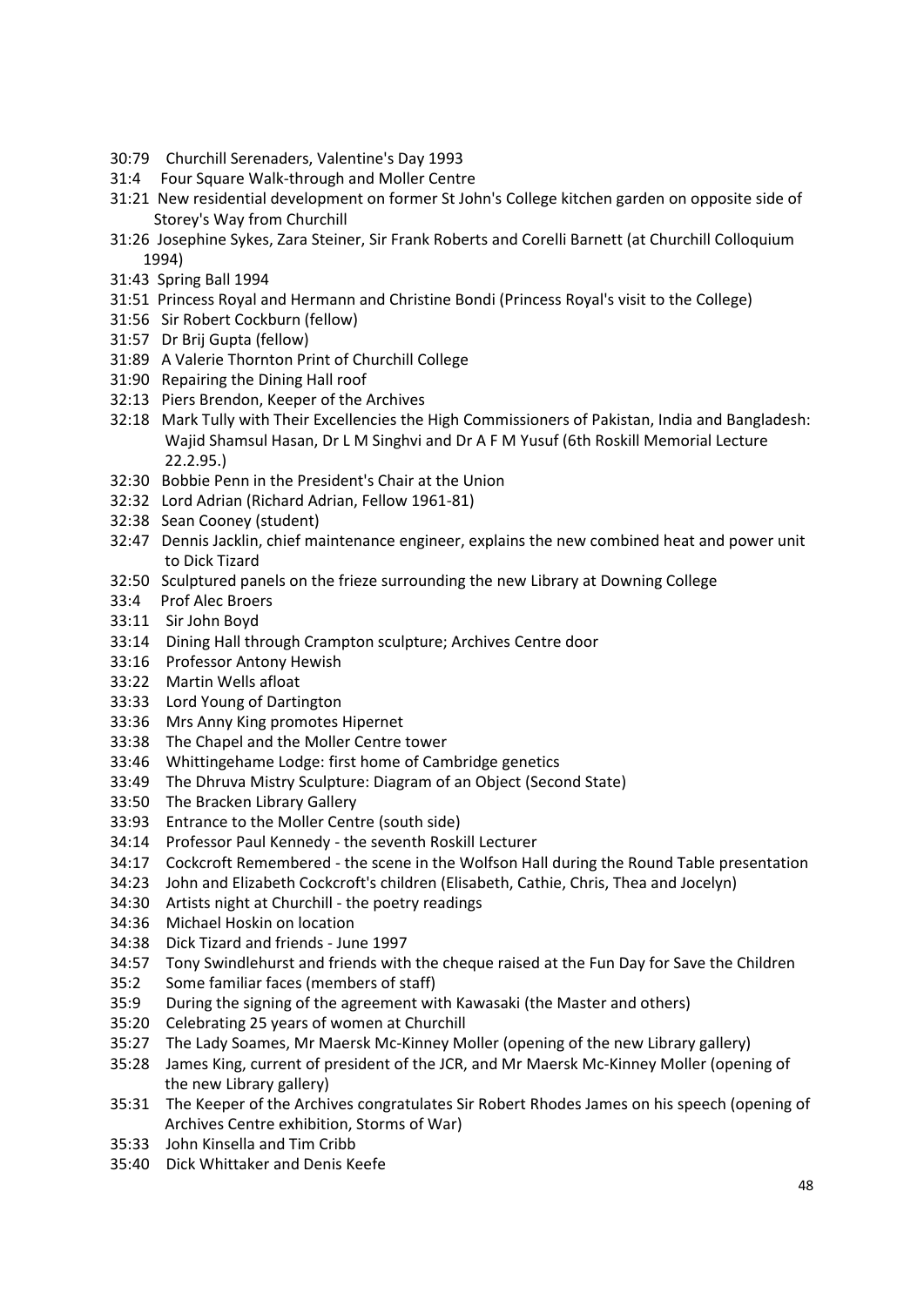30:79 Churchill Serenaders, Valentine's Day 1993
31:4 Four Square Walk-through and Moller Centre
31:21 New residential development on former St John's College kitchen garden on opposite side of Storey's Way from Churchill
31:26 Josephine Sykes, Zara Steiner, Sir Frank Roberts and Corelli Barnett (at Churchill Colloquium 1994)
31:43 Spring Ball 1994
31:51 Princess Royal and Hermann and Christine Bondi (Princess Royal's visit to the College)
31:56 Sir Robert Cockburn (fellow)
31:57 Dr Brij Gupta (fellow)
31:89 A Valerie Thornton Print of Churchill College
31:90 Repairing the Dining Hall roof
32:13 Piers Brendon, Keeper of the Archives
32:18 Mark Tully with Their Excellencies the High Commissioners of Pakistan, India and Bangladesh: Wajid Shamsul Hasan, Dr L M Singhvi and Dr A F M Yusuf (6th Roskill Memorial Lecture 22.2.95.)
32:30 Bobbie Penn in the President's Chair at the Union
32:32 Lord Adrian (Richard Adrian, Fellow 1961-81)
32:38 Sean Cooney (student)
32:47 Dennis Jacklin, chief maintenance engineer, explains the new combined heat and power unit to Dick Tizard
32:50 Sculptured panels on the frieze surrounding the new Library at Downing College
33:4 Prof Alec Broers
33:11 Sir John Boyd
33:14 Dining Hall through Crampton sculpture; Archives Centre door
33:16 Professor Antony Hewish
33:22 Martin Wells afloat
33:33 Lord Young of Dartington
33:36 Mrs Anny King promotes Hipernet
33:38 The Chapel and the Moller Centre tower
33:46 Whittingehame Lodge: first home of Cambridge genetics
33:49 The Dhruva Mistry Sculpture: Diagram of an Object (Second State)
33:50 The Bracken Library Gallery
33:93 Entrance to the Moller Centre (south side)
34:14 Professor Paul Kennedy - the seventh Roskill Lecturer
34:17 Cockcroft Remembered - the scene in the Wolfson Hall during the Round Table presentation
34:23 John and Elizabeth Cockcroft's children (Elisabeth, Cathie, Chris, Thea and Jocelyn)
34:30 Artists night at Churchill - the poetry readings
34:36 Michael Hoskin on location
34:38 Dick Tizard and friends - June 1997
34:57 Tony Swindlehurst and friends with the cheque raised at the Fun Day for Save the Children
35:2 Some familiar faces (members of staff)
35:9 During the signing of the agreement with Kawasaki (the Master and others)
35:20 Celebrating 25 years of women at Churchill
35:27 The Lady Soames, Mr Maersk Mc-Kinney Moller (opening of the new Library gallery)
35:28 James King, current of president of the JCR, and Mr Maersk Mc-Kinney Moller (opening of the new Library gallery)
35:31 The Keeper of the Archives congratulates Sir Robert Rhodes James on his speech (opening of Archives Centre exhibition, Storms of War)
35:33 John Kinsella and Tim Cribb
35:40 Dick Whittaker and Denis Keefe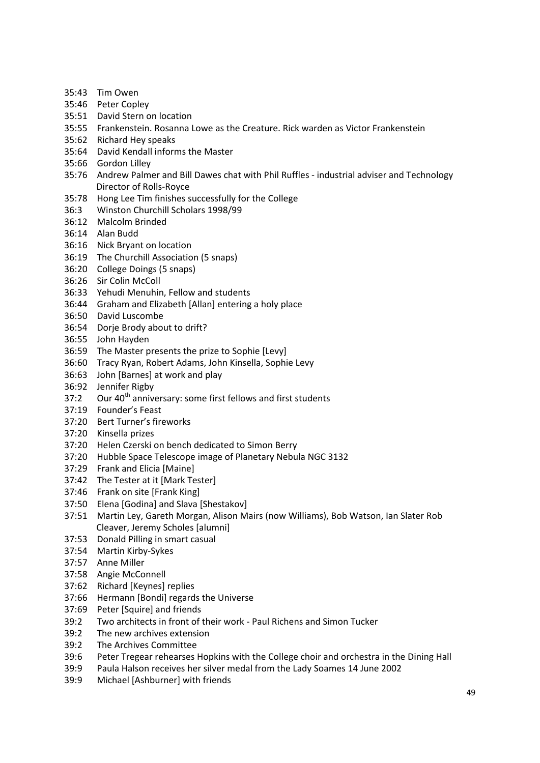35:43 Tim Owen
35:46 Peter Copley
35:51 David Stern on location
35:55 Frankenstein. Rosanna Lowe as the Creature. Rick warden as Victor Frankenstein
35:62 Richard Hey speaks
35:64 David Kendall informs the Master
35:66 Gordon Lilley
35:76 Andrew Palmer and Bill Dawes chat with Phil Ruffles - industrial adviser and Technology Director of Rolls-Royce
35:78 Hong Lee Tim finishes successfully for the College
36:3 Winston Churchill Scholars 1998/99
36:12 Malcolm Brinded
36:14 Alan Budd
36:16 Nick Bryant on location
36:19 The Churchill Association (5 snaps)
36:20 College Doings (5 snaps)
36:26 Sir Colin McColl
36:33 Yehudi Menuhin, Fellow and students
36:44 Graham and Elizabeth [Allan] entering a holy place
36:50 David Luscombe
36:54 Dorje Brody about to drift?
36:55 John Hayden
36:59 The Master presents the prize to Sophie [Levy]
36:60 Tracy Ryan, Robert Adams, John Kinsella, Sophie Levy
36:63 John [Barnes] at work and play
36:92 Jennifer Rigby
37:2 Our 40th anniversary: some first fellows and first students
37:19 Founder's Feast
37:20 Bert Turner's fireworks
37:20 Kinsella prizes
37:20 Helen Czerski on bench dedicated to Simon Berry
37:20 Hubble Space Telescope image of Planetary Nebula NGC 3132
37:29 Frank and Elicia [Maine]
37:42 The Tester at it [Mark Tester]
37:46 Frank on site [Frank King]
37:50 Elena [Godina] and Slava [Shestakov]
37:51 Martin Ley, Gareth Morgan, Alison Mairs (now Williams), Bob Watson, Ian Slater Rob Cleaver, Jeremy Scholes [alumni]
37:53 Donald Pilling in smart casual
37:54 Martin Kirby-Sykes
37:57 Anne Miller
37:58 Angie McConnell
37:62 Richard [Keynes] replies
37:66 Hermann [Bondi] regards the Universe
37:69 Peter [Squire] and friends
39:2 Two architects in front of their work - Paul Richens and Simon Tucker
39:2 The new archives extension
39:2 The Archives Committee
39:6 Peter Tregear rehearses Hopkins with the College choir and orchestra in the Dining Hall
39:9 Paula Halson receives her silver medal from the Lady Soames 14 June 2002
39:9 Michael [Ashburner] with friends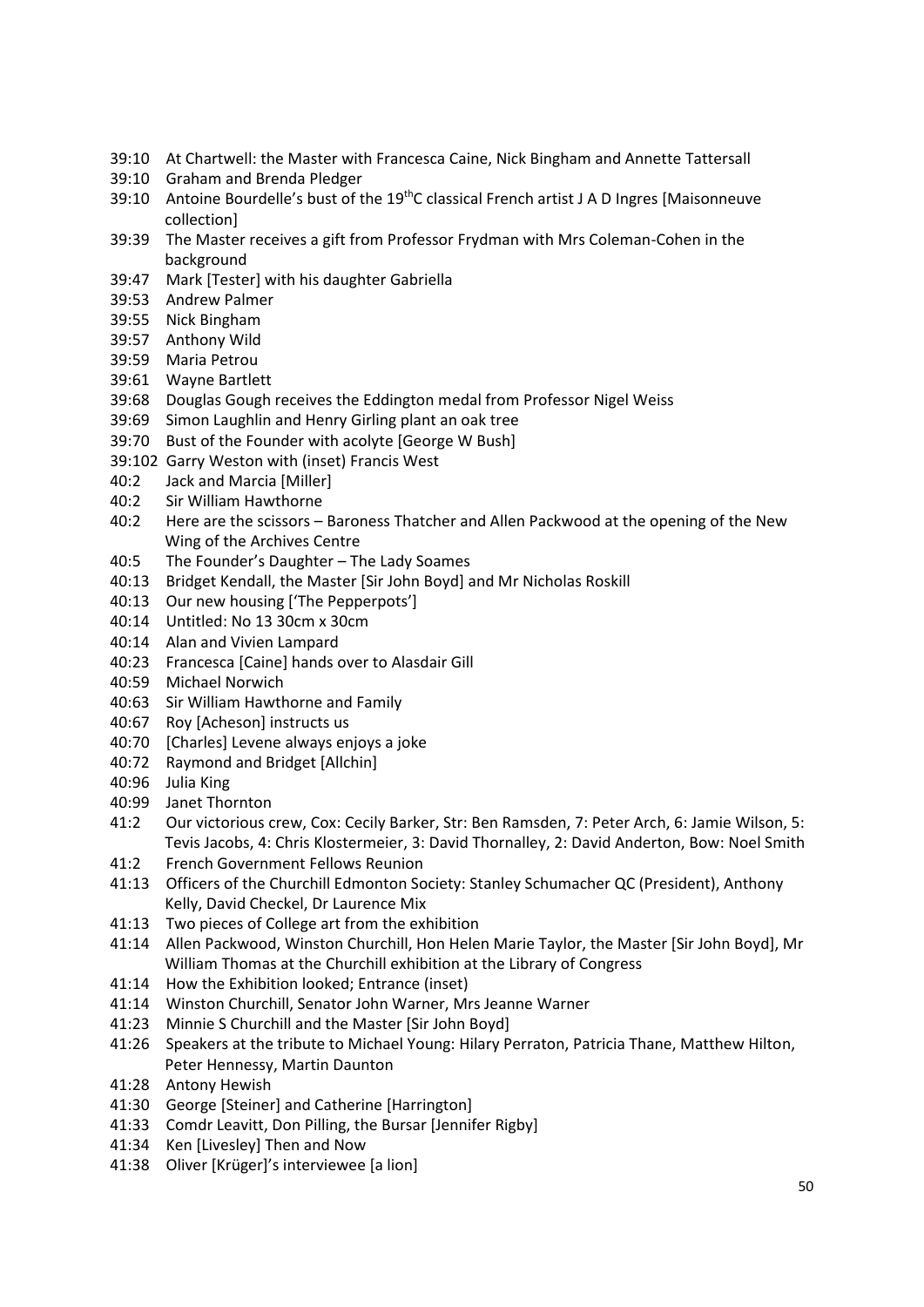- 39:10 At Chartwell: the Master with Francesca Caine, Nick Bingham and Annette Tattersall
- 39:10 Graham and Brenda Pledger
- 39:10 Antoine Bourdelle's bust of the 19th C classical French artist J A D Ingres [Maisonneuve collection]
- 39:39 The Master receives a gift from Professor Frydman with Mrs Coleman-Cohen in the background
- 39:47 Mark [Tester] with his daughter Gabriella
- 39:53 Andrew Palmer
- 39:55 Nick Bingham
- 39:57 Anthony Wild
- 39:59 Maria Petrou
- 39:61 Wayne Bartlett
- 39:68 Douglas Gough receives the Eddington medal from Professor Nigel Weiss
- 39:69 Simon Laughlin and Henry Girling plant an oak tree
- 39:70 Bust of the Founder with acolyte [George W Bush]
- 39:102 Garry Weston with (inset) Francis West
- 40:2 Jack and Marcia [Miller]
- 40:2 Sir William Hawthorne
- 40:2 Here are the scissors – Baroness Thatcher and Allen Packwood at the opening of the New Wing of the Archives Centre
- 40:5 The Founder's Daughter – The Lady Soames
- 40:13 Bridget Kendall, the Master [Sir John Boyd] and Mr Nicholas Roskill
- 40:13 Our new housing ['The Pepperpots']
- 40:14 Untitled: No 13 30cm x 30cm
- 40:14 Alan and Vivien Lampard
- 40:23 Francesca [Caine] hands over to Alasdair Gill
- 40:59 Michael Norwich
- 40:63 Sir William Hawthorne and Family
- 40:67 Roy [Acheson] instructs us
- 40:70 [Charles] Levene always enjoys a joke
- 40:72 Raymond and Bridget [Allchin]
- 40:96 Julia King
- 40:99 Janet Thornton
- 41:2 Our victorious crew, Cox: Cecily Barker, Str: Ben Ramsden, 7: Peter Arch, 6: Jamie Wilson, 5: Tevis Jacobs, 4: Chris Klostermeier, 3: David Thornalley, 2: David Anderton, Bow: Noel Smith
- 41:2 French Government Fellows Reunion
- 41:13 Officers of the Churchill Edmonton Society: Stanley Schumacher QC (President), Anthony Kelly, David Checkel, Dr Laurence Mix
- 41:13 Two pieces of College art from the exhibition
- 41:14 Allen Packwood, Winston Churchill, Hon Helen Marie Taylor, the Master [Sir John Boyd], Mr William Thomas at the Churchill exhibition at the Library of Congress
- 41:14 How the Exhibition looked; Entrance (inset)
- 41:14 Winston Churchill, Senator John Warner, Mrs Jeanne Warner
- 41:23 Minnie S Churchill and the Master [Sir John Boyd]
- 41:26 Speakers at the tribute to Michael Young: Hilary Perraton, Patricia Thane, Matthew Hilton, Peter Hennessy, Martin Daunton
- 41:28 Antony Hewish
- 41:30 George [Steiner] and Catherine [Harrington]
- 41:33 Comdr Leavitt, Don Pilling, the Bursar [Jennifer Rigby]
- 41:34 Ken [Livesley] Then and Now
- 41:38 Oliver [Krüger]'s interviewee [a lion]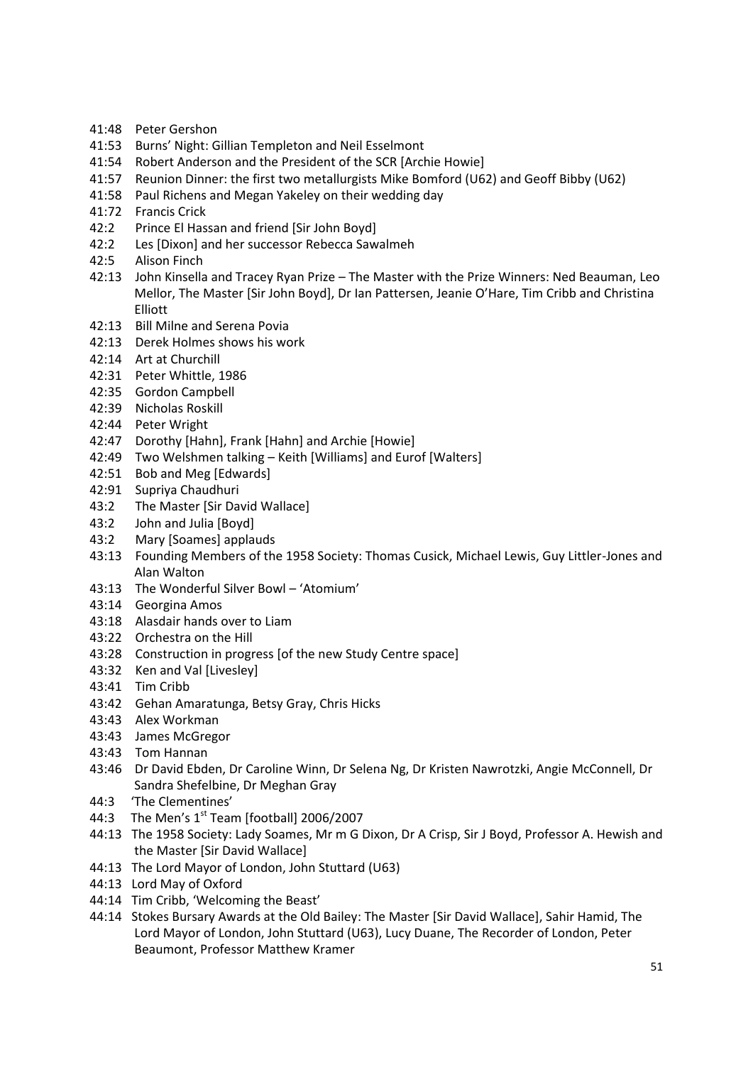41:48 Peter Gershon
41:53 Burns' Night: Gillian Templeton and Neil Esselmont
41:54 Robert Anderson and the President of the SCR [Archie Howie]
41:57 Reunion Dinner: the first two metallurgists Mike Bomford (U62) and Geoff Bibby (U62)
41:58 Paul Richens and Megan Yakeley on their wedding day
41:72 Francis Crick
42:2 Prince El Hassan and friend [Sir John Boyd]
42:2 Les [Dixon] and her successor Rebecca Sawalmeh
42:5 Alison Finch
42:13 John Kinsella and Tracey Ryan Prize – The Master with the Prize Winners: Ned Beauman, Leo Mellor, The Master [Sir John Boyd], Dr Ian Pattersen, Jeanie O'Hare, Tim Cribb and Christina Elliott
42:13 Bill Milne and Serena Povia
42:13 Derek Holmes shows his work
42:14 Art at Churchill
42:31 Peter Whittle, 1986
42:35 Gordon Campbell
42:39 Nicholas Roskill
42:44 Peter Wright
42:47 Dorothy [Hahn], Frank [Hahn] and Archie [Howie]
42:49 Two Welshmen talking – Keith [Williams] and Eurof [Walters]
42:51 Bob and Meg [Edwards]
42:91 Supriya Chaudhuri
43:2 The Master [Sir David Wallace]
43:2 John and Julia [Boyd]
43:2 Mary [Soames] applauds
43:13 Founding Members of the 1958 Society: Thomas Cusick, Michael Lewis, Guy Littler-Jones and Alan Walton
43:13 The Wonderful Silver Bowl – 'Atomium'
43:14 Georgina Amos
43:18 Alasdair hands over to Liam
43:22 Orchestra on the Hill
43:28 Construction in progress [of the new Study Centre space]
43:32 Ken and Val [Livesley]
43:41 Tim Cribb
43:42 Gehan Amaratunga, Betsy Gray, Chris Hicks
43:43 Alex Workman
43:43 James McGregor
43:43 Tom Hannan
43:46 Dr David Ebden, Dr Caroline Winn, Dr Selena Ng, Dr Kristen Nawrotzki, Angie McConnell, Dr Sandra Shefelbine, Dr Meghan Gray
44:3 'The Clementines'
44:3 The Men's 1st Team [football] 2006/2007
44:13 The 1958 Society: Lady Soames, Mr m G Dixon, Dr A Crisp, Sir J Boyd, Professor A. Hewish and the Master [Sir David Wallace]
44:13 The Lord Mayor of London, John Stuttard (U63)
44:13 Lord May of Oxford
44:14 Tim Cribb, 'Welcoming the Beast'
44:14 Stokes Bursary Awards at the Old Bailey: The Master [Sir David Wallace], Sahir Hamid, The Lord Mayor of London, John Stuttard (U63), Lucy Duane, The Recorder of London, Peter Beaumont, Professor Matthew Kramer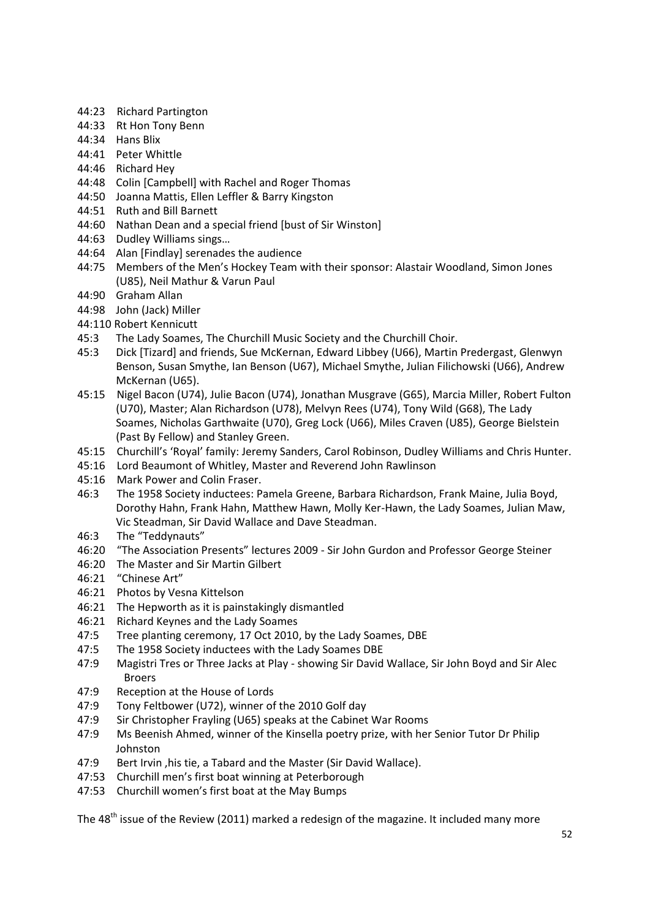44:23 Richard Partington
44:33 Rt Hon Tony Benn
44:34 Hans Blix
44:41 Peter Whittle
44:46 Richard Hey
44:48 Colin [Campbell] with Rachel and Roger Thomas
44:50 Joanna Mattis, Ellen Leffler & Barry Kingston
44:51 Ruth and Bill Barnett
44:60 Nathan Dean and a special friend [bust of Sir Winston]
44:63 Dudley Williams sings…
44:64 Alan [Findlay] serenades the audience
44:75 Members of the Men's Hockey Team with their sponsor: Alastair Woodland, Simon Jones (U85), Neil Mathur & Varun Paul
44:90 Graham Allan
44:98 John (Jack) Miller
44:110 Robert Kennicutt
45:3 The Lady Soames, The Churchill Music Society and the Churchill Choir.
45:3 Dick [Tizard] and friends, Sue McKernan, Edward Libbey (U66), Martin Predergast, Glenwyn Benson, Susan Smythe, Ian Benson (U67), Michael Smythe, Julian Filichowski (U66), Andrew McKernan (U65).
45:15 Nigel Bacon (U74), Julie Bacon (U74), Jonathan Musgrave (G65), Marcia Miller, Robert Fulton (U70), Master; Alan Richardson (U78), Melvyn Rees (U74), Tony Wild (G68), The Lady Soames, Nicholas Garthwaite (U70), Greg Lock (U66), Miles Craven (U85), George Bielstein (Past By Fellow) and Stanley Green.
45:15 Churchill's 'Royal' family: Jeremy Sanders, Carol Robinson, Dudley Williams and Chris Hunter.
45:16 Lord Beaumont of Whitley, Master and Reverend John Rawlinson
45:16 Mark Power and Colin Fraser.
46:3 The 1958 Society inductees: Pamela Greene, Barbara Richardson, Frank Maine, Julia Boyd, Dorothy Hahn, Frank Hahn, Matthew Hawn, Molly Ker-Hawn, the Lady Soames, Julian Maw, Vic Steadman, Sir David Wallace and Dave Steadman.
46:3 The "Teddynauts"
46:20 "The Association Presents" lectures 2009 - Sir John Gurdon and Professor George Steiner
46:20 The Master and Sir Martin Gilbert
46:21 "Chinese Art"
46:21 Photos by Vesna Kittelson
46:21 The Hepworth as it is painstakingly dismantled
46:21 Richard Keynes and the Lady Soames
47:5 Tree planting ceremony, 17 Oct 2010, by the Lady Soames, DBE
47:5 The 1958 Society inductees with the Lady Soames DBE
47:9 Magistri Tres or Three Jacks at Play - showing Sir David Wallace, Sir John Boyd and Sir Alec Broers
47:9 Reception at the House of Lords
47:9 Tony Feltbower (U72), winner of the 2010 Golf day
47:9 Sir Christopher Frayling (U65) speaks at the Cabinet War Rooms
47:9 Ms Beenish Ahmed, winner of the Kinsella poetry prize, with her Senior Tutor Dr Philip Johnston
47:9 Bert Irvin ,his tie, a Tabard and the Master (Sir David Wallace).
47:53 Churchill men's first boat winning at Peterborough
47:53 Churchill women's first boat at the May Bumps

The 48th issue of the Review (2011) marked a redesign of the magazine. It included many more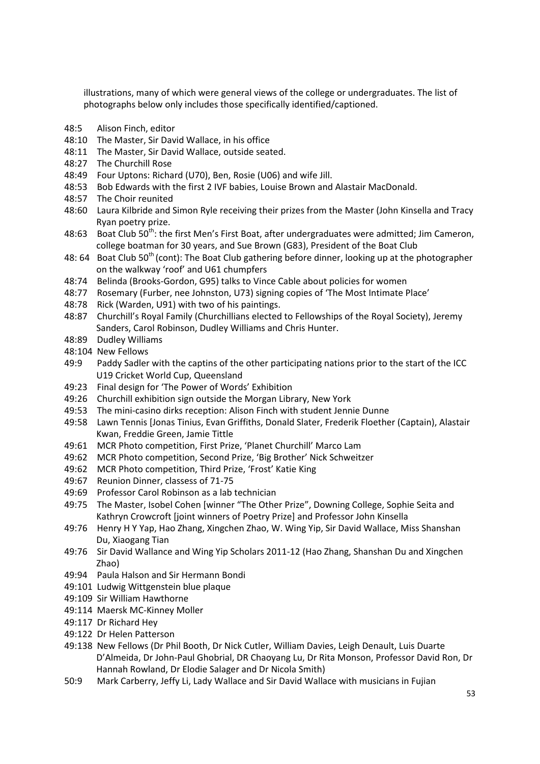illustrations, many of which were general views of the college or undergraduates. The list of photographs below only includes those specifically identified/captioned.

- 48:5 Alison Finch, editor
- 48:10 The Master, Sir David Wallace, in his office
- 48:11 The Master, Sir David Wallace, outside seated.
- 48:27 The Churchill Rose
- 48:49 Four Uptons: Richard (U70), Ben, Rosie (U06) and wife Jill.
- 48:53 Bob Edwards with the first 2 IVF babies, Louise Brown and Alastair MacDonald.
- 48:57 The Choir reunited
- 48:60 Laura Kilbride and Simon Ryle receiving their prizes from the Master (John Kinsella and Tracy Ryan poetry prize.
- 48:63 Boat Club 50th: the first Men's First Boat, after undergraduates were admitted; Jim Cameron, college boatman for 30 years, and Sue Brown (G83), President of the Boat Club
- 48: 64 Boat Club 50th (cont): The Boat Club gathering before dinner, looking up at the photographer on the walkway 'roof' and U61 chumpfers
- 48:74 Belinda (Brooks-Gordon, G95) talks to Vince Cable about policies for women
- 48:77 Rosemary (Furber, nee Johnston, U73) signing copies of 'The Most Intimate Place'
- 48:78 Rick (Warden, U91) with two of his paintings.
- 48:87 Churchill's Royal Family (Churchillians elected to Fellowships of the Royal Society), Jeremy Sanders, Carol Robinson, Dudley Williams and Chris Hunter.
- 48:89 Dudley Williams
- 48:104 New Fellows
- 49:9 Paddy Sadler with the captins of the other participating nations prior to the start of the ICC U19 Cricket World Cup, Queensland
- 49:23 Final design for 'The Power of Words' Exhibition
- 49:26 Churchill exhibition sign outside the Morgan Library, New York
- 49:53 The mini-casino dirks reception: Alison Finch with student Jennie Dunne
- 49:58 Lawn Tennis [Jonas Tinius, Evan Griffiths, Donald Slater, Frederik Floether (Captain), Alastair Kwan, Freddie Green, Jamie Tittle
- 49:61 MCR Photo competition, First Prize, 'Planet Churchill' Marco Lam
- 49:62 MCR Photo competition, Second Prize, 'Big Brother' Nick Schweitzer
- 49:62 MCR Photo competition, Third Prize, 'Frost' Katie King
- 49:67 Reunion Dinner, classess of 71-75
- 49:69 Professor Carol Robinson as a lab technician
- 49:75 The Master, Isobel Cohen [winner "The Other Prize", Downing College, Sophie Seita and Kathryn Crowcroft [joint winners of Poetry Prize] and Professor John Kinsella
- 49:76 Henry H Y Yap, Hao Zhang, Xingchen Zhao, W. Wing Yip, Sir David Wallace, Miss Shanshan Du, Xiaogang Tian
- 49:76 Sir David Wallance and Wing Yip Scholars 2011-12 (Hao Zhang, Shanshan Du and Xingchen Zhao)
- 49:94 Paula Halson and Sir Hermann Bondi
- 49:101 Ludwig Wittgenstein blue plaque
- 49:109 Sir William Hawthorne
- 49:114 Maersk MC-Kinney Moller
- 49:117 Dr Richard Hey
- 49:122 Dr Helen Patterson
- 49:138 New Fellows (Dr Phil Booth, Dr Nick Cutler, William Davies, Leigh Denault, Luis Duarte D'Almeida, Dr John-Paul Ghobrial, DR Chaoyang Lu, Dr Rita Monson, Professor David Ron, Dr Hannah Rowland, Dr Elodie Salager and Dr Nicola Smith)
- 50:9 Mark Carberry, Jeffy Li, Lady Wallace and Sir David Wallace with musicians in Fujian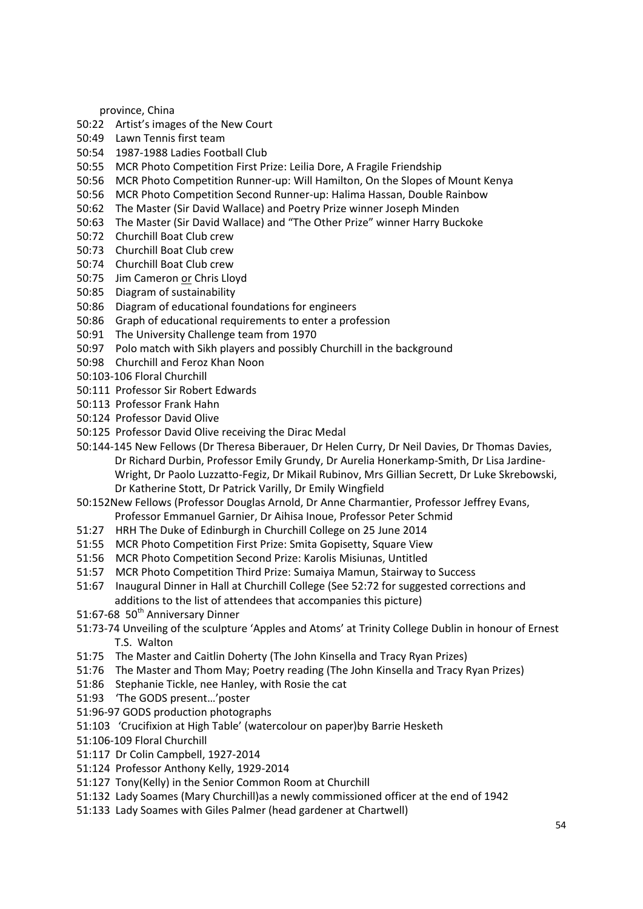province, China

50:22 Artist's images of the New Court

50:49 Lawn Tennis first team

50:54 1987-1988 Ladies Football Club

50:55 MCR Photo Competition First Prize: Leilia Dore, A Fragile Friendship

50:56 MCR Photo Competition Runner-up: Will Hamilton, On the Slopes of Mount Kenya

50:56 MCR Photo Competition Second Runner-up: Halima Hassan, Double Rainbow

50:62 The Master (Sir David Wallace) and Poetry Prize winner Joseph Minden

50:63 The Master (Sir David Wallace) and "The Other Prize" winner Harry Buckoke

50:72 Churchill Boat Club crew

50:73 Churchill Boat Club crew

50:74 Churchill Boat Club crew

50:75 Jim Cameron <u>or</u> Chris Lloyd

50:85 Diagram of sustainability

50:86 Diagram of educational foundations for engineers

50:86 Graph of educational requirements to enter a profession

50:91 The University Challenge team from 1970

50:97 Polo match with Sikh players and possibly Churchill in the background

50:98 Churchill and Feroz Khan Noon

50:103-106 Floral Churchill

50:111 Professor Sir Robert Edwards

50:113 Professor Frank Hahn

50:124 Professor David Olive

50:125 Professor David Olive receiving the Dirac Medal

50:144-145 New Fellows (Dr Theresa Biberauer, Dr Helen Curry, Dr Neil Davies, Dr Thomas Davies, Dr Richard Durbin, Professor Emily Grundy, Dr Aurelia Honerkamp-Smith, Dr Lisa Jardine-Wright, Dr Paolo Luzzatto-Fegiz, Dr Mikail Rubinov, Mrs Gillian Secrett, Dr Luke Skrebowski, Dr Katherine Stott, Dr Patrick Varilly, Dr Emily Wingfield

50:152New Fellows (Professor Douglas Arnold, Dr Anne Charmantier, Professor Jeffrey Evans, Professor Emmanuel Garnier, Dr Aihisa Inoue, Professor Peter Schmid

51:27 HRH The Duke of Edinburgh in Churchill College on 25 June 2014

51:55 MCR Photo Competition First Prize: Smita Gopisetty, Square View

51:56 MCR Photo Competition Second Prize: Karolis Misiunas, Untitled

51:57 MCR Photo Competition Third Prize: Sumaiya Mamun, Stairway to Success

51:67 Inaugural Dinner in Hall at Churchill College (See 52:72 for suggested corrections and additions to the list of attendees that accompanies this picture)

51:67-68 50th Anniversary Dinner

51:73-74 Unveiling of the sculpture 'Apples and Atoms' at Trinity College Dublin in honour of Ernest T.S. Walton

51:75 The Master and Caitlin Doherty (The John Kinsella and Tracy Ryan Prizes)

51:76 The Master and Thom May; Poetry reading (The John Kinsella and Tracy Ryan Prizes)

51:86 Stephanie Tickle, nee Hanley, with Rosie the cat

51:93 'The GODS present…'poster

51:96-97 GODS production photographs

51:103 'Crucifixion at High Table' (watercolour on paper)by Barrie Hesketh

51:106-109 Floral Churchill

51:117 Dr Colin Campbell, 1927-2014

51:124 Professor Anthony Kelly, 1929-2014

51:127 Tony(Kelly) in the Senior Common Room at Churchill

51:132 Lady Soames (Mary Churchill)as a newly commissioned officer at the end of 1942

51:133 Lady Soames with Giles Palmer (head gardener at Chartwell)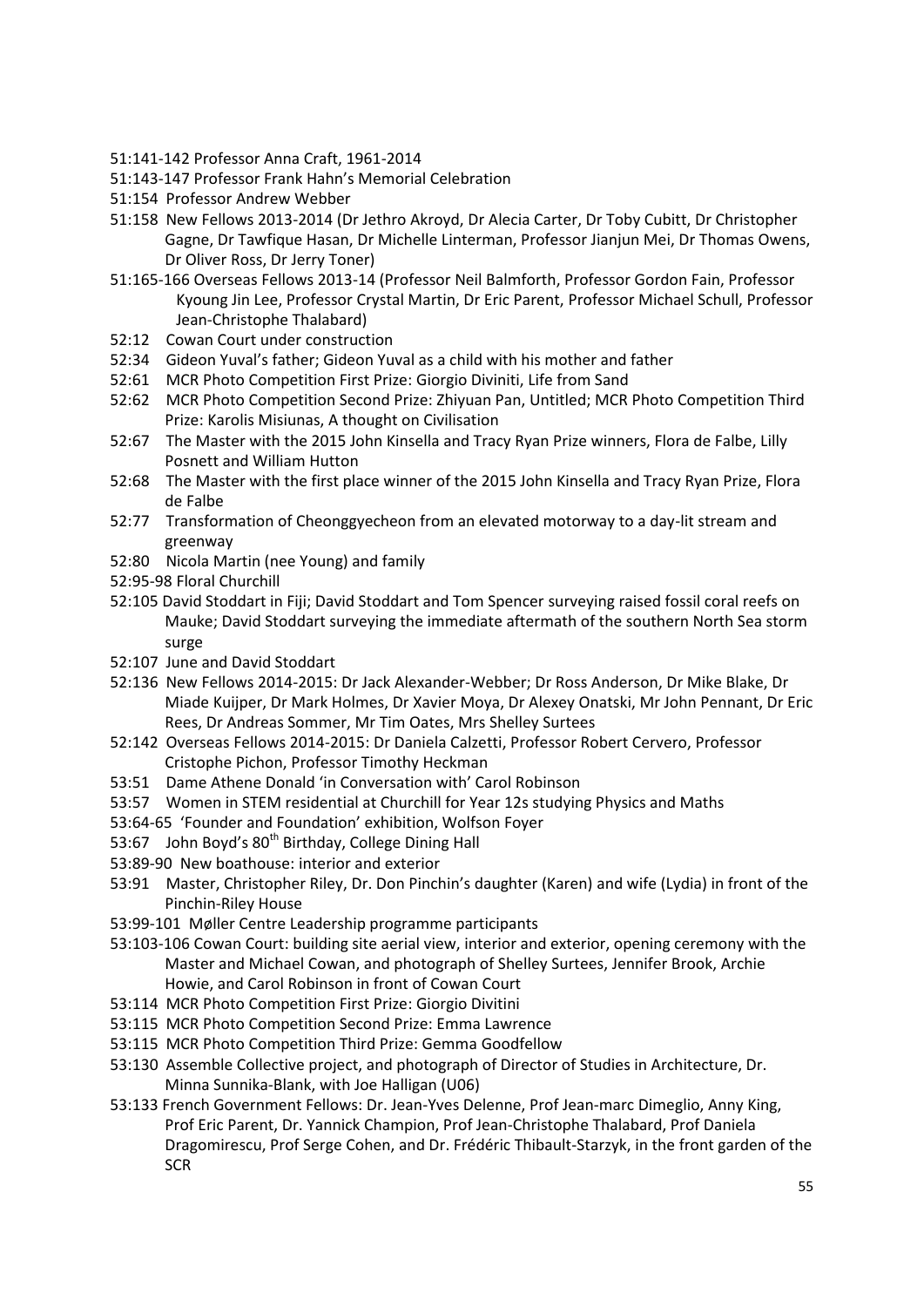51:141-142 Professor Anna Craft, 1961-2014

51:143-147 Professor Frank Hahn's Memorial Celebration

51:154 Professor Andrew Webber

51:158 New Fellows 2013-2014 (Dr Jethro Akroyd, Dr Alecia Carter, Dr Toby Cubitt, Dr Christopher Gagne, Dr Tawfique Hasan, Dr Michelle Linterman, Professor Jianjun Mei, Dr Thomas Owens, Dr Oliver Ross, Dr Jerry Toner)

51:165-166 Overseas Fellows 2013-14 (Professor Neil Balmforth, Professor Gordon Fain, Professor Kyoung Jin Lee, Professor Crystal Martin, Dr Eric Parent, Professor Michael Schull, Professor Jean-Christophe Thalabard)

52:12 Cowan Court under construction

52:34 Gideon Yuval's father; Gideon Yuval as a child with his mother and father

52:61 MCR Photo Competition First Prize: Giorgio Diviniti, Life from Sand

52:62 MCR Photo Competition Second Prize: Zhiyuan Pan, Untitled; MCR Photo Competition Third Prize: Karolis Misiunas, A thought on Civilisation

52:67 The Master with the 2015 John Kinsella and Tracy Ryan Prize winners, Flora de Falbe, Lilly Posnett and William Hutton

52:68 The Master with the first place winner of the 2015 John Kinsella and Tracy Ryan Prize, Flora de Falbe

52:77 Transformation of Cheonggyecheon from an elevated motorway to a day-lit stream and greenway

52:80 Nicola Martin (nee Young) and family

52:95-98 Floral Churchill

52:105 David Stoddart in Fiji; David Stoddart and Tom Spencer surveying raised fossil coral reefs on Mauke; David Stoddart surveying the immediate aftermath of the southern North Sea storm surge

52:107 June and David Stoddart

52:136 New Fellows 2014-2015: Dr Jack Alexander-Webber; Dr Ross Anderson, Dr Mike Blake, Dr Miade Kuijper, Dr Mark Holmes, Dr Xavier Moya, Dr Alexey Onatski, Mr John Pennant, Dr Eric Rees, Dr Andreas Sommer, Mr Tim Oates, Mrs Shelley Surtees

52:142 Overseas Fellows 2014-2015: Dr Daniela Calzetti, Professor Robert Cervero, Professor Cristophe Pichon, Professor Timothy Heckman

53:51 Dame Athene Donald 'in Conversation with' Carol Robinson

53:57 Women in STEM residential at Churchill for Year 12s studying Physics and Maths

53:64-65 'Founder and Foundation' exhibition, Wolfson Foyer

53:67 John Boyd's 80th Birthday, College Dining Hall

53:89-90 New boathouse: interior and exterior

53:91 Master, Christopher Riley, Dr. Don Pinchin's daughter (Karen) and wife (Lydia) in front of the Pinchin-Riley House

53:99-101 Møller Centre Leadership programme participants

53:103-106 Cowan Court: building site aerial view, interior and exterior, opening ceremony with the Master and Michael Cowan, and photograph of Shelley Surtees, Jennifer Brook, Archie Howie, and Carol Robinson in front of Cowan Court

53:114 MCR Photo Competition First Prize: Giorgio Divitini

53:115 MCR Photo Competition Second Prize: Emma Lawrence

53:115 MCR Photo Competition Third Prize: Gemma Goodfellow

53:130 Assemble Collective project, and photograph of Director of Studies in Architecture, Dr. Minna Sunnika-Blank, with Joe Halligan (U06)

53:133 French Government Fellows: Dr. Jean-Yves Delenne, Prof Jean-marc Dimeglio, Anny King, Prof Eric Parent, Dr. Yannick Champion, Prof Jean-Christophe Thalabard, Prof Daniela Dragomirescu, Prof Serge Cohen, and Dr. Frédéric Thibault-Starzyk, in the front garden of the SCR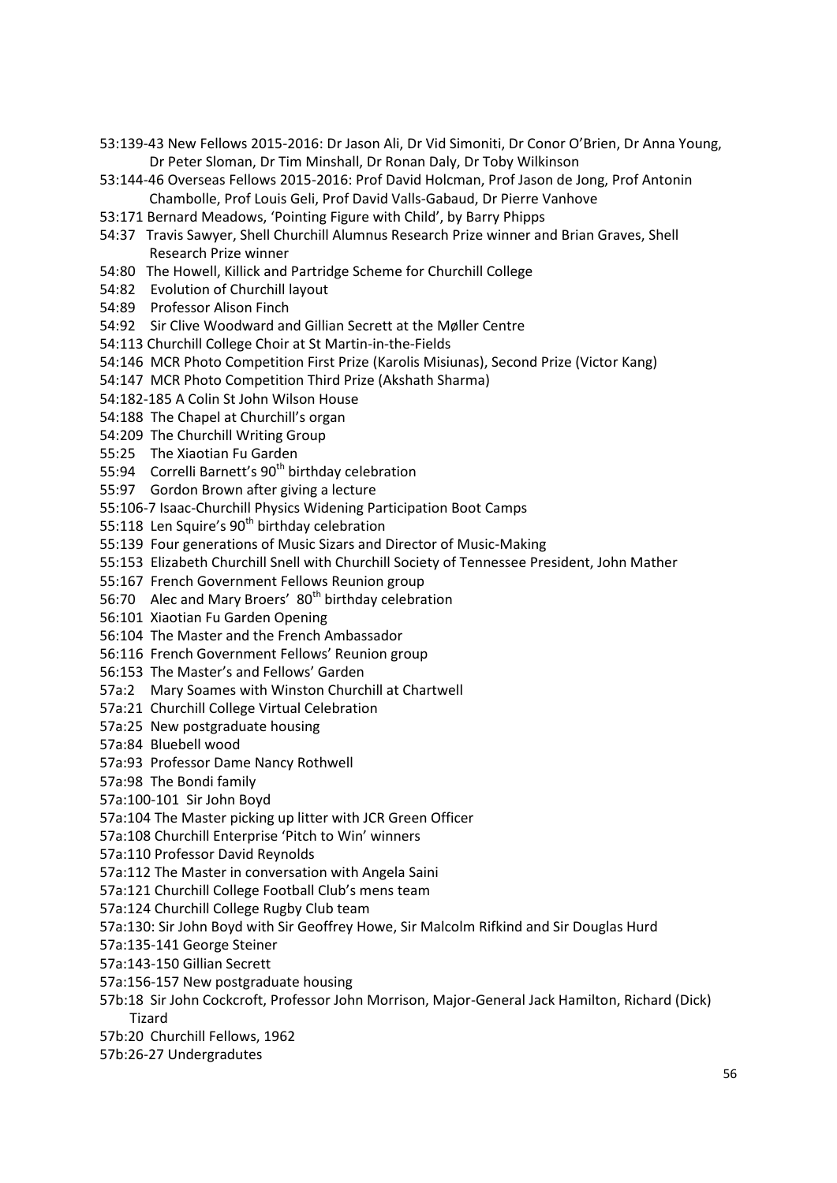53:139-43 New Fellows 2015-2016: Dr Jason Ali, Dr Vid Simoniti, Dr Conor O'Brien, Dr Anna Young, Dr Peter Sloman, Dr Tim Minshall, Dr Ronan Daly, Dr Toby Wilkinson

53:144-46 Overseas Fellows 2015-2016: Prof David Holcman, Prof Jason de Jong, Prof Antonin Chambolle, Prof Louis Geli, Prof David Valls-Gabaud, Dr Pierre Vanhove

53:171 Bernard Meadows, 'Pointing Figure with Child', by Barry Phipps

54:37 Travis Sawyer, Shell Churchill Alumnus Research Prize winner and Brian Graves, Shell Research Prize winner

54:80 The Howell, Killick and Partridge Scheme for Churchill College

54:82 Evolution of Churchill layout

54:89 Professor Alison Finch

54:92 Sir Clive Woodward and Gillian Secrett at the Møller Centre

54:113 Churchill College Choir at St Martin-in-the-Fields

54:146 MCR Photo Competition First Prize (Karolis Misiunas), Second Prize (Victor Kang)

54:147 MCR Photo Competition Third Prize (Akshath Sharma)

54:182-185 A Colin St John Wilson House

54:188 The Chapel at Churchill's organ

54:209 The Churchill Writing Group

55:25 The Xiaotian Fu Garden

55:94 Correlli Barnett's 90th birthday celebration

55:97 Gordon Brown after giving a lecture

55:106-7 Isaac-Churchill Physics Widening Participation Boot Camps

55:118 Len Squire's 90th birthday celebration

55:139 Four generations of Music Sizars and Director of Music-Making

55:153 Elizabeth Churchill Snell with Churchill Society of Tennessee President, John Mather

55:167 French Government Fellows Reunion group

56:70 Alec and Mary Broers' 80th birthday celebration

56:101 Xiaotian Fu Garden Opening

56:104 The Master and the French Ambassador

56:116 French Government Fellows' Reunion group

56:153 The Master's and Fellows' Garden

57a:2 Mary Soames with Winston Churchill at Chartwell

57a:21 Churchill College Virtual Celebration

57a:25 New postgraduate housing

57a:84 Bluebell wood

57a:93 Professor Dame Nancy Rothwell

57a:98 The Bondi family

57a:100-101 Sir John Boyd

57a:104 The Master picking up litter with JCR Green Officer

57a:108 Churchill Enterprise 'Pitch to Win' winners

57a:110 Professor David Reynolds

57a:112 The Master in conversation with Angela Saini

57a:121 Churchill College Football Club's mens team

57a:124 Churchill College Rugby Club team

57a:130: Sir John Boyd with Sir Geoffrey Howe, Sir Malcolm Rifkind and Sir Douglas Hurd

57a:135-141 George Steiner

57a:143-150 Gillian Secrett

57a:156-157 New postgraduate housing

57b:18 Sir John Cockcroft, Professor John Morrison, Major-General Jack Hamilton, Richard (Dick) Tizard

57b:20 Churchill Fellows, 1962

57b:26-27 Undergradutes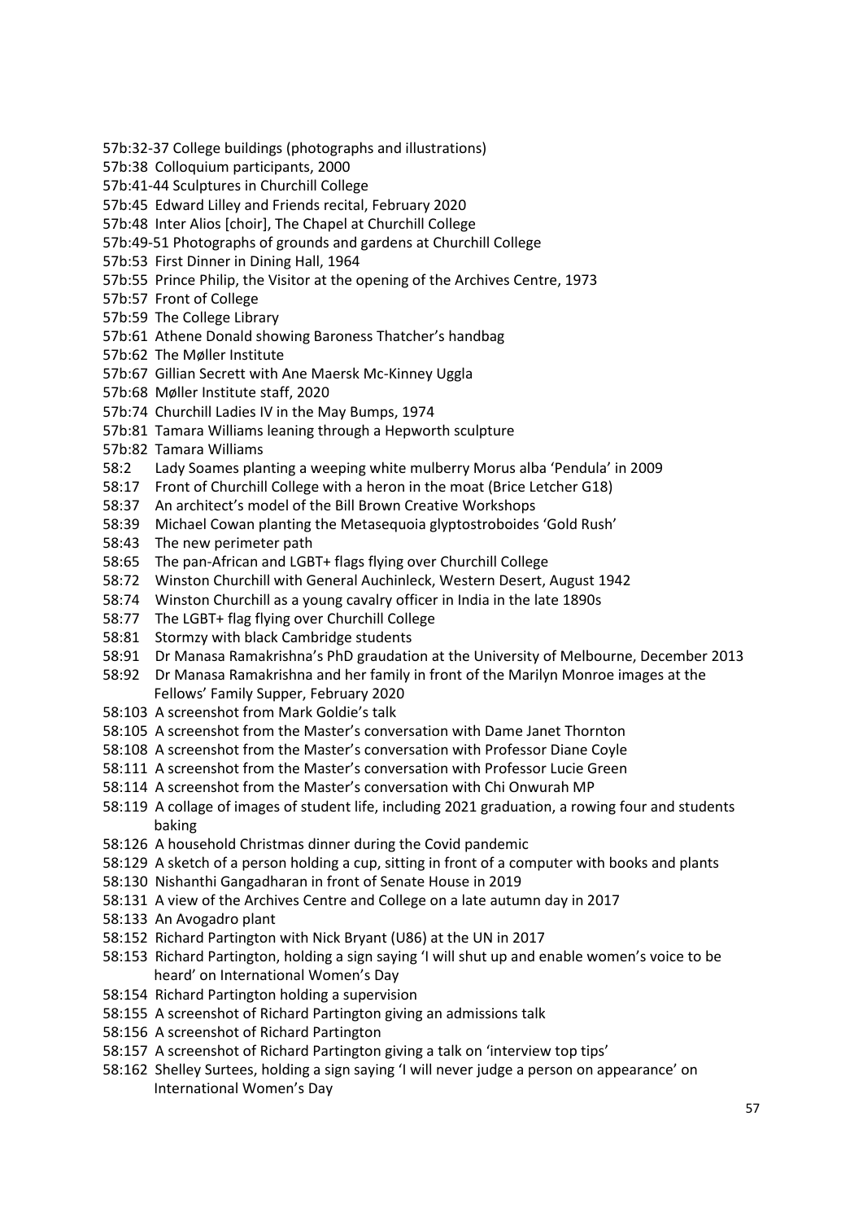57b:32-37 College buildings (photographs and illustrations)
57b:38 Colloquium participants, 2000
57b:41-44 Sculptures in Churchill College
57b:45 Edward Lilley and Friends recital, February 2020
57b:48 Inter Alios [choir], The Chapel at Churchill College
57b:49-51 Photographs of grounds and gardens at Churchill College
57b:53 First Dinner in Dining Hall, 1964
57b:55 Prince Philip, the Visitor at the opening of the Archives Centre, 1973
57b:57 Front of College
57b:59 The College Library
57b:61 Athene Donald showing Baroness Thatcher's handbag
57b:62 The Møller Institute
57b:67 Gillian Secrett with Ane Maersk Mc-Kinney Uggla
57b:68 Møller Institute staff, 2020
57b:74 Churchill Ladies IV in the May Bumps, 1974
57b:81 Tamara Williams leaning through a Hepworth sculpture
57b:82 Tamara Williams
58:2 Lady Soames planting a weeping white mulberry Morus alba 'Pendula' in 2009
58:17 Front of Churchill College with a heron in the moat (Brice Letcher G18)
58:37 An architect's model of the Bill Brown Creative Workshops
58:39 Michael Cowan planting the Metasequoia glyptostroboides 'Gold Rush'
58:43 The new perimeter path
58:65 The pan-African and LGBT+ flags flying over Churchill College
58:72 Winston Churchill with General Auchinleck, Western Desert, August 1942
58:74 Winston Churchill as a young cavalry officer in India in the late 1890s
58:77 The LGBT+ flag flying over Churchill College
58:81 Stormzy with black Cambridge students
58:91 Dr Manasa Ramakrishna's PhD graudation at the University of Melbourne, December 2013
58:92 Dr Manasa Ramakrishna and her family in front of the Marilyn Monroe images at the Fellows' Family Supper, February 2020
58:103 A screenshot from Mark Goldie's talk
58:105 A screenshot from the Master's conversation with Dame Janet Thornton
58:108 A screenshot from the Master's conversation with Professor Diane Coyle
58:111 A screenshot from the Master's conversation with Professor Lucie Green
58:114 A screenshot from the Master's conversation with Chi Onwurah MP
58:119 A collage of images of student life, including 2021 graduation, a rowing four and students baking
58:126 A household Christmas dinner during the Covid pandemic
58:129 A sketch of a person holding a cup, sitting in front of a computer with books and plants
58:130 Nishanthi Gangadharan in front of Senate House in 2019
58:131 A view of the Archives Centre and College on a late autumn day in 2017
58:133 An Avogadro plant
58:152 Richard Partington with Nick Bryant (U86) at the UN in 2017
58:153 Richard Partington, holding a sign saying 'I will shut up and enable women's voice to be heard' on International Women's Day
58:154 Richard Partington holding a supervision
58:155 A screenshot of Richard Partington giving an admissions talk
58:156 A screenshot of Richard Partington
58:157 A screenshot of Richard Partington giving a talk on 'interview top tips'
58:162 Shelley Surtees, holding a sign saying 'I will never judge a person on appearance' on International Women's Day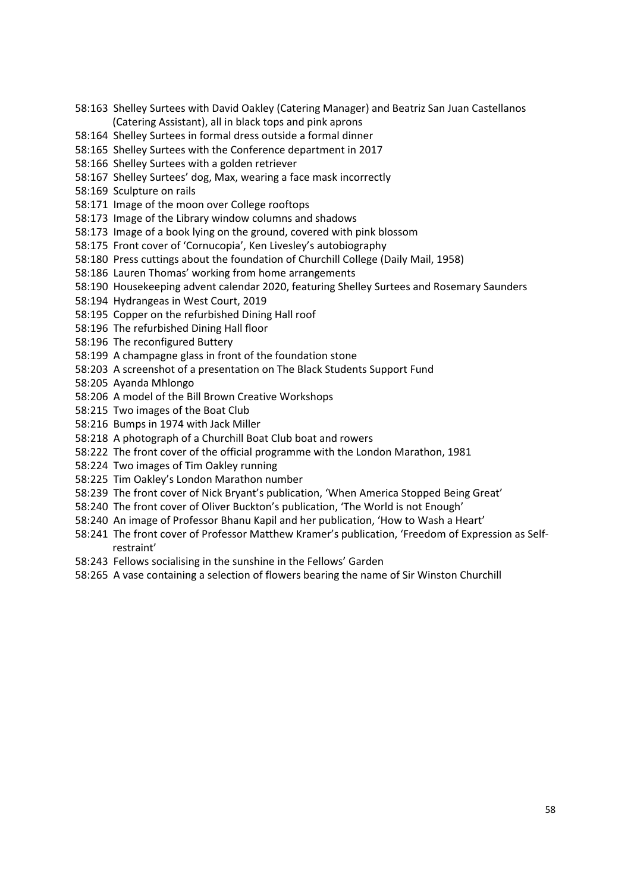58:163 Shelley Surtees with David Oakley (Catering Manager) and Beatriz San Juan Castellanos (Catering Assistant), all in black tops and pink aprons  
58:164 Shelley Surtees in formal dress outside a formal dinner  
58:165 Shelley Surtees with the Conference department in 2017  
58:166 Shelley Surtees with a golden retriever  
58:167 Shelley Surtees' dog, Max, wearing a face mask incorrectly  
58:169 Sculpture on rails  
58:171 Image of the moon over College rooftops  
58:173 Image of the Library window columns and shadows  
58:173 Image of a book lying on the ground, covered with pink blossom  
58:175 Front cover of 'Cornucopia', Ken Livesley's autobiography  
58:180 Press cuttings about the foundation of Churchill College (Daily Mail, 1958)  
58:186 Lauren Thomas' working from home arrangements  
58:190 Housekeeping advent calendar 2020, featuring Shelley Surtees and Rosemary Saunders  
58:194 Hydrangeas in West Court, 2019  
58:195 Copper on the refurbished Dining Hall roof  
58:196 The refurbished Dining Hall floor  
58:196 The reconfigured Buttery  
58:199 A champagne glass in front of the foundation stone  
58:203 A screenshot of a presentation on The Black Students Support Fund  
58:205 Ayanda Mhlongo  
58:206 A model of the Bill Brown Creative Workshops  
58:215 Two images of the Boat Club  
58:216 Bumps in 1974 with Jack Miller  
58:218 A photograph of a Churchill Boat Club boat and rowers  
58:222 The front cover of the official programme with the London Marathon, 1981  
58:224 Two images of Tim Oakley running  
58:225 Tim Oakley's London Marathon number  
58:239 The front cover of Nick Bryant's publication, 'When America Stopped Being Great'  
58:240 The front cover of Oliver Buckton's publication, 'The World is not Enough'  
58:240 An image of Professor Bhanu Kapil and her publication, 'How to Wash a Heart'  
58:241 The front cover of Professor Matthew Kramer's publication, 'Freedom of Expression as Self-restraint'  
58:243 Fellows socialising in the sunshine in the Fellows' Garden  
58:265 A vase containing a selection of flowers bearing the name of Sir Winston Churchill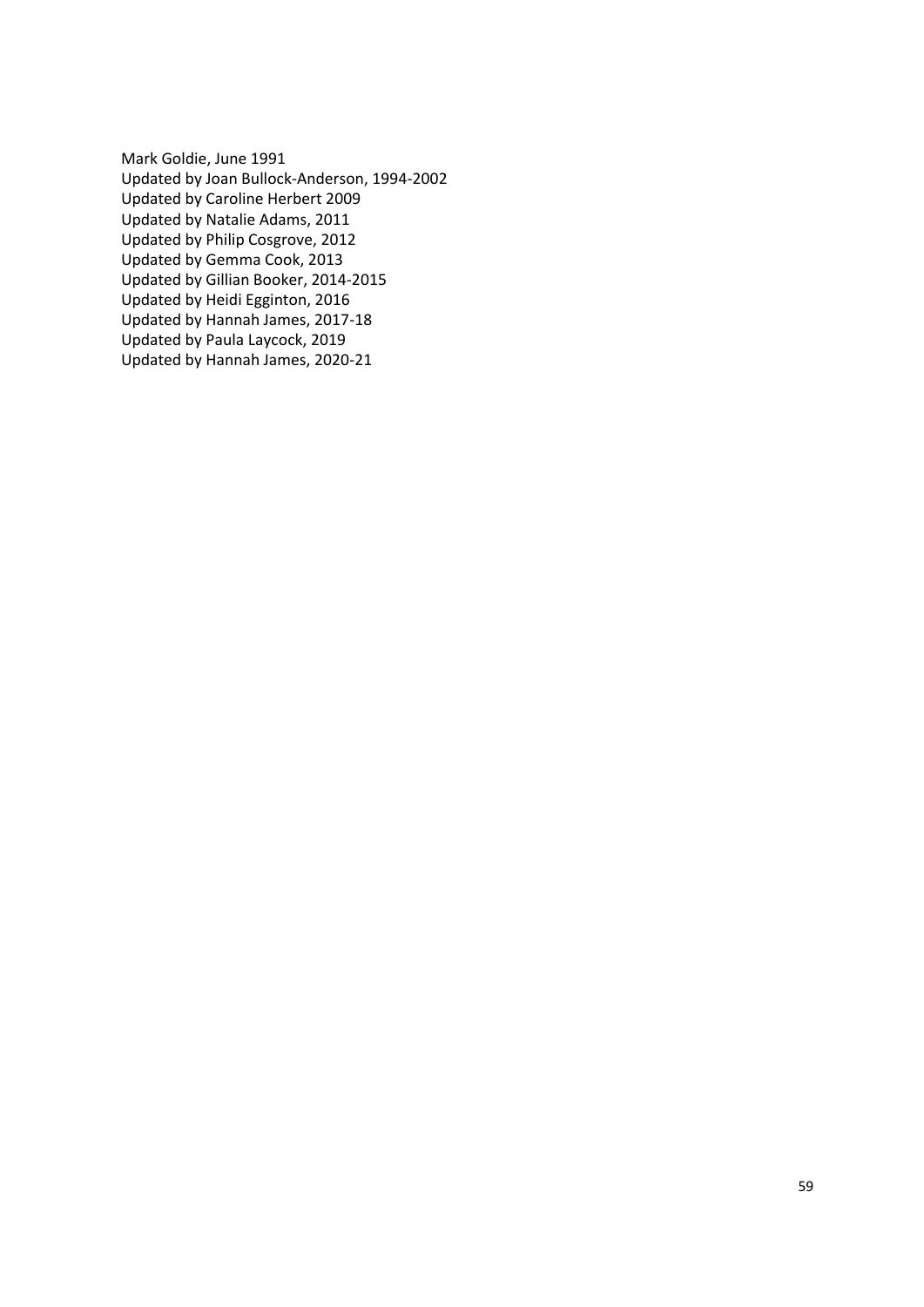Mark Goldie, June 1991  
Updated by Joan Bullock-Anderson, 1994-2002  
Updated by Caroline Herbert 2009  
Updated by Natalie Adams, 2011  
Updated by Philip Cosgrove, 2012  
Updated by Gemma Cook, 2013  
Updated by Gillian Booker, 2014-2015  
Updated by Heidi Egginton, 2016  
Updated by Hannah James, 2017-18  
Updated by Paula Laycock, 2019  
Updated by Hannah James, 2020-21